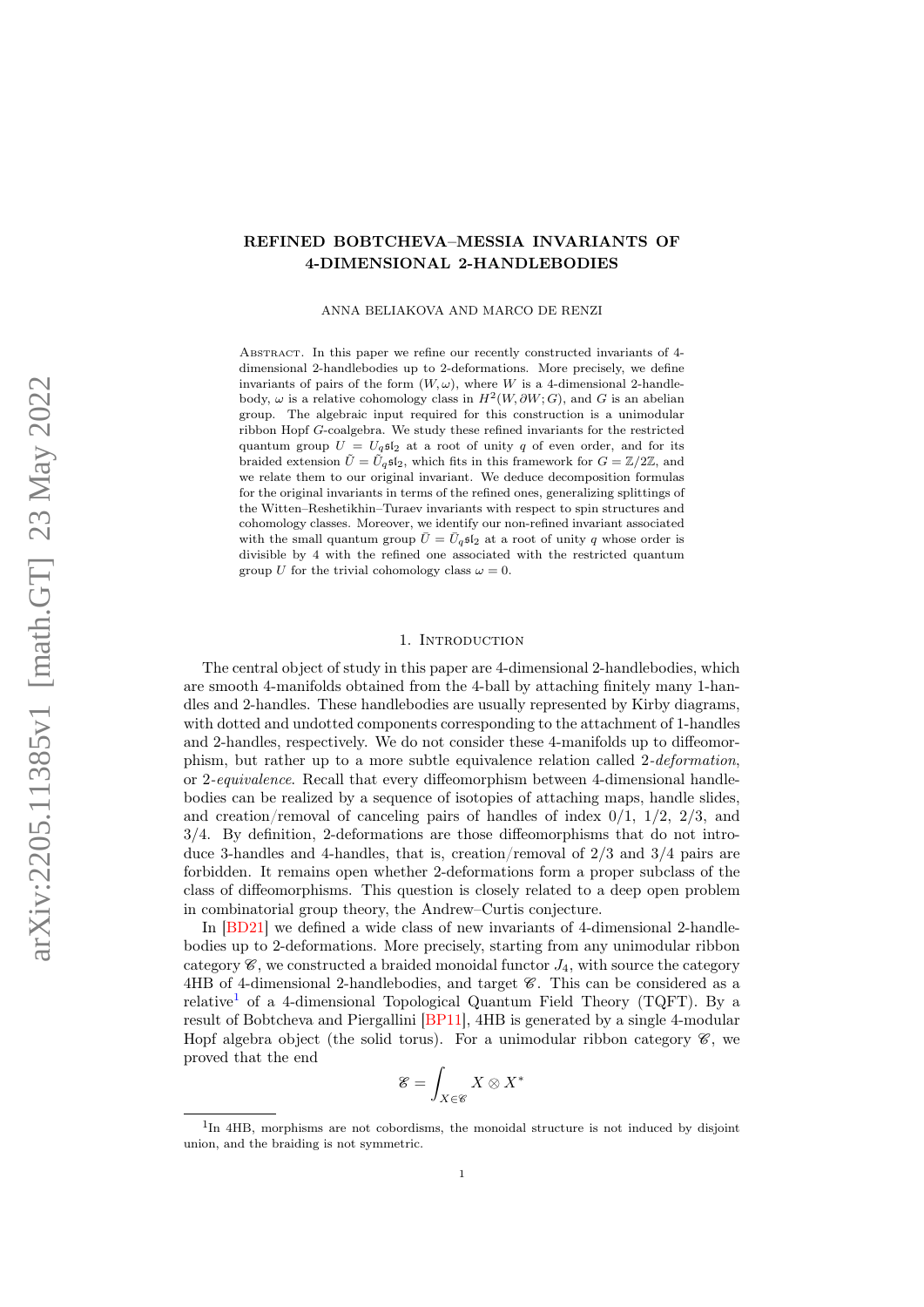# REFINED BOBTCHEVA–MESSIA INVARIANTS OF 4-DIMENSIONAL 2-HANDLEBODIES

ANNA BELIAKOVA AND MARCO DE RENZI

**Abstract.** In this paper we refine our recently constructed invariants of 4-dimensional 2-handlebodies up to 2-deformations. More precisely, we define invariants of pairs of the form $(W, \omega)$, where $W$ is a 4-dimensional 2-handlebody, $\omega$ is a relative cohomology class in $H^2(W, \partial W; G)$, and $G$ is an abelian group. The algebraic input required for this construction is a unimodular ribbon Hopf $G$-coalgebra. We study these refined invariants for the restricted quantum group $U = U_q\mathfrak{sl}_2$ at a root of unity $q$ of even order, and for its braided extension $\tilde{U} = \tilde{U}_q\mathfrak{sl}_2$, which fits in this framework for $G = \mathbb{Z}/2\mathbb{Z}$, and we relate them to our original invariant. We deduce decomposition formulas for the original invariants in terms of the refined ones, generalizing splittings of the Witten–Reshetikhin–Turaev invariants with respect to spin structures and cohomology classes. Moreover, we identify our non-refined invariant associated with the small quantum group $\bar{U} = \bar{U}_q\mathfrak{sl}_2$ at a root of unity $q$ whose order is divisible by 4 with the refined one associated with the restricted quantum group $U$ for the trivial cohomology class $\omega = 0$.

## 1. Introduction

The central object of study in this paper are 4-dimensional 2-handlebodies, which are smooth 4-manifolds obtained from the 4-ball by attaching finitely many 1-handles and 2-handles. These handlebodies are usually represented by Kirby diagrams, with dotted and undotted components corresponding to the attachment of 1-handles and 2-handles, respectively. We do not consider these 4-manifolds up to diffeomorphism, but rather up to a more subtle equivalence relation called *2-deformation*, or *2-equivalence*. Recall that every diffeomorphism between 4-dimensional handlebodies can be realized by a sequence of isotopies of attaching maps, handle slides, and creation/removal of canceling pairs of handles of index 0/1, 1/2, 2/3, and 3/4. By definition, 2-deformations are those diffeomorphisms that do not introduce 3-handles and 4-handles, that is, creation/removal of 2/3 and 3/4 pairs are forbidden. It remains open whether 2-deformations form a proper subclass of the class of diffeomorphisms. This question is closely related to a deep open problem in combinatorial group theory, the Andrew–Curtis conjecture.

In [BD21] we defined a wide class of new invariants of 4-dimensional 2-handlebodies up to 2-deformations. More precisely, starting from any unimodular ribbon category $\mathscr{C}$, we constructed a braided monoidal functor $J_4$, with source the category 4HB of 4-dimensional 2-handlebodies, and target $\mathscr{C}$. This can be considered as a relative[1] of a 4-dimensional Topological Quantum Field Theory (TQFT). By a result of Bobtcheva and Piergallini [BP11], 4HB is generated by a single 4-modular Hopf algebra object (the solid torus). For a unimodular ribbon category $\mathscr{C}$, we proved that the end

$$\mathscr{E} = \int_{X \in \mathscr{C}} X \otimes X^*$$

[1] In 4HB, morphisms are not cobordisms, the monoidal structure is not induced by disjoint union, and the braiding is not symmetric.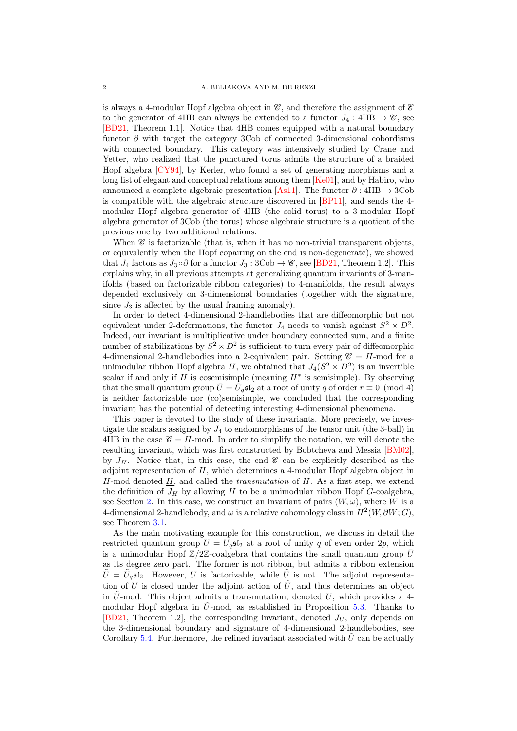is always a 4-modular Hopf algebra object in $\mathscr{C}$, and therefore the assignment of $\mathscr{C}$ to the generator of 4HB can always be extended to a functor $J_4 : \mathrm{4HB} \to \mathscr{C}$, see [BD21, Theorem 1.1]. Notice that 4HB comes equipped with a natural boundary functor $\partial$ with target the category 3Cob of connected 3-dimensional cobordisms with connected boundary. This category was intensively studied by Crane and Yetter, who realized that the punctured torus admits the structure of a braided Hopf algebra [CY94], by Kerler, who found a set of generating morphisms and a long list of elegant and conceptual relations among them [Ke01], and by Habiro, who announced a complete algebraic presentation [As11]. The functor $\partial : \mathrm{4HB} \to \mathrm{3Cob}$ is compatible with the algebraic structure discovered in [BP11], and sends the 4-modular Hopf algebra generator of 4HB (the solid torus) to a 3-modular Hopf algebra generator of 3Cob (the torus) whose algebraic structure is a quotient of the previous one by two additional relations.

When $\mathscr{C}$ is factorizable (that is, when it has no non-trivial transparent objects, or equivalently when the Hopf copairing on the end is non-degenerate), we showed that $J_4$ factors as $J_3 \circ \partial$ for a functor $J_3 : \mathrm{3Cob} \to \mathscr{C}$, see [BD21, Theorem 1.2]. This explains why, in all previous attempts at generalizing quantum invariants of 3-manifolds (based on factorizable ribbon categories) to 4-manifolds, the result always depended exclusively on 3-dimensional boundaries (together with the signature, since $J_3$ is affected by the usual framing anomaly).

In order to detect 4-dimensional 2-handlebodies that are diffeomorphic but not equivalent under 2-deformations, the functor $J_4$ needs to vanish against $S^2 \times D^2$. Indeed, our invariant is multiplicative under boundary connected sum, and a finite number of stabilizations by $S^2 \times D^2$ is sufficient to turn every pair of diffeomorphic 4-dimensional 2-handlebodies into a 2-equivalent pair. Setting $\mathscr{C} = H$-mod for a unimodular ribbon Hopf algebra $H$, we obtained that $J_4(S^2 \times D^2)$ is an invertible scalar if and only if $H$ is cosemisimple (meaning $H^*$ is semisimple). By observing that the small quantum group $\bar{U} = \bar{U}_q\mathfrak{sl}_2$ at a root of unity $q$ of order $r \equiv 0 \pmod 4$ is neither factorizable nor (co)semisimple, we concluded that the corresponding invariant has the potential of detecting interesting 4-dimensional phenomena.

This paper is devoted to the study of these invariants. More precisely, we investigate the scalars assigned by $J_4$ to endomorphisms of the tensor unit (the 3-ball) in 4HB in the case $\mathscr{C} = H$-mod. In order to simplify the notation, we will denote the resulting invariant, which was first constructed by Bobtcheva and Messia [BM02], by $J_H$. Notice that, in this case, the end $\mathscr{E}$ can be explicitly described as the adjoint representation of $H$, which determines a 4-modular Hopf algebra object in $H$-mod denoted $\underline{H}$, and called the *transmutation* of $H$. As a first step, we extend the definition of $J_H$ by allowing $H$ to be a unimodular ribbon Hopf $G$-coalgebra, see Section 2. In this case, we construct an invariant of pairs $(W, \omega)$, where $W$ is a 4-dimensional 2-handlebody, and $\omega$ is a relative cohomology class in $H^2(W, \partial W; G)$, see Theorem 3.1.

As the main motivating example for this construction, we discuss in detail the restricted quantum group $U = U_q\mathfrak{sl}_2$ at a root of unity $q$ of even order $2p$, which is a unimodular Hopf $\mathbb{Z}/2\mathbb{Z}$-coalgebra that contains the small quantum group $\bar{U}$ as its degree zero part. The former is not ribbon, but admits a ribbon extension $\tilde{U} = \tilde{U}_q\mathfrak{sl}_2$. However, $U$ is factorizable, while $\tilde{U}$ is not. The adjoint representation of $U$ is closed under the adjoint action of $\tilde{U}$, and thus determines an object in $\tilde{U}$-mod. This object admits a transmutation, denoted $\underline{U}$, which provides a 4-modular Hopf algebra in $\tilde{U}$-mod, as established in Proposition 5.3. Thanks to [BD21, Theorem 1.2], the corresponding invariant, denoted $J_U$, only depends on the 3-dimensional boundary and signature of 4-dimensional 2-handlebodies, see Corollary 5.4. Furthermore, the refined invariant associated with $\tilde{U}$ can be actually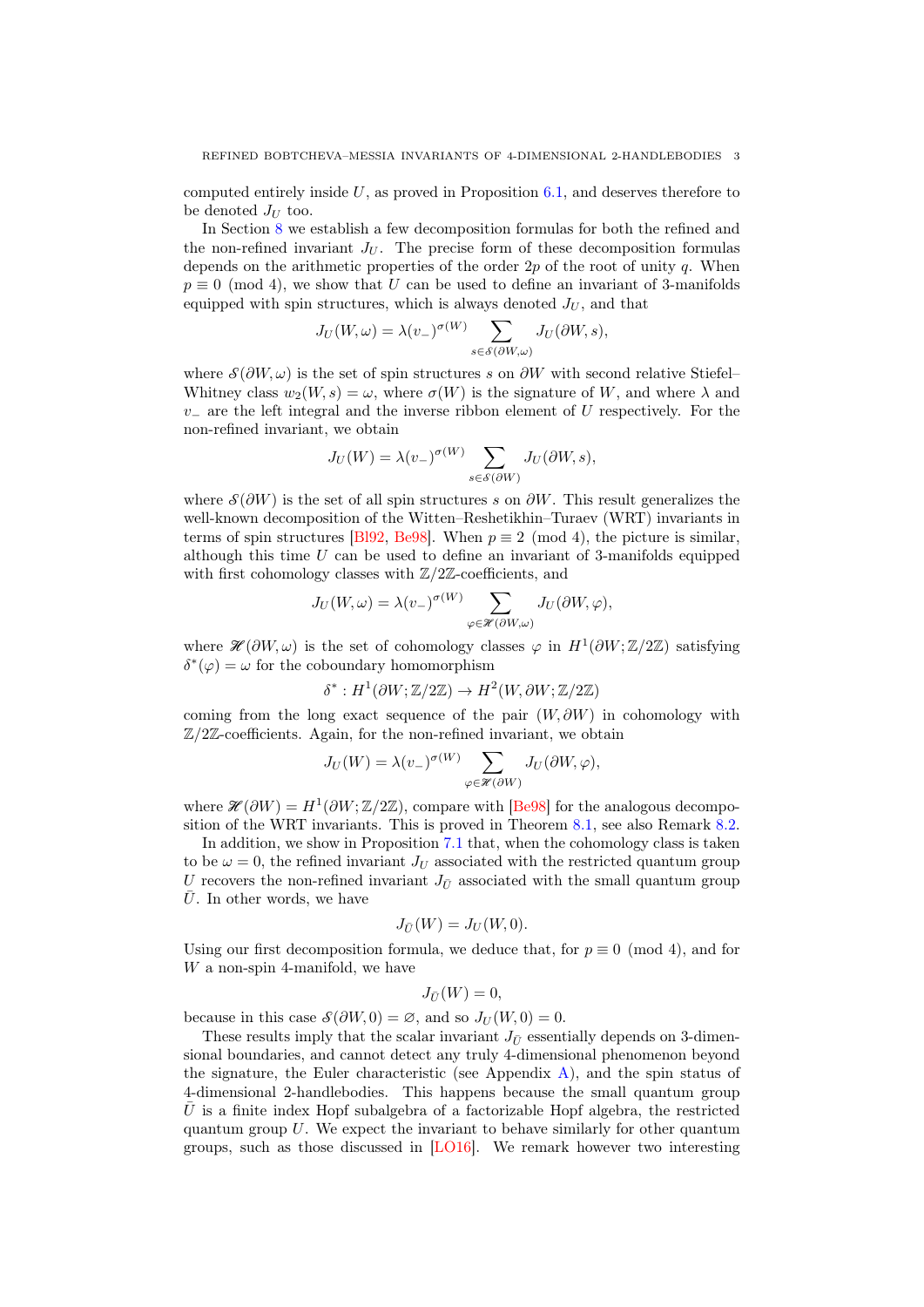computed entirely inside $U$, as proved in Proposition 6.1, and deserves therefore to be denoted $J_U$ too.

In Section 8 we establish a few decomposition formulas for both the refined and the non-refined invariant $J_U$. The precise form of these decomposition formulas depends on the arithmetic properties of the order $2p$ of the root of unity $q$. When $p \equiv 0 \pmod 4$, we show that $U$ can be used to define an invariant of 3-manifolds equipped with spin structures, which is always denoted $J_U$, and that

$$J_U(W, \omega) = \lambda(v_-)^{\sigma(W)} \sum_{s \in \mathcal{S}(\partial W, \omega)} J_U(\partial W, s),$$

where $\mathcal{S}(\partial W, \omega)$ is the set of spin structures $s$ on $\partial W$ with second relative Stiefel–Whitney class $w_2(W, s) = \omega$, where $\sigma(W)$ is the signature of $W$, and where $\lambda$ and $v_-$ are the left integral and the inverse ribbon element of $U$ respectively. For the non-refined invariant, we obtain

$$J_U(W) = \lambda(v_-)^{\sigma(W)} \sum_{s \in \mathcal{S}(\partial W)} J_U(\partial W, s),$$

where $\mathcal{S}(\partial W)$ is the set of all spin structures $s$ on $\partial W$. This result generalizes the well-known decomposition of the Witten–Reshetikhin–Turaev (WRT) invariants in terms of spin structures [Bl92, Be98]. When $p \equiv 2 \pmod 4$, the picture is similar, although this time $U$ can be used to define an invariant of 3-manifolds equipped with first cohomology classes with $\mathbb{Z}/2\mathbb{Z}$-coefficients, and

$$J_U(W, \omega) = \lambda(v_-)^{\sigma(W)} \sum_{\varphi \in \mathscr{H}(\partial W, \omega)} J_U(\partial W, \varphi),$$

where $\mathscr{H}(\partial W, \omega)$ is the set of cohomology classes $\varphi$ in $H^1(\partial W; \mathbb{Z}/2\mathbb{Z})$ satisfying $\delta^*(\varphi) = \omega$ for the coboundary homomorphism

$$\delta^* : H^1(\partial W; \mathbb{Z}/2\mathbb{Z}) \to H^2(W, \partial W; \mathbb{Z}/2\mathbb{Z})$$

coming from the long exact sequence of the pair $(W, \partial W)$ in cohomology with $\mathbb{Z}/2\mathbb{Z}$-coefficients. Again, for the non-refined invariant, we obtain

$$J_U(W) = \lambda(v_-)^{\sigma(W)} \sum_{\varphi \in \mathscr{H}(\partial W)} J_U(\partial W, \varphi),$$

where $\mathscr{H}(\partial W) = H^1(\partial W; \mathbb{Z}/2\mathbb{Z})$, compare with [Be98] for the analogous decomposition of the WRT invariants. This is proved in Theorem 8.1, see also Remark 8.2.

In addition, we show in Proposition 7.1 that, when the cohomology class is taken to be $\omega = 0$, the refined invariant $J_U$ associated with the restricted quantum group $U$ recovers the non-refined invariant $J_{\bar{U}}$ associated with the small quantum group $\bar{U}$. In other words, we have

$$J_{\bar{U}}(W) = J_U(W, 0).$$

Using our first decomposition formula, we deduce that, for $p \equiv 0 \pmod 4$, and for $W$ a non-spin 4-manifold, we have

$$J_{\bar{U}}(W) = 0,$$

because in this case $\mathcal{S}(\partial W, 0) = \varnothing$, and so $J_U(W, 0) = 0$.

These results imply that the scalar invariant $J_{\bar{U}}$ essentially depends on 3-dimensional boundaries, and cannot detect any truly 4-dimensional phenomenon beyond the signature, the Euler characteristic (see Appendix A), and the spin status of 4-dimensional 2-handlebodies. This happens because the small quantum group $\bar{U}$ is a finite index Hopf subalgebra of a factorizable Hopf algebra, the restricted quantum group $U$. We expect the invariant to behave similarly for other quantum groups, such as those discussed in [LO16]. We remark however two interesting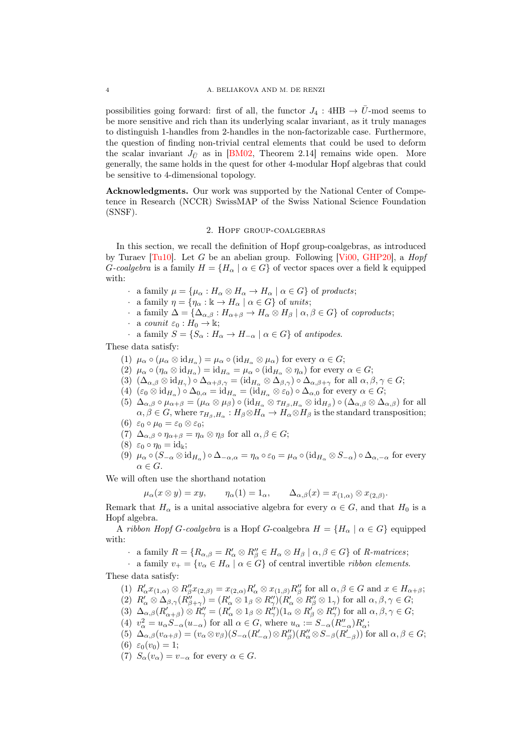possibilities going forward: first of all, the functor $J_4 : 4\mathrm{HB} \to \bar{U}$-mod seems to be more sensitive and rich than its underlying scalar invariant, as it truly manages to distinguish 1-handles from 2-handles in the non-factorizable case. Furthermore, the question of finding non-trivial central elements that could be used to deform the scalar invariant $J_{\bar{U}}$ as in [BM02, Theorem 2.14] remains wide open. More generally, the same holds in the quest for other 4-modular Hopf algebras that could be sensitive to 4-dimensional topology.

**Acknowledgments.** Our work was supported by the National Center of Competence in Research (NCCR) SwissMAP of the Swiss National Science Foundation (SNSF).

## 2. Hopf group-coalgebras

In this section, we recall the definition of Hopf group-coalgebras, as introduced by Turaev [Tu10]. Let $G$ be an abelian group. Following [Vi00, GHP20], a *Hopf $G$-coalgebra* is a family $H = \{H_\alpha \mid \alpha \in G\}$ of vector spaces over a field $\Bbbk$ equipped with:

- a family $\mu = \{\mu_\alpha : H_\alpha \otimes H_\alpha \to H_\alpha \mid \alpha \in G\}$ of *products*;
- a family $\eta = \{\eta_\alpha : \Bbbk \to H_\alpha \mid \alpha \in G\}$ of *units*;
- a family $\Delta = \{\Delta_{\alpha,\beta} : H_{\alpha+\beta} \to H_\alpha \otimes H_\beta \mid \alpha, \beta \in G\}$ of *coproducts*;
- a *counit* $\varepsilon_0 : H_0 \to \Bbbk$;
- a family $S = \{S_\alpha : H_\alpha \to H_{-\alpha} \mid \alpha \in G\}$ of *antipodes*.

These data satisfy:

1. $\mu_\alpha \circ (\mu_\alpha \otimes \mathrm{id}_{H_\alpha}) = \mu_\alpha \circ (\mathrm{id}_{H_\alpha} \otimes \mu_\alpha)$ for every $\alpha \in G$;
2. $\mu_\alpha \circ (\eta_\alpha \otimes \mathrm{id}_{H_\alpha}) = \mathrm{id}_{H_\alpha} = \mu_\alpha \circ (\mathrm{id}_{H_\alpha} \otimes \eta_\alpha)$ for every $\alpha \in G$;
3. $(\Delta_{\alpha,\beta} \otimes \mathrm{id}_{H_\gamma}) \circ \Delta_{\alpha+\beta,\gamma} = (\mathrm{id}_{H_\alpha} \otimes \Delta_{\beta,\gamma}) \circ \Delta_{\alpha,\beta+\gamma}$ for all $\alpha, \beta, \gamma \in G$;
4. $(\varepsilon_0 \otimes \mathrm{id}_{H_\alpha}) \circ \Delta_{0,\alpha} = \mathrm{id}_{H_\alpha} = (\mathrm{id}_{H_\alpha} \otimes \varepsilon_0) \circ \Delta_{\alpha,0}$ for every $\alpha \in G$;
5. $\Delta_{\alpha,\beta} \circ \mu_{\alpha+\beta} = (\mu_\alpha \otimes \mu_\beta) \circ (\mathrm{id}_{H_\alpha} \otimes \tau_{H_\beta,H_\alpha} \otimes \mathrm{id}_{H_\beta}) \circ (\Delta_{\alpha,\beta} \otimes \Delta_{\alpha,\beta})$ for all $\alpha, \beta \in G$, where $\tau_{H_\beta,H_\alpha} : H_\beta \otimes H_\alpha \to H_\alpha \otimes H_\beta$ is the standard transposition;
6. $\varepsilon_0 \circ \mu_0 = \varepsilon_0 \otimes \varepsilon_0$;
7. $\Delta_{\alpha,\beta} \circ \eta_{\alpha+\beta} = \eta_\alpha \otimes \eta_\beta$ for all $\alpha, \beta \in G$;
8. $\varepsilon_0 \circ \eta_0 = \mathrm{id}_\Bbbk$;
9. $\mu_\alpha \circ (S_{-\alpha} \otimes \mathrm{id}_{H_\alpha}) \circ \Delta_{-\alpha,\alpha} = \eta_\alpha \circ \varepsilon_0 = \mu_\alpha \circ (\mathrm{id}_{H_\alpha} \otimes S_{-\alpha}) \circ \Delta_{\alpha,-\alpha}$ for every $\alpha \in G$.

We will often use the shorthand notation

$$\mu_\alpha(x \otimes y) = xy, \qquad \eta_\alpha(1) = 1_\alpha, \qquad \Delta_{\alpha,\beta}(x) = x_{(1,\alpha)} \otimes x_{(2,\beta)}.$$

Remark that $H_\alpha$ is a unital associative algebra for every $\alpha \in G$, and that $H_0$ is a Hopf algebra.

A *ribbon Hopf $G$-coalgebra* is a Hopf $G$-coalgebra $H = \{H_\alpha \mid \alpha \in G\}$ equipped with:

- a family $R = \{R_{\alpha,\beta} = R'_\alpha \otimes R''_\beta \in H_\alpha \otimes H_\beta \mid \alpha, \beta \in G\}$ of *R-matrices*;
- a family $v_+ = \{v_\alpha \in H_\alpha \mid \alpha \in G\}$ of central invertible *ribbon elements*.

These data satisfy:

1. $R'_\alpha x_{(1,\alpha)} \otimes R''_\beta x_{(2,\beta)} = x_{(2,\alpha)} R'_\alpha \otimes x_{(1,\beta)} R''_\beta$ for all $\alpha, \beta \in G$ and $x \in H_{\alpha+\beta}$;
2. $R'_\alpha \otimes \Delta_{\beta,\gamma}(R''_{\beta+\gamma}) = (R'_\alpha \otimes 1_\beta \otimes R''_\gamma)(R'_\alpha \otimes R''_\beta \otimes 1_\gamma)$ for all $\alpha, \beta, \gamma \in G$;
3. $\Delta_{\alpha,\beta}(R'_{\alpha+\beta}) \otimes R''_\gamma = (R'_\alpha \otimes 1_\beta \otimes R''_\gamma)(1_\alpha \otimes R'_\beta \otimes R''_\gamma)$ for all $\alpha, \beta, \gamma \in G$;
4. $v_\alpha^2 = u_\alpha S_{-\alpha}(u_{-\alpha})$ for all $\alpha \in G$, where $u_\alpha := S_{-\alpha}(R''_{-\alpha}) R'_\alpha$;
5. $\Delta_{\alpha,\beta}(v_{\alpha+\beta}) = (v_\alpha \otimes v_\beta)(S_{-\alpha}(R'_{-\alpha}) \otimes R''_\beta)(R''_\alpha \otimes S_{-\beta}(R'_{-\beta}))$ for all $\alpha, \beta \in G$;
6. $\varepsilon_0(v_0) = 1$;
7. $S_\alpha(v_\alpha) = v_{-\alpha}$ for every $\alpha \in G$.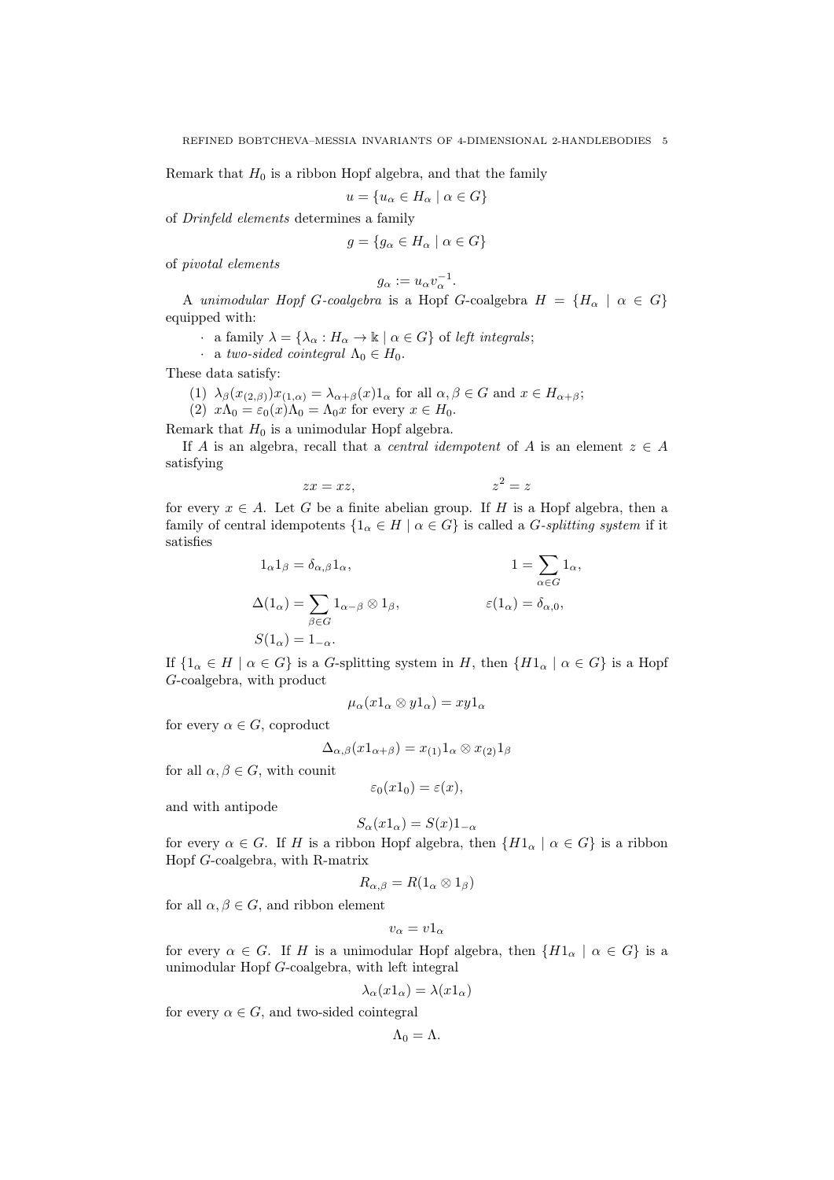Remark that $H_0$ is a ribbon Hopf algebra, and that the family

$$u = \{u_\alpha \in H_\alpha \mid \alpha \in G\}$$

of *Drinfeld elements* determines a family

$$g = \{g_\alpha \in H_\alpha \mid \alpha \in G\}$$

of *pivotal elements*

$$g_\alpha := u_\alpha v_\alpha^{-1}.$$

A *unimodular Hopf G-coalgebra* is a Hopf $G$-coalgebra $H = \{H_\alpha \mid \alpha \in G\}$ equipped with:

- a family $\lambda = \{\lambda_\alpha : H_\alpha \to \Bbbk \mid \alpha \in G\}$ of *left integrals*;
- a *two-sided cointegral* $\Lambda_0 \in H_0$.

These data satisfy:

(1) $\lambda_\beta(x_{(2,\beta)})x_{(1,\alpha)} = \lambda_{\alpha+\beta}(x)1_\alpha$ for all $\alpha, \beta \in G$ and $x \in H_{\alpha+\beta}$;
(2) $x\Lambda_0 = \varepsilon_0(x)\Lambda_0 = \Lambda_0 x$ for every $x \in H_0$.

Remark that $H_0$ is a unimodular Hopf algebra.

If $A$ is an algebra, recall that a *central idempotent* of $A$ is an element $z \in A$ satisfying

$$zx = xz, \qquad z^2 = z$$

for every $x \in A$. Let $G$ be a finite abelian group. If $H$ is a Hopf algebra, then a family of central idempotents $\{1_\alpha \in H \mid \alpha \in G\}$ is called a *G-splitting system* if it satisfies

$$1_\alpha 1_\beta = \delta_{\alpha,\beta} 1_\alpha, \qquad 1 = \sum_{\alpha \in G} 1_\alpha,$$

$$\Delta(1_\alpha) = \sum_{\beta \in G} 1_{\alpha-\beta} \otimes 1_\beta, \qquad \varepsilon(1_\alpha) = \delta_{\alpha,0},$$

$$S(1_\alpha) = 1_{-\alpha}.$$

If $\{1_\alpha \in H \mid \alpha \in G\}$ is a $G$-splitting system in $H$, then $\{H1_\alpha \mid \alpha \in G\}$ is a Hopf $G$-coalgebra, with product

$$\mu_\alpha(x1_\alpha \otimes y1_\alpha) = xy1_\alpha$$

for every $\alpha \in G$, coproduct

$$\Delta_{\alpha,\beta}(x1_{\alpha+\beta}) = x_{(1)}1_\alpha \otimes x_{(2)}1_\beta$$

for all $\alpha, \beta \in G$, with counit

$$\varepsilon_0(x1_0) = \varepsilon(x),$$

and with antipode

$$S_\alpha(x1_\alpha) = S(x)1_{-\alpha}$$

for every $\alpha \in G$. If $H$ is a ribbon Hopf algebra, then $\{H1_\alpha \mid \alpha \in G\}$ is a ribbon Hopf $G$-coalgebra, with R-matrix

$$R_{\alpha,\beta} = R(1_\alpha \otimes 1_\beta)$$

for all $\alpha, \beta \in G$, and ribbon element

$$v_\alpha = v1_\alpha$$

for every $\alpha \in G$. If $H$ is a unimodular Hopf algebra, then $\{H1_\alpha \mid \alpha \in G\}$ is a unimodular Hopf $G$-coalgebra, with left integral

$$\lambda_\alpha(x1_\alpha) = \lambda(x1_\alpha)$$

for every $\alpha \in G$, and two-sided cointegral

$$\Lambda_0 = \Lambda.$$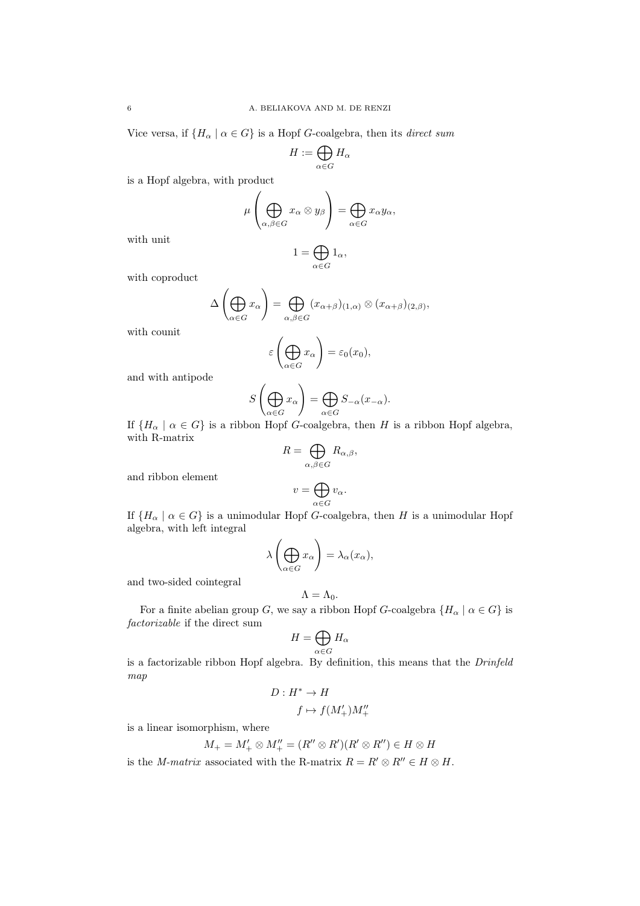Vice versa, if $\{H_\alpha \mid \alpha \in G\}$ is a Hopf $G$-coalgebra, then its *direct sum*

$$H := \bigoplus_{\alpha \in G} H_\alpha$$

is a Hopf algebra, with product

$$\mu\left(\bigoplus_{\alpha,\beta \in G} x_\alpha \otimes y_\beta\right) = \bigoplus_{\alpha \in G} x_\alpha y_\alpha,$$

with unit

$$1 = \bigoplus_{\alpha \in G} 1_\alpha,$$

with coproduct

$$\Delta\left(\bigoplus_{\alpha \in G} x_\alpha\right) = \bigoplus_{\alpha,\beta \in G} (x_{\alpha+\beta})_{(1,\alpha)} \otimes (x_{\alpha+\beta})_{(2,\beta)},$$

with counit

$$\varepsilon\left(\bigoplus_{\alpha \in G} x_\alpha\right) = \varepsilon_0(x_0),$$

and with antipode

$$S\left(\bigoplus_{\alpha \in G} x_\alpha\right) = \bigoplus_{\alpha \in G} S_{-\alpha}(x_{-\alpha}).$$

If $\{H_\alpha \mid \alpha \in G\}$ is a ribbon Hopf $G$-coalgebra, then $H$ is a ribbon Hopf algebra, with R-matrix

$$R = \bigoplus_{\alpha,\beta \in G} R_{\alpha,\beta},$$

and ribbon element

$$v = \bigoplus_{\alpha \in G} v_\alpha.$$

If $\{H_\alpha \mid \alpha \in G\}$ is a unimodular Hopf $G$-coalgebra, then $H$ is a unimodular Hopf algebra, with left integral

$$\lambda\left(\bigoplus_{\alpha \in G} x_\alpha\right) = \lambda_\alpha(x_\alpha),$$

and two-sided cointegral

$$\Lambda = \Lambda_0.$$

For a finite abelian group $G$, we say a ribbon Hopf $G$-coalgebra $\{H_\alpha \mid \alpha \in G\}$ is *factorizable* if the direct sum

$$H = \bigoplus_{\alpha \in G} H_\alpha$$

is a factorizable ribbon Hopf algebra. By definition, this means that the *Drinfeld map*

$$\begin{aligned} D : H^* &\to H \\ f &\mapsto f(M'_+)M''_+ \end{aligned}$$

is a linear isomorphism, where

$$M_+ = M'_+ \otimes M''_+ = (R'' \otimes R')(R' \otimes R'') \in H \otimes H$$

is the *M-matrix* associated with the R-matrix $R = R' \otimes R'' \in H \otimes H$.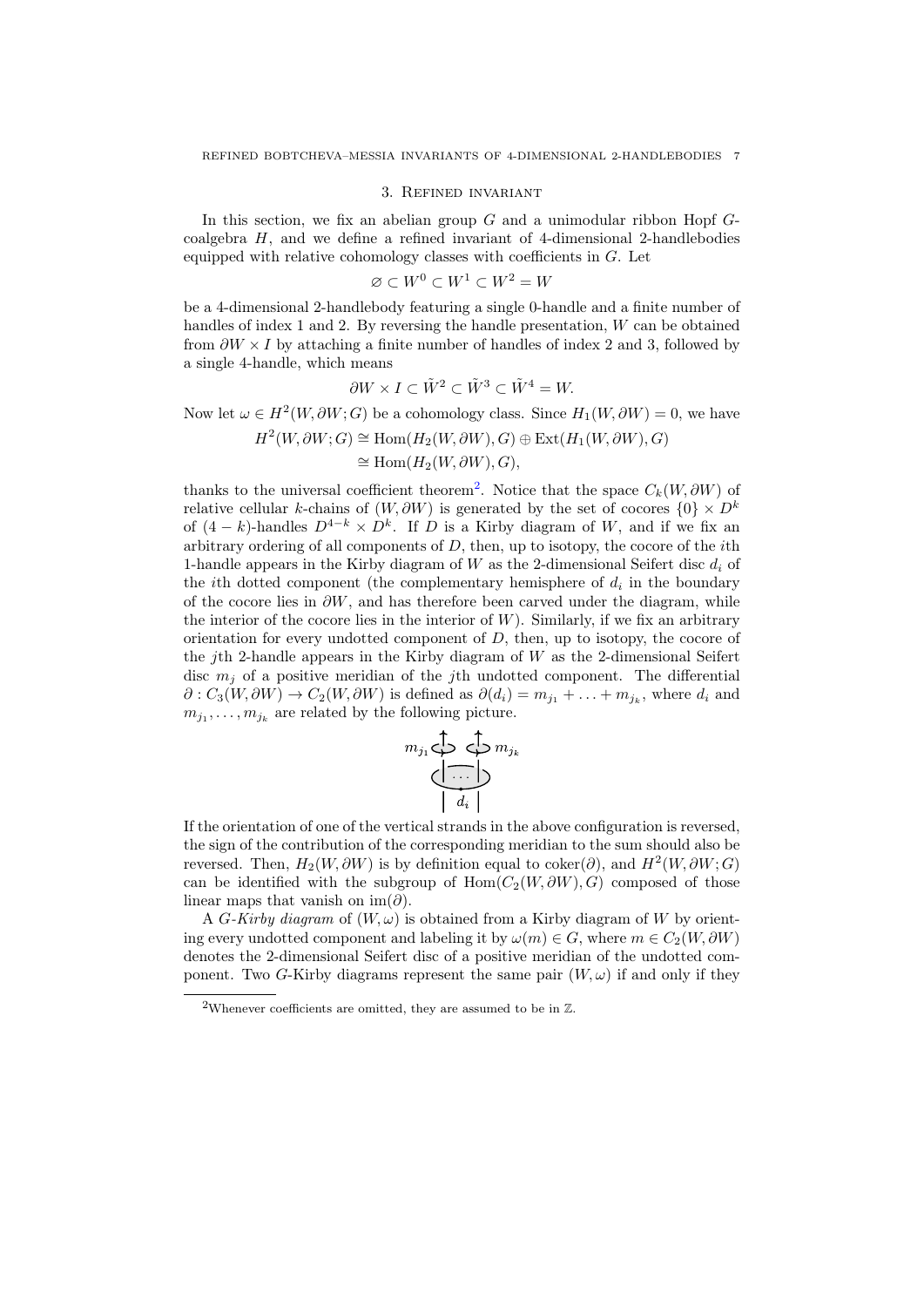## 3. Refined invariant

In this section, we fix an abelian group $G$ and a unimodular ribbon Hopf $G$-coalgebra $H$, and we define a refined invariant of 4-dimensional 2-handlebodies equipped with relative cohomology classes with coefficients in $G$. Let

$$\varnothing \subset W^0 \subset W^1 \subset W^2 = W$$

be a 4-dimensional 2-handlebody featuring a single 0-handle and a finite number of handles of index 1 and 2. By reversing the handle presentation, $W$ can be obtained from $\partial W \times I$ by attaching a finite number of handles of index 2 and 3, followed by a single 4-handle, which means

$$\partial W \times I \subset \tilde{W}^2 \subset \tilde{W}^3 \subset \tilde{W}^4 = W.$$

Now let $\omega \in H^2(W, \partial W; G)$ be a cohomology class. Since $H_1(W, \partial W) = 0$, we have

$$\begin{aligned} H^2(W, \partial W; G) &\cong \mathrm{Hom}(H_2(W, \partial W), G) \oplus \mathrm{Ext}(H_1(W, \partial W), G) \\ &\cong \mathrm{Hom}(H_2(W, \partial W), G), \end{aligned}$$

thanks to the universal coefficient theorem[2]. Notice that the space $C_k(W, \partial W)$ of relative cellular $k$-chains of $(W, \partial W)$ is generated by the set of cocores $\{0\} \times D^k$ of $(4-k)$-handles $D^{4-k} \times D^k$. If $D$ is a Kirby diagram of $W$, and if we fix an arbitrary ordering of all components of $D$, then, up to isotopy, the cocore of the $i$th 1-handle appears in the Kirby diagram of $W$ as the 2-dimensional Seifert disc $d_i$ of the $i$th dotted component (the complementary hemisphere of $d_i$ in the boundary of the cocore lies in $\partial W$, and has therefore been carved under the diagram, while the interior of the cocore lies in the interior of $W$). Similarly, if we fix an arbitrary orientation for every undotted component of $D$, then, up to isotopy, the cocore of the $j$th 2-handle appears in the Kirby diagram of $W$ as the 2-dimensional Seifert disc $m_j$ of a positive meridian of the $j$th undotted component. The differential $\partial : C_3(W, \partial W) \to C_2(W, \partial W)$ is defined as $\partial(d_i) = m_{j_1} + \ldots + m_{j_k}$, where $d_i$ and $m_{j_1}, \ldots, m_{j_k}$ are related by the following picture.

If the orientation of one of the vertical strands in the above configuration is reversed, the sign of the contribution of the corresponding meridian to the sum should also be reversed. Then, $H_2(W, \partial W)$ is by definition equal to $\mathrm{coker}(\partial)$, and $H^2(W, \partial W; G)$ can be identified with the subgroup of $\mathrm{Hom}(C_2(W, \partial W), G)$ composed of those linear maps that vanish on $\mathrm{im}(\partial)$.

A *$G$-Kirby diagram* of $(W, \omega)$ is obtained from a Kirby diagram of $W$ by orienting every undotted component and labeling it by $\omega(m) \in G$, where $m \in C_2(W, \partial W)$ denotes the 2-dimensional Seifert disc of a positive meridian of the undotted component. Two $G$-Kirby diagrams represent the same pair $(W, \omega)$ if and only if they

[2]Whenever coefficients are omitted, they are assumed to be in $\mathbb{Z}$.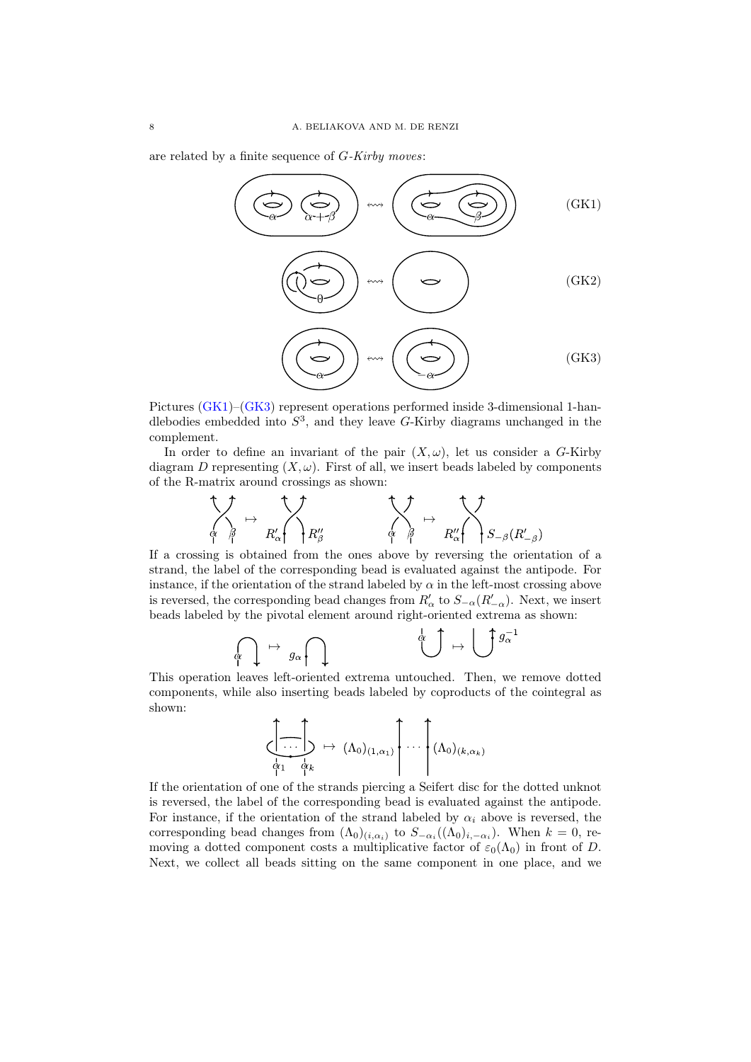are related by a finite sequence of *G-Kirby moves*:

(GK1)

(GK2)

(GK3)

Pictures (GK1)–(GK3) represent operations performed inside 3-dimensional 1-handlebodies embedded into $S^3$, and they leave $G$-Kirby diagrams unchanged in the complement.

In order to define an invariant of the pair $(X, \omega)$, let us consider a $G$-Kirby diagram $D$ representing $(X, \omega)$. First of all, we insert beads labeled by components of the R-matrix around crossings as shown:

If a crossing is obtained from the ones above by reversing the orientation of a strand, the label of the corresponding bead is evaluated against the antipode. For instance, if the orientation of the strand labeled by $\alpha$ in the left-most crossing above is reversed, the corresponding bead changes from $R'_\alpha$ to $S_{-\alpha}(R'_{-\alpha})$. Next, we insert beads labeled by the pivotal element around right-oriented extrema as shown:

This operation leaves left-oriented extrema untouched. Then, we remove dotted components, while also inserting beads labeled by coproducts of the cointegral as shown:

If the orientation of one of the strands piercing a Seifert disc for the dotted unknot is reversed, the label of the corresponding bead is evaluated against the antipode. For instance, if the orientation of the strand labeled by $\alpha_i$ above is reversed, the corresponding bead changes from $(\Lambda_0)_{(i,\alpha_i)}$ to $S_{-\alpha_i}((\Lambda_0)_{i,-\alpha_i})$. When $k = 0$, removing a dotted component costs a multiplicative factor of $\varepsilon_0(\Lambda_0)$ in front of $D$. Next, we collect all beads sitting on the same component in one place, and we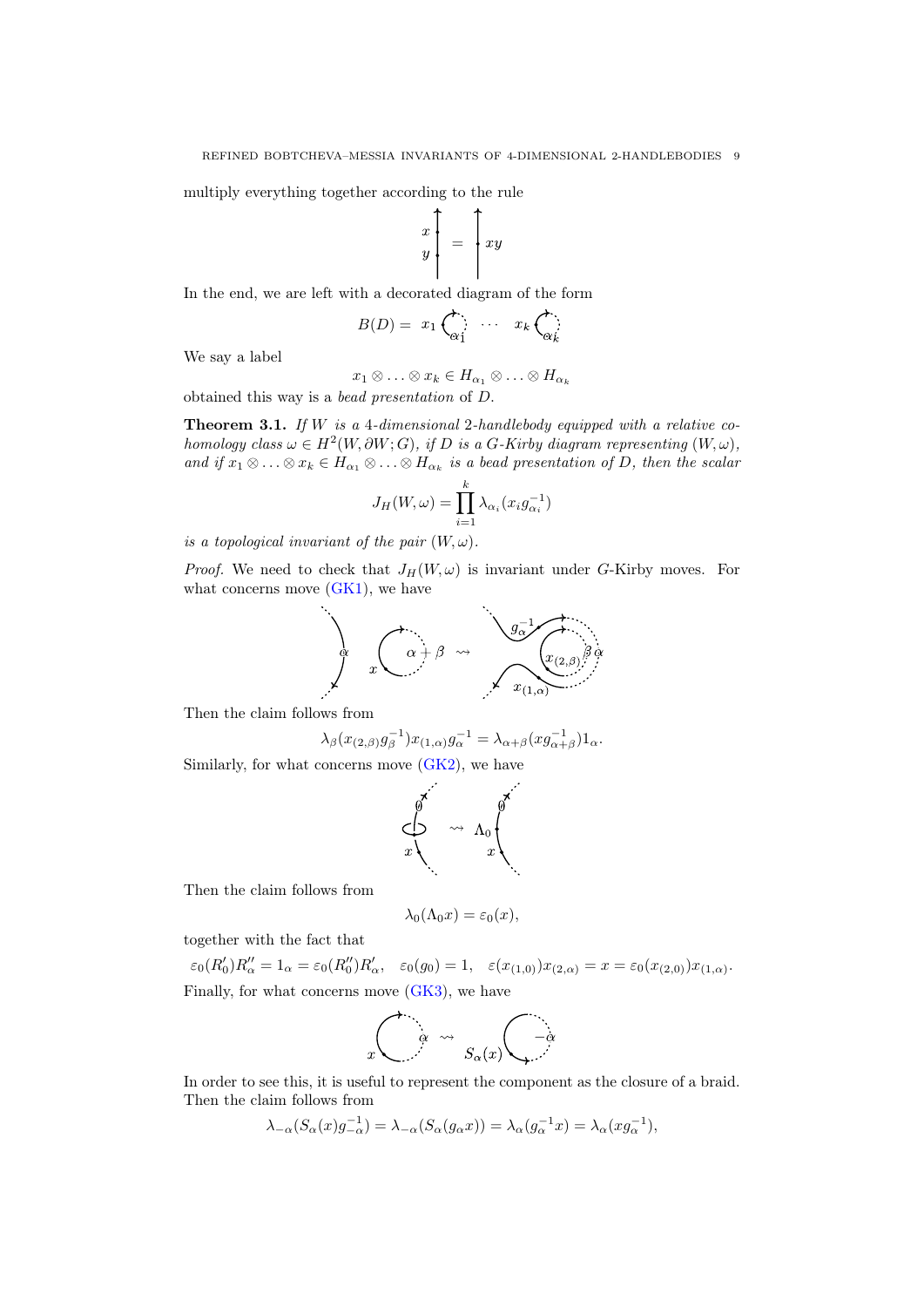multiply everything together according to the rule

In the end, we are left with a decorated diagram of the form

$$B(D) = x_1 \cdots x_k$$

We say a label

$$x_1 \otimes \ldots \otimes x_k \in H_{\alpha_1} \otimes \ldots \otimes H_{\alpha_k}$$

obtained this way is a *bead presentation* of $D$.

**Theorem 3.1.** *If $W$ is a 4-dimensional 2-handlebody equipped with a relative cohomology class $\omega \in H^2(W, \partial W; G)$, if $D$ is a $G$-Kirby diagram representing $(W, \omega)$, and if $x_1 \otimes \ldots \otimes x_k \in H_{\alpha_1} \otimes \ldots \otimes H_{\alpha_k}$ is a bead presentation of $D$, then the scalar*

$$J_H(W, \omega) = \prod_{i=1}^{k} \lambda_{\alpha_i}(x_i g_{\alpha_i}^{-1})$$

*is a topological invariant of the pair $(W, \omega)$.*

*Proof.* We need to check that $J_H(W, \omega)$ is invariant under $G$-Kirby moves. For what concerns move (GK1), we have

Then the claim follows from

$$\lambda_\beta(x_{(2,\beta)} g_\beta^{-1}) x_{(1,\alpha)} g_\alpha^{-1} = \lambda_{\alpha+\beta}(x g_{\alpha+\beta}^{-1}) 1_\alpha.$$

Similarly, for what concerns move (GK2), we have

Then the claim follows from

$$\lambda_0(\Lambda_0 x) = \varepsilon_0(x),$$

together with the fact that

$$\varepsilon_0(R_0') R_\alpha'' = 1_\alpha = \varepsilon_0(R_0'') R_\alpha', \quad \varepsilon_0(g_0) = 1, \quad \varepsilon(x_{(1,0)}) x_{(2,\alpha)} = x = \varepsilon_0(x_{(2,0)}) x_{(1,\alpha)}.$$

Finally, for what concerns move (GK3), we have

In order to see this, it is useful to represent the component as the closure of a braid. Then the claim follows from

$$\lambda_{-\alpha}(S_\alpha(x) g_{-\alpha}^{-1}) = \lambda_{-\alpha}(S_\alpha(g_\alpha x)) = \lambda_\alpha(g_\alpha^{-1} x) = \lambda_\alpha(x g_\alpha^{-1}),$$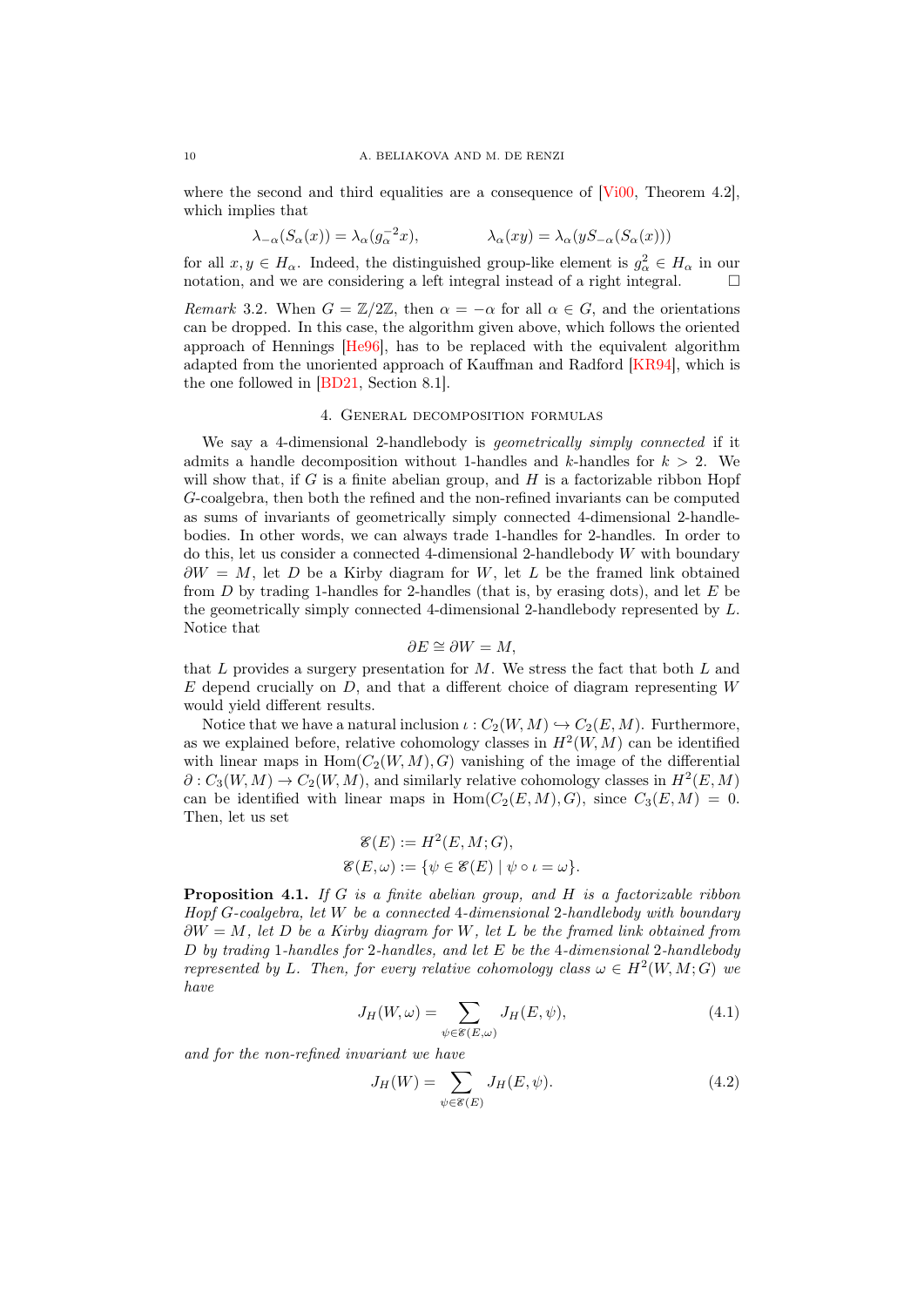where the second and third equalities are a consequence of [Vi00, Theorem 4.2], which implies that

$$\lambda_{-\alpha}(S_\alpha(x)) = \lambda_\alpha(g_\alpha^{-2}x), \qquad \lambda_\alpha(xy) = \lambda_\alpha(yS_{-\alpha}(S_\alpha(x)))$$

for all $x, y \in H_\alpha$. Indeed, the distinguished group-like element is $g_\alpha^2 \in H_\alpha$ in our notation, and we are considering a left integral instead of a right integral. □

*Remark* 3.2. When $G = \mathbb{Z}/2\mathbb{Z}$, then $\alpha = -\alpha$ for all $\alpha \in G$, and the orientations can be dropped. In this case, the algorithm given above, which follows the oriented approach of Hennings [He96], has to be replaced with the equivalent algorithm adapted from the unoriented approach of Kauffman and Radford [KR94], which is the one followed in [BD21, Section 8.1].

## 4. General decomposition formulas

We say a 4-dimensional 2-handlebody is *geometrically simply connected* if it admits a handle decomposition without 1-handles and $k$-handles for $k > 2$. We will show that, if $G$ is a finite abelian group, and $H$ is a factorizable ribbon Hopf $G$-coalgebra, then both the refined and the non-refined invariants can be computed as sums of invariants of geometrically simply connected 4-dimensional 2-handlebodies. In other words, we can always trade 1-handles for 2-handles. In order to do this, let us consider a connected 4-dimensional 2-handlebody $W$ with boundary $\partial W = M$, let $D$ be a Kirby diagram for $W$, let $L$ be the framed link obtained from $D$ by trading 1-handles for 2-handles (that is, by erasing dots), and let $E$ be the geometrically simply connected 4-dimensional 2-handlebody represented by $L$. Notice that

$$\partial E \cong \partial W = M,$$

that $L$ provides a surgery presentation for $M$. We stress the fact that both $L$ and $E$ depend crucially on $D$, and that a different choice of diagram representing $W$ would yield different results.

Notice that we have a natural inclusion $\iota : C_2(W, M) \hookrightarrow C_2(E, M)$. Furthermore, as we explained before, relative cohomology classes in $H^2(W, M)$ can be identified with linear maps in $\mathrm{Hom}(C_2(W, M), G)$ vanishing of the image of the differential $\partial : C_3(W, M) \to C_2(W, M)$, and similarly relative cohomology classes in $H^2(E, M)$ can be identified with linear maps in $\mathrm{Hom}(C_2(E, M), G)$, since $C_3(E, M) = 0$. Then, let us set

$$\mathscr{E}(E) := H^2(E, M; G),$$
$$\mathscr{E}(E, \omega) := \{\psi \in \mathscr{E}(E) \mid \psi \circ \iota = \omega\}.$$

**Proposition 4.1.** *If $G$ is a finite abelian group, and $H$ is a factorizable ribbon Hopf $G$-coalgebra, let $W$ be a connected 4-dimensional 2-handlebody with boundary $\partial W = M$, let $D$ be a Kirby diagram for $W$, let $L$ be the framed link obtained from $D$ by trading 1-handles for 2-handles, and let $E$ be the 4-dimensional 2-handlebody represented by $L$. Then, for every relative cohomology class $\omega \in H^2(W, M; G)$ we have*

$$J_H(W, \omega) = \sum_{\psi \in \mathscr{E}(E, \omega)} J_H(E, \psi), \tag{4.1}$$

*and for the non-refined invariant we have*

$$J_H(W) = \sum_{\psi \in \mathscr{E}(E)} J_H(E, \psi). \tag{4.2}$$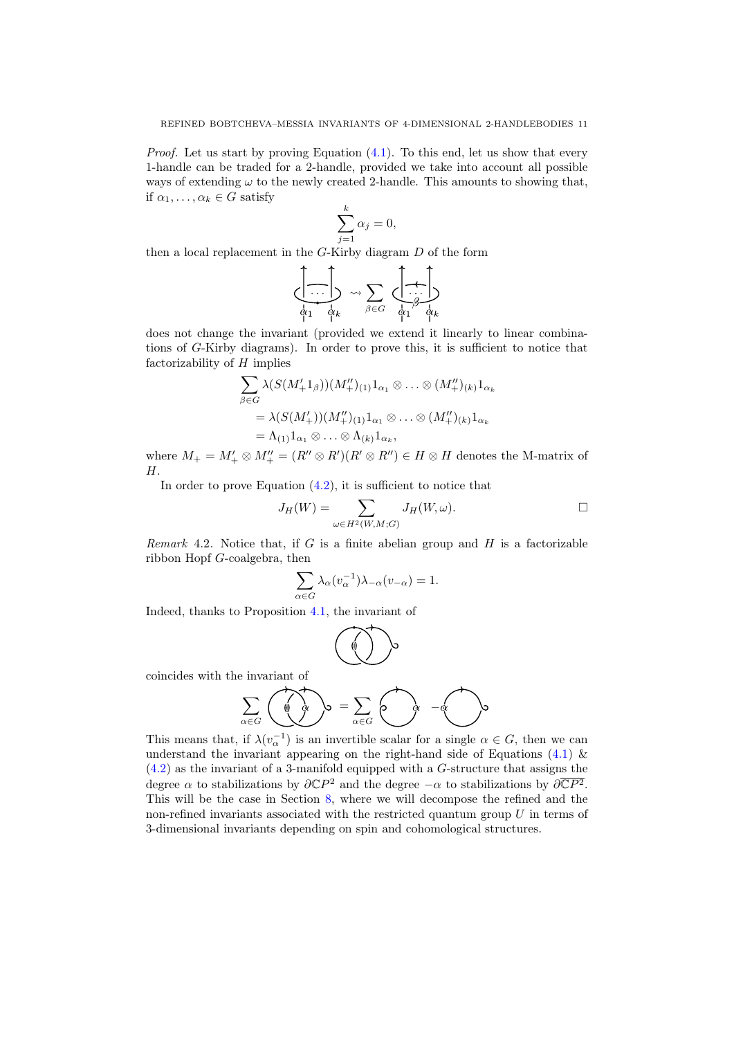*Proof.* Let us start by proving Equation (4.1). To this end, let us show that every 1-handle can be traded for a 2-handle, provided we take into account all possible ways of extending $\omega$ to the newly created 2-handle. This amounts to showing that, if $\alpha_1, \ldots, \alpha_k \in G$ satisfy

$$\sum_{j=1}^{k} \alpha_j = 0,$$

then a local replacement in the $G$-Kirby diagram $D$ of the form

$$\rightsquigarrow \sum_{\beta \in G}$$

does not change the invariant (provided we extend it linearly to linear combinations of $G$-Kirby diagrams). In order to prove this, it is sufficient to notice that factorizability of $H$ implies

$$\begin{aligned}
&\sum_{\beta \in G} \lambda(S(M'_+ 1_\beta))(M''_+)_{(1)} 1_{\alpha_1} \otimes \ldots \otimes (M''_+)_{(k)} 1_{\alpha_k} \\
&\quad = \lambda(S(M'_+))(M''_+)_{(1)} 1_{\alpha_1} \otimes \ldots \otimes (M''_+)_{(k)} 1_{\alpha_k} \\
&\quad = \Lambda_{(1)} 1_{\alpha_1} \otimes \ldots \otimes \Lambda_{(k)} 1_{\alpha_k},
\end{aligned}$$

where $M_+ = M'_+ \otimes M''_+ = (R'' \otimes R')(R' \otimes R'') \in H \otimes H$ denotes the M-matrix of $H$.

In order to prove Equation (4.2), it is sufficient to notice that

$$J_H(W) = \sum_{\omega \in H^2(W,M;G)} J_H(W, \omega). \qquad \square$$

*Remark* 4.2. Notice that, if $G$ is a finite abelian group and $H$ is a factorizable ribbon Hopf $G$-coalgebra, then

$$\sum_{\alpha \in G} \lambda_\alpha(v_\alpha^{-1}) \lambda_{-\alpha}(v_{-\alpha}) = 1.$$

Indeed, thanks to Proposition 4.1, the invariant of

coincides with the invariant of

$$\sum_{\alpha \in G} \quad = \sum_{\alpha \in G}$$

This means that, if $\lambda(v_\alpha^{-1})$ is an invertible scalar for a single $\alpha \in G$, then we can understand the invariant appearing on the right-hand side of Equations (4.1) & (4.2) as the invariant of a 3-manifold equipped with a $G$-structure that assigns the degree $\alpha$ to stabilizations by $\partial \mathbb{C}P^2$ and the degree $-\alpha$ to stabilizations by $\partial \overline{\mathbb{C}P^2}$. This will be the case in Section 8, where we will decompose the refined and the non-refined invariants associated with the restricted quantum group $U$ in terms of 3-dimensional invariants depending on spin and cohomological structures.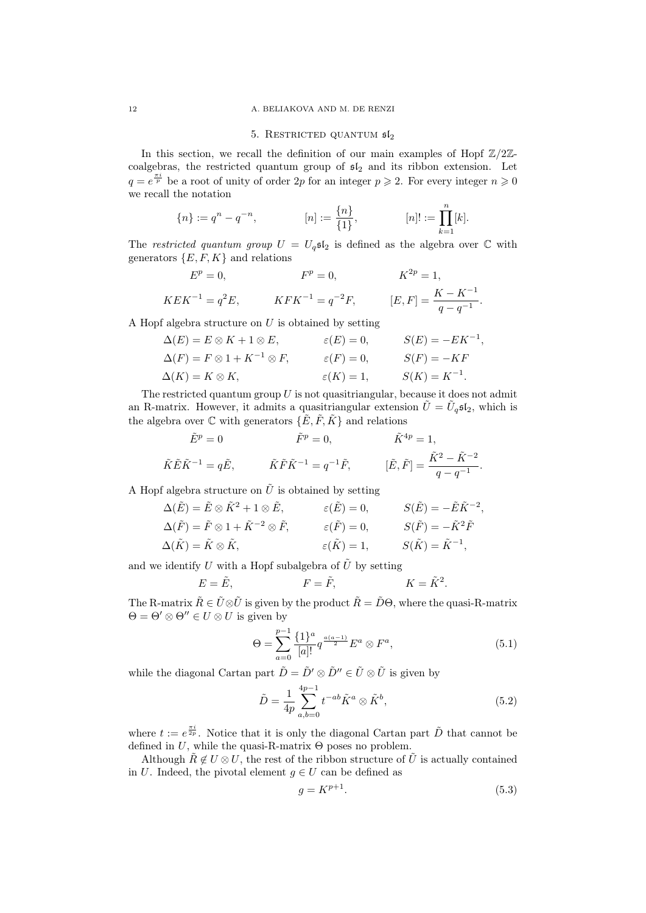## 5. Restricted quantum $\mathfrak{sl}_2$

In this section, we recall the definition of our main examples of Hopf $\mathbb{Z}/2\mathbb{Z}$-coalgebras, the restricted quantum group of $\mathfrak{sl}_2$ and its ribbon extension. Let $q = e^{\frac{\pi i}{p}}$ be a root of unity of order $2p$ for an integer $p \geqslant 2$. For every integer $n \geqslant 0$ we recall the notation

$$\{n\} := q^n - q^{-n}, \qquad [n] := \frac{\{n\}}{\{1\}}, \qquad [n]! := \prod_{k=1}^{n} [k].$$

The *restricted quantum group* $U = U_q\mathfrak{sl}_2$ is defined as the algebra over $\mathbb{C}$ with generators $\{E, F, K\}$ and relations

$$E^p = 0, \qquad F^p = 0, \qquad K^{2p} = 1,$$

$$KEK^{-1} = q^2 E, \qquad KFK^{-1} = q^{-2} F, \qquad [E, F] = \frac{K - K^{-1}}{q - q^{-1}}.$$

A Hopf algebra structure on $U$ is obtained by setting

$$\Delta(E) = E \otimes K + 1 \otimes E, \qquad \varepsilon(E) = 0, \qquad S(E) = -EK^{-1},$$

$$\Delta(F) = F \otimes 1 + K^{-1} \otimes F, \qquad \varepsilon(F) = 0, \qquad S(F) = -KF$$

$$\Delta(K) = K \otimes K, \qquad \varepsilon(K) = 1, \qquad S(K) = K^{-1}.$$

The restricted quantum group $U$ is not quasitriangular, because it does not admit an R-matrix. However, it admits a quasitriangular extension $\tilde{U} = \tilde{U}_q\mathfrak{sl}_2$, which is the algebra over $\mathbb{C}$ with generators $\{\tilde{E}, \tilde{F}, \tilde{K}\}$ and relations

$$\tilde{E}^p = 0 \qquad \tilde{F}^p = 0, \qquad \tilde{K}^{4p} = 1,$$

$$\tilde{K}\tilde{E}\tilde{K}^{-1} = q\tilde{E}, \qquad \tilde{K}\tilde{F}\tilde{K}^{-1} = q^{-1}\tilde{F}, \qquad [\tilde{E}, \tilde{F}] = \frac{\tilde{K}^2 - \tilde{K}^{-2}}{q - q^{-1}}.$$

A Hopf algebra structure on $\tilde{U}$ is obtained by setting

$$\Delta(\tilde{E}) = \tilde{E} \otimes \tilde{K}^2 + 1 \otimes \tilde{E}, \qquad \varepsilon(\tilde{E}) = 0, \qquad S(\tilde{E}) = -\tilde{E}\tilde{K}^{-2},$$

$$\Delta(\tilde{F}) = \tilde{F} \otimes 1 + \tilde{K}^{-2} \otimes \tilde{F}, \qquad \varepsilon(\tilde{F}) = 0, \qquad S(\tilde{F}) = -\tilde{K}^2\tilde{F}$$

$$\Delta(\tilde{K}) = \tilde{K} \otimes \tilde{K}, \qquad \varepsilon(\tilde{K}) = 1, \qquad S(\tilde{K}) = \tilde{K}^{-1},$$

and we identify $U$ with a Hopf subalgebra of $\tilde{U}$ by setting

$$E = \tilde{E}, \qquad F = \tilde{F}, \qquad K = \tilde{K}^2.$$

The R-matrix $\tilde{R} \in \tilde{U} \otimes \tilde{U}$ is given by the product $\tilde{R} = \tilde{D}\Theta$, where the quasi-R-matrix $\Theta = \Theta' \otimes \Theta'' \in U \otimes U$ is given by

$$\Theta = \sum_{a=0}^{p-1} \frac{\{1\}^a}{[a]!} q^{\frac{a(a-1)}{2}} E^a \otimes F^a, \tag{5.1}$$

while the diagonal Cartan part $\tilde{D} = \tilde{D}' \otimes \tilde{D}'' \in \tilde{U} \otimes \tilde{U}$ is given by

$$\tilde{D} = \frac{1}{4p} \sum_{a,b=0}^{4p-1} t^{-ab} \tilde{K}^a \otimes \tilde{K}^b, \tag{5.2}$$

where $t := e^{\frac{\pi i}{2p}}$. Notice that it is only the diagonal Cartan part $\tilde{D}$ that cannot be defined in $U$, while the quasi-R-matrix $\Theta$ poses no problem.

Although $\tilde{R} \notin U \otimes U$, the rest of the ribbon structure of $\tilde{U}$ is actually contained in $U$. Indeed, the pivotal element $g \in U$ can be defined as

$$g = K^{p+1}. \tag{5.3}$$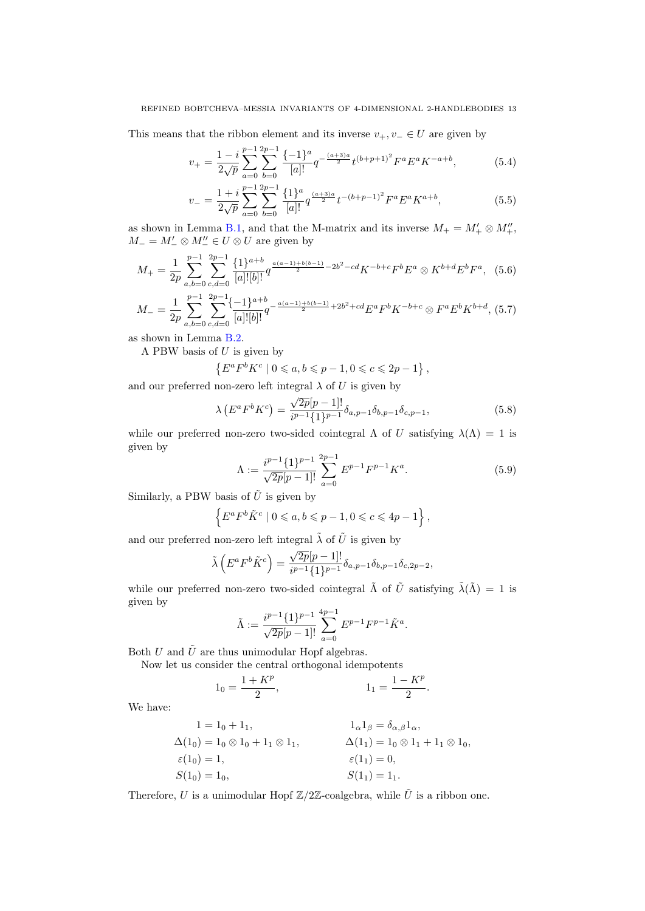This means that the ribbon element and its inverse $v_+, v_- \in U$ are given by

$$v_+ = \frac{1-i}{2\sqrt{p}} \sum_{a=0}^{p-1} \sum_{b=0}^{2p-1} \frac{\{-1\}^a}{[a]!} q^{-\frac{(a+3)a}{2}} t^{(b+p+1)^2} F^a E^a K^{-a+b}, \tag{5.4}$$

$$v_- = \frac{1+i}{2\sqrt{p}} \sum_{a=0}^{p-1} \sum_{b=0}^{2p-1} \frac{\{1\}^a}{[a]!} q^{\frac{(a+3)a}{2}} t^{-(b+p-1)^2} F^a E^a K^{a+b}, \tag{5.5}$$

as shown in Lemma B.1, and that the M-matrix and its inverse $M_+ = M'_+ \otimes M''_+$, $M_- = M'_- \otimes M''_- \in U \otimes U$ are given by

$$M_+ = \frac{1}{2p} \sum_{a,b=0}^{p-1} \sum_{c,d=0}^{2p-1} \frac{\{1\}^{a+b}}{[a]![b]!} q^{\frac{a(a-1)+b(b-1)}{2} - 2b^2 - cd} K^{-b+c} F^b E^a \otimes K^{b+d} E^b F^a, \tag{5.6}$$

$$M_- = \frac{1}{2p} \sum_{a,b=0}^{p-1} \sum_{c,d=0}^{2p-1} \frac{\{-1\}^{a+b}}{[a]![b]!} q^{-\frac{a(a-1)+b(b-1)}{2} + 2b^2 + cd} E^a F^b K^{-b+c} \otimes F^a E^b K^{b+d}, \tag{5.7}$$

as shown in Lemma B.2.

A PBW basis of $U$ is given by

$$\left\{ E^a F^b K^c \mid 0 \leqslant a, b \leqslant p-1, 0 \leqslant c \leqslant 2p-1 \right\},$$

and our preferred non-zero left integral $\lambda$ of $U$ is given by

$$\lambda\left(E^a F^b K^c\right) = \frac{\sqrt{2p}[p-1]!}{i^{p-1}\{1\}^{p-1}} \delta_{a,p-1} \delta_{b,p-1} \delta_{c,p-1}, \tag{5.8}$$

while our preferred non-zero two-sided cointegral $\Lambda$ of $U$ satisfying $\lambda(\Lambda) = 1$ is given by

$$\Lambda := \frac{i^{p-1}\{1\}^{p-1}}{\sqrt{2p}[p-1]!} \sum_{a=0}^{2p-1} E^{p-1} F^{p-1} K^a. \tag{5.9}$$

Similarly, a PBW basis of $\tilde{U}$ is given by

$$\left\{ E^a F^b \tilde{K}^c \mid 0 \leqslant a, b \leqslant p-1, 0 \leqslant c \leqslant 4p-1 \right\},$$

and our preferred non-zero left integral $\tilde{\lambda}$ of $\tilde{U}$ is given by

$$\tilde{\lambda}\left(E^a F^b \tilde{K}^c\right) = \frac{\sqrt{2p}[p-1]!}{i^{p-1}\{1\}^{p-1}} \delta_{a,p-1} \delta_{b,p-1} \delta_{c,2p-2},$$

while our preferred non-zero two-sided cointegral $\tilde{\Lambda}$ of $\tilde{U}$ satisfying $\tilde{\lambda}(\tilde{\Lambda}) = 1$ is given by

$$\tilde{\Lambda} := \frac{i^{p-1}\{1\}^{p-1}}{\sqrt{2p}[p-1]!} \sum_{a=0}^{4p-1} E^{p-1} F^{p-1} \tilde{K}^a.$$

Both $U$ and $\tilde{U}$ are thus unimodular Hopf algebras.

Now let us consider the central orthogonal idempotents

$$1_0 = \frac{1+K^p}{2}, \qquad 1_1 = \frac{1-K^p}{2}.$$

We have:

$$\begin{aligned}
1 &= 1_0 + 1_1, & 1_\alpha 1_\beta &= \delta_{\alpha,\beta} 1_\alpha, \\
\Delta(1_0) &= 1_0 \otimes 1_0 + 1_1 \otimes 1_1, & \Delta(1_1) &= 1_0 \otimes 1_1 + 1_1 \otimes 1_0, \\
\varepsilon(1_0) &= 1, & \varepsilon(1_1) &= 0, \\
S(1_0) &= 1_0, & S(1_1) &= 1_1.
\end{aligned}$$

Therefore, $U$ is a unimodular Hopf $\mathbb{Z}/2\mathbb{Z}$-coalgebra, while $\tilde{U}$ is a ribbon one.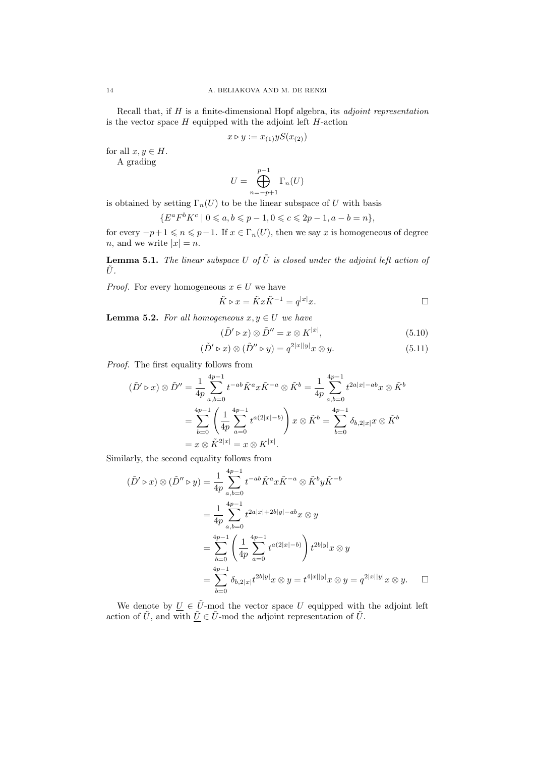Recall that, if $H$ is a finite-dimensional Hopf algebra, its *adjoint representation* is the vector space $H$ equipped with the adjoint left $H$-action

$$x \triangleright y := x_{(1)} y S(x_{(2)})$$

for all $x, y \in H$.

A grading

$$U = \bigoplus_{n=-p+1}^{p-1} \Gamma_n(U)$$

is obtained by setting $\Gamma_n(U)$ to be the linear subspace of $U$ with basis

$$\{E^a F^b K^c \mid 0 \leqslant a, b \leqslant p-1, 0 \leqslant c \leqslant 2p-1, a-b=n\},$$

for every $-p+1 \leqslant n \leqslant p-1$. If $x \in \Gamma_n(U)$, then we say $x$ is homogeneous of degree $n$, and we write $|x| = n$.

**Lemma 5.1.** *The linear subspace $U$ of $\tilde{U}$ is closed under the adjoint left action of $\tilde{U}$.*

*Proof.* For every homogeneous $x \in U$ we have

$$\tilde{K} \triangleright x = \tilde{K} x \tilde{K}^{-1} = q^{|x|} x. \qquad \square$$

**Lemma 5.2.** *For all homogeneous $x, y \in U$ we have*

$$(\tilde{D}' \triangleright x) \otimes \tilde{D}'' = x \otimes K^{|x|}, \tag{5.10}$$

$$(\tilde{D}' \triangleright x) \otimes (\tilde{D}'' \triangleright y) = q^{2|x||y|} x \otimes y. \tag{5.11}$$

*Proof.* The first equality follows from

$$\begin{aligned}
(\tilde{D}' \triangleright x) \otimes \tilde{D}'' &= \frac{1}{4p} \sum_{a,b=0}^{4p-1} t^{-ab} \tilde{K}^a x \tilde{K}^{-a} \otimes \tilde{K}^b = \frac{1}{4p} \sum_{a,b=0}^{4p-1} t^{2a|x|-ab} x \otimes \tilde{K}^b \\
&= \sum_{b=0}^{4p-1} \left( \frac{1}{4p} \sum_{a=0}^{4p-1} t^{a(2|x|-b)} \right) x \otimes \tilde{K}^b = \sum_{b=0}^{4p-1} \delta_{b,2|x|} x \otimes \tilde{K}^b \\
&= x \otimes \tilde{K}^{2|x|} = x \otimes K^{|x|}.
\end{aligned}$$

Similarly, the second equality follows from

$$\begin{aligned}
(\tilde{D}' \triangleright x) \otimes (\tilde{D}'' \triangleright y) &= \frac{1}{4p} \sum_{a,b=0}^{4p-1} t^{-ab} \tilde{K}^a x \tilde{K}^{-a} \otimes \tilde{K}^b y \tilde{K}^{-b} \\
&= \frac{1}{4p} \sum_{a,b=0}^{4p-1} t^{2a|x|+2b|y|-ab} x \otimes y \\
&= \sum_{b=0}^{4p-1} \left( \frac{1}{4p} \sum_{a=0}^{4p-1} t^{a(2|x|-b)} \right) t^{2b|y|} x \otimes y \\
&= \sum_{b=0}^{4p-1} \delta_{b,2|x|} t^{2b|y|} x \otimes y = t^{4|x||y|} x \otimes y = q^{2|x||y|} x \otimes y. \qquad \square
\end{aligned}$$

We denote by $\underline{U} \in \tilde{U}$-mod the vector space $U$ equipped with the adjoint left action of $\tilde{U}$, and with $\underline{\tilde{U}} \in \tilde{U}$-mod the adjoint representation of $\tilde{U}$.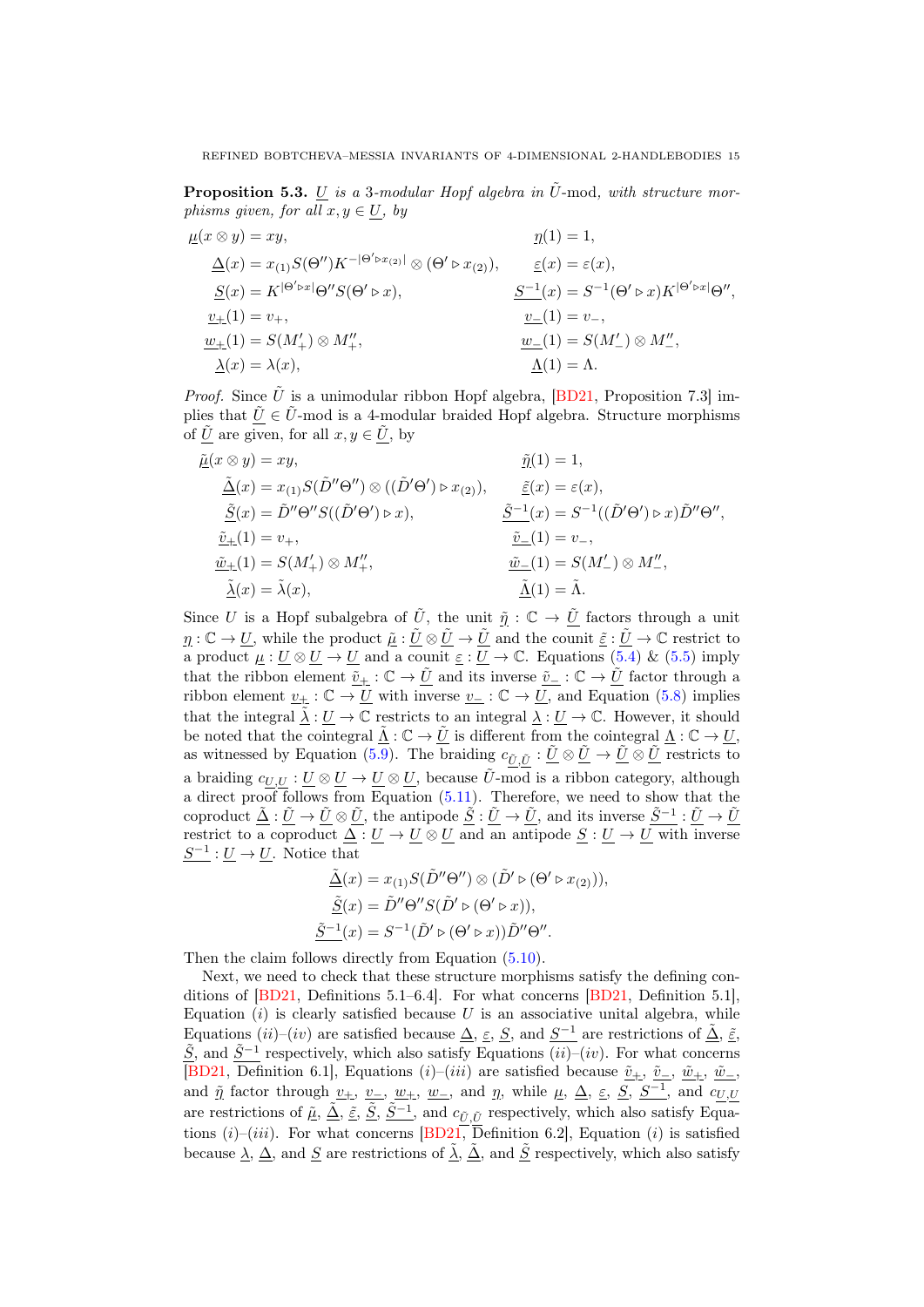**Proposition 5.3.** $\underline{U}$ *is a 3-modular Hopf algebra in* $\tilde{U}$-mod*, with structure morphisms given, for all* $x, y \in \underline{U}$*, by*

$$\underline{\mu}(x \otimes y) = xy, \qquad \underline{\eta}(1) = 1,$$

$$\underline{\Delta}(x) = x_{(1)} S(\Theta'') K^{-|\Theta' \triangleright x_{(2)}|} \otimes (\Theta' \triangleright x_{(2)}), \qquad \underline{\varepsilon}(x) = \varepsilon(x),$$

$$\underline{S}(x) = K^{|\Theta' \triangleright x|} \Theta'' S(\Theta' \triangleright x), \qquad \underline{S^{-1}}(x) = S^{-1}(\Theta' \triangleright x) K^{|\Theta' \triangleright x|} \Theta'',$$

$$\underline{v_+}(1) = v_+, \qquad \underline{v_-}(1) = v_-,$$

$$\underline{w_+}(1) = S(M'_+) \otimes M''_+, \qquad \underline{w_-}(1) = S(M'_-) \otimes M''_-,$$

$$\underline{\lambda}(x) = \lambda(x), \qquad \underline{\Lambda}(1) = \Lambda.$$

*Proof.* Since $\tilde{U}$ is a unimodular ribbon Hopf algebra, [BD21, Proposition 7.3] implies that $\underline{\tilde{U}} \in \tilde{U}$-mod is a 4-modular braided Hopf algebra. Structure morphisms of $\underline{\tilde{U}}$ are given, for all $x, y \in \underline{\tilde{U}}$, by

$$\underline{\tilde{\mu}}(x \otimes y) = xy, \qquad \underline{\tilde{\eta}}(1) = 1,$$

$$\underline{\tilde{\Delta}}(x) = x_{(1)} S(\tilde{D}'' \Theta'') \otimes ((\tilde{D}' \Theta') \triangleright x_{(2)}), \qquad \underline{\tilde{\varepsilon}}(x) = \varepsilon(x),$$

$$\underline{\tilde{S}}(x) = \tilde{D}'' \Theta'' S((\tilde{D}' \Theta') \triangleright x), \qquad \underline{\tilde{S}^{-1}}(x) = S^{-1}((\tilde{D}' \Theta') \triangleright x) \tilde{D}'' \Theta'',$$

$$\underline{\tilde{v}_+}(1) = v_+, \qquad \underline{\tilde{v}_-}(1) = v_-,$$

$$\underline{\tilde{w}_+}(1) = S(M'_+) \otimes M''_+, \qquad \underline{\tilde{w}_-}(1) = S(M'_-) \otimes M''_-,$$

$$\underline{\tilde{\lambda}}(x) = \tilde{\lambda}(x), \qquad \underline{\tilde{\Lambda}}(1) = \tilde{\Lambda}.$$

Since $U$ is a Hopf subalgebra of $\tilde{U}$, the unit $\underline{\tilde{\eta}} : \mathbb{C} \to \underline{\tilde{U}}$ factors through a unit $\underline{\eta} : \mathbb{C} \to \underline{U}$, while the product $\underline{\tilde{\mu}} : \underline{\tilde{U}} \otimes \underline{\tilde{U}} \to \underline{\tilde{U}}$ and the counit $\underline{\tilde{\varepsilon}} : \underline{\tilde{U}} \to \mathbb{C}$ restrict to a product $\underline{\mu} : \underline{U} \otimes \underline{U} \to \underline{U}$ and a counit $\underline{\varepsilon} : \underline{U} \to \mathbb{C}$. Equations (5.4) & (5.5) imply that the ribbon element $\underline{\tilde{v}_+} : \mathbb{C} \to \underline{\tilde{U}}$ and its inverse $\underline{\tilde{v}_-} : \mathbb{C} \to \underline{\tilde{U}}$ factor through a ribbon element $\underline{v_+} : \mathbb{C} \to \underline{U}$ with inverse $\underline{v_-} : \mathbb{C} \to \underline{U}$, and Equation (5.8) implies that the integral $\underline{\tilde{\lambda}} : \underline{U} \to \mathbb{C}$ restricts to an integral $\underline{\lambda} : \underline{U} \to \mathbb{C}$. However, it should be noted that the cointegral $\underline{\tilde{\Lambda}} : \mathbb{C} \to \underline{\tilde{U}}$ is different from the cointegral $\underline{\Lambda} : \mathbb{C} \to \underline{U}$, as witnessed by Equation (5.9). The braiding $c_{\underline{\tilde{U}},\underline{\tilde{U}}} : \underline{\tilde{U}} \otimes \underline{\tilde{U}} \to \underline{\tilde{U}} \otimes \underline{\tilde{U}}$ restricts to a braiding $c_{\underline{U},\underline{U}} : \underline{U} \otimes \underline{U} \to \underline{U} \otimes \underline{U}$, because $\tilde{U}$-mod is a ribbon category, although a direct proof follows from Equation (5.11). Therefore, we need to show that the coproduct $\underline{\tilde{\Delta}} : \underline{\tilde{U}} \to \underline{\tilde{U}} \otimes \underline{\tilde{U}}$, the antipode $\underline{\tilde{S}} : \underline{\tilde{U}} \to \underline{\tilde{U}}$, and its inverse $\underline{\tilde{S}^{-1}} : \underline{\tilde{U}} \to \underline{\tilde{U}}$ restrict to a coproduct $\underline{\Delta} : \underline{U} \to \underline{U} \otimes \underline{U}$ and an antipode $\underline{S} : \underline{U} \to \underline{U}$ with inverse $\underline{S^{-1}} : \underline{U} \to \underline{U}$. Notice that

$$\underline{\tilde{\Delta}}(x) = x_{(1)} S(\tilde{D}'' \Theta'') \otimes (\tilde{D}' \triangleright (\Theta' \triangleright x_{(2)})),$$

$$\underline{\tilde{S}}(x) = \tilde{D}'' \Theta'' S(\tilde{D}' \triangleright (\Theta' \triangleright x)),$$

$$\underline{\tilde{S}^{-1}}(x) = S^{-1}(\tilde{D}' \triangleright (\Theta' \triangleright x)) \tilde{D}'' \Theta''.$$

Then the claim follows directly from Equation (5.10).

Next, we need to check that these structure morphisms satisfy the defining conditions of [BD21, Definitions 5.1–6.4]. For what concerns [BD21, Definition 5.1], Equation $(i)$ is clearly satisfied because $U$ is an associative unital algebra, while Equations $(ii)$–$(iv)$ are satisfied because $\underline{\Delta}$, $\underline{\varepsilon}$, $\underline{S}$, and $\underline{S^{-1}}$ are restrictions of $\underline{\tilde{\Delta}}$, $\underline{\tilde{\varepsilon}}$, $\underline{\tilde{S}}$, and $\underline{\tilde{S}^{-1}}$ respectively, which also satisfy Equations $(ii)$–$(iv)$. For what concerns [BD21, Definition 6.1], Equations $(i)$–$(iii)$ are satisfied because $\underline{\tilde{v}_+}$, $\underline{\tilde{v}_-}$, $\underline{\tilde{w}_+}$, $\underline{\tilde{w}_-}$, and $\underline{\tilde{\eta}}$ factor through $\underline{v_+}$, $\underline{v_-}$, $\underline{w_+}$, $\underline{w_-}$, and $\underline{\eta}$, while $\underline{\mu}$, $\underline{\Delta}$, $\underline{\varepsilon}$, $\underline{S}$, $\underline{S^{-1}}$, and $c_{\underline{U},\underline{U}}$ are restrictions of $\underline{\tilde{\mu}}$, $\underline{\tilde{\Delta}}$, $\underline{\tilde{\varepsilon}}$, $\underline{\tilde{S}}$, $\underline{\tilde{S}^{-1}}$, and $c_{\underline{\tilde{U}},\underline{\tilde{U}}}$ respectively, which also satisfy Equations $(i)$–$(iii)$. For what concerns [BD21, Definition 6.2], Equation $(i)$ is satisfied because $\underline{\lambda}$, $\underline{\Delta}$, and $\underline{S}$ are restrictions of $\underline{\tilde{\lambda}}$, $\underline{\tilde{\Delta}}$, and $\underline{\tilde{S}}$ respectively, which also satisfy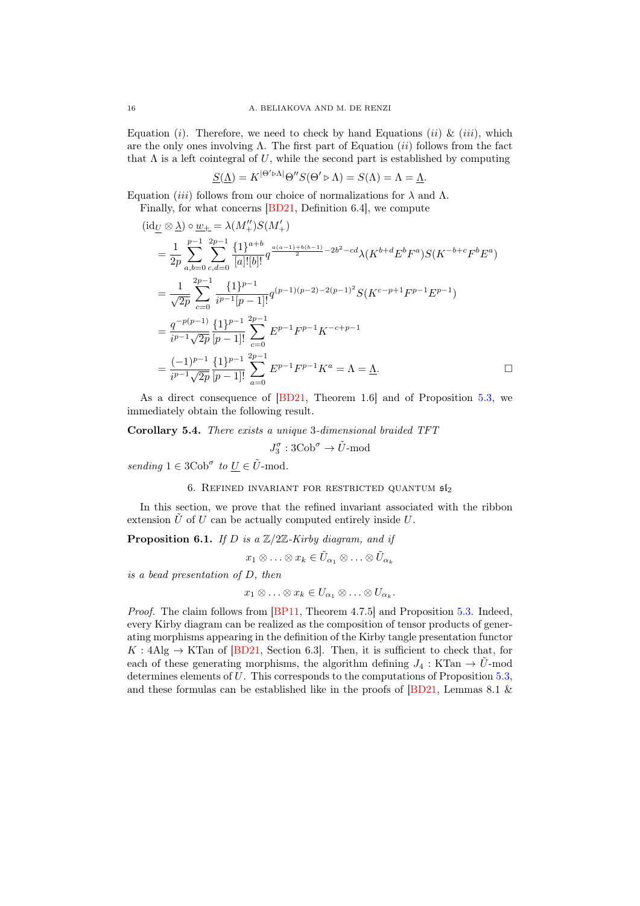Equation $(i)$. Therefore, we need to check by hand Equations $(ii)$ & $(iii)$, which are the only ones involving $\Lambda$. The first part of Equation $(ii)$ follows from the fact that $\Lambda$ is a left cointegral of $U$, while the second part is established by computing

$$\underline{S}(\underline{\Lambda}) = K^{|\Theta' \triangleright \Lambda|} \Theta'' S(\Theta' \triangleright \Lambda) = S(\Lambda) = \Lambda = \underline{\Lambda}.$$

Equation $(iii)$ follows from our choice of normalizations for $\lambda$ and $\Lambda$.

Finally, for what concerns [BD21, Definition 6.4], we compute

$$\begin{aligned}
(\mathrm{id}_{\underline{U}} \otimes \underline{\lambda}) \circ \underline{w_+} &= \lambda(M''_+) S(M'_+) \\
&= \frac{1}{2p} \sum_{a,b=0}^{p-1} \sum_{c,d=0}^{2p-1} \frac{\{1\}^{a+b}}{[a]![b]!} q^{\frac{a(a-1)+b(b-1)}{2} - 2b^2 - cd} \lambda(K^{b+d} E^b F^a) S(K^{-b+c} F^b E^a) \\
&= \frac{1}{\sqrt{2p}} \sum_{c=0}^{2p-1} \frac{\{1\}^{p-1}}{i^{p-1}[p-1]!} q^{(p-1)(p-2)-2(p-1)^2} S(K^{c-p+1} F^{p-1} E^{p-1}) \\
&= \frac{q^{-p(p-1)}}{i^{p-1}\sqrt{2p}} \frac{\{1\}^{p-1}}{[p-1]!} \sum_{c=0}^{2p-1} E^{p-1} F^{p-1} K^{-c+p-1} \\
&= \frac{(-1)^{p-1}}{i^{p-1}\sqrt{2p}} \frac{\{1\}^{p-1}}{[p-1]!} \sum_{a=0}^{2p-1} E^{p-1} F^{p-1} K^a = \Lambda = \underline{\Lambda}. \qquad \square
\end{aligned}$$

As a direct consequence of [BD21, Theorem 1.6] and of Proposition 5.3, we immediately obtain the following result.

**Corollary 5.4.** *There exists a unique* 3*-dimensional braided TFT*

$$J_3^\sigma : 3\mathrm{Cob}^\sigma \to \tilde{U}\text{-mod}$$

*sending* $1 \in 3\mathrm{Cob}^\sigma$ *to* $\underline{U} \in \tilde{U}$*-mod.*

## 6. Refined invariant for restricted quantum $\mathfrak{sl}_2$

In this section, we prove that the refined invariant associated with the ribbon extension $\tilde{U}$ of $U$ can be actually computed entirely inside $U$.

**Proposition 6.1.** *If $D$ is a $\mathbb{Z}/2\mathbb{Z}$-Kirby diagram, and if*

$$x_1 \otimes \ldots \otimes x_k \in \tilde{U}_{\alpha_1} \otimes \ldots \otimes \tilde{U}_{\alpha_k}$$

*is a bead presentation of $D$, then*

$$x_1 \otimes \ldots \otimes x_k \in U_{\alpha_1} \otimes \ldots \otimes U_{\alpha_k}.$$

*Proof.* The claim follows from [BP11, Theorem 4.7.5] and Proposition 5.3. Indeed, every Kirby diagram can be realized as the composition of tensor products of generating morphisms appearing in the definition of the Kirby tangle presentation functor $K : 4\mathrm{Alg} \to \mathrm{KTan}$ of [BD21, Section 6.3]. Then, it is sufficient to check that, for each of these generating morphisms, the algorithm defining $J_4 : \mathrm{KTan} \to \tilde{U}$-mod determines elements of $U$. This corresponds to the computations of Proposition 5.3, and these formulas can be established like in the proofs of [BD21, Lemmas 8.1 &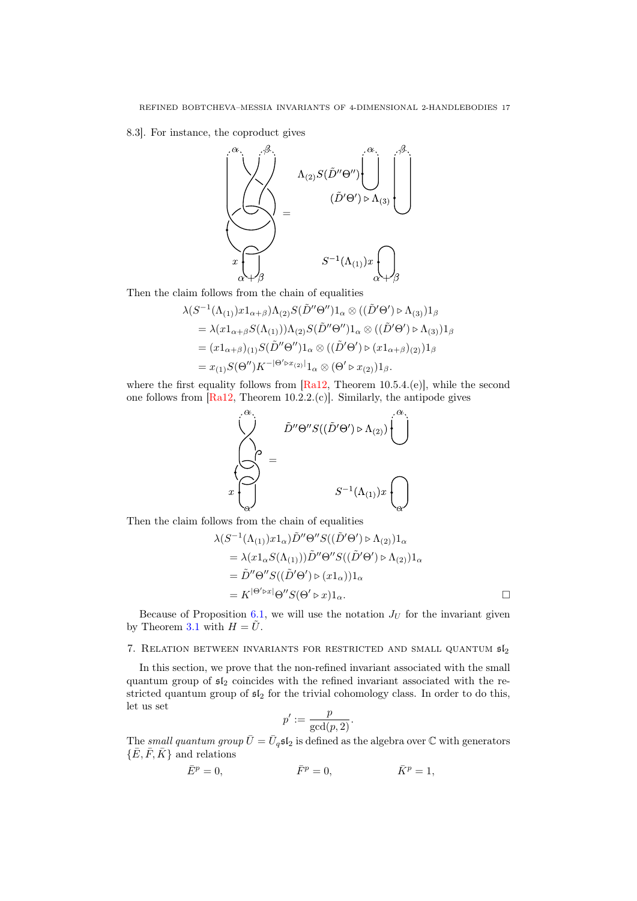8.3]. For instance, the coproduct gives

Then the claim follows from the chain of equalities

$$
\begin{aligned}
&\lambda(S^{-1}(\Lambda_{(1)})x1_{\alpha+\beta})\Lambda_{(2)}S(\tilde{D}''\Theta'')1_\alpha \otimes ((\tilde{D}'\Theta') \triangleright \Lambda_{(3)})1_\beta \\
&= \lambda(x1_{\alpha+\beta}S(\Lambda_{(1)}))\Lambda_{(2)}S(\tilde{D}''\Theta'')1_\alpha \otimes ((\tilde{D}'\Theta') \triangleright \Lambda_{(3)})1_\beta \\
&= (x1_{\alpha+\beta})_{(1)}S(\tilde{D}''\Theta'')1_\alpha \otimes ((\tilde{D}'\Theta') \triangleright (x1_{\alpha+\beta})_{(2)})1_\beta \\
&= x_{(1)}S(\Theta'')K^{-|\Theta' \triangleright x_{(2)}|}1_\alpha \otimes (\Theta' \triangleright x_{(2)})1_\beta.
\end{aligned}
$$

where the first equality follows from [Ra12, Theorem 10.5.4.(e)], while the second one follows from [Ra12, Theorem 10.2.2.(c)]. Similarly, the antipode gives

Then the claim follows from the chain of equalities

$$
\begin{aligned}
&\lambda(S^{-1}(\Lambda_{(1)})x1_\alpha)\tilde{D}''\Theta''S((\tilde{D}'\Theta') \triangleright \Lambda_{(2)})1_\alpha \\
&= \lambda(x1_\alpha S(\Lambda_{(1)}))\tilde{D}''\Theta''S((\tilde{D}'\Theta') \triangleright \Lambda_{(2)})1_\alpha \\
&= \tilde{D}''\Theta''S((\tilde{D}'\Theta') \triangleright (x1_\alpha))1_\alpha \\
&= K^{|\Theta' \triangleright x|}\Theta''S(\Theta' \triangleright x)1_\alpha. \qquad \square
\end{aligned}
$$

Because of Proposition 6.1, we will use the notation $J_U$ for the invariant given by Theorem 3.1 with $H = \tilde{U}$.

## 7. Relation between invariants for restricted and small quantum $\mathfrak{sl}_2$

In this section, we prove that the non-refined invariant associated with the small quantum group of $\mathfrak{sl}_2$ coincides with the refined invariant associated with the restricted quantum group of $\mathfrak{sl}_2$ for the trivial cohomology class. In order to do this, let us set

$$
p' := \frac{p}{\gcd(p,2)}.
$$

The *small quantum group* $\bar{U} = \bar{U}_q\mathfrak{sl}_2$ is defined as the algebra over $\mathbb{C}$ with generators $\{\bar{E}, \bar{F}, \bar{K}\}$ and relations

$$
\bar{E}^p = 0, \qquad \bar{F}^p = 0, \qquad \bar{K}^p = 1,
$$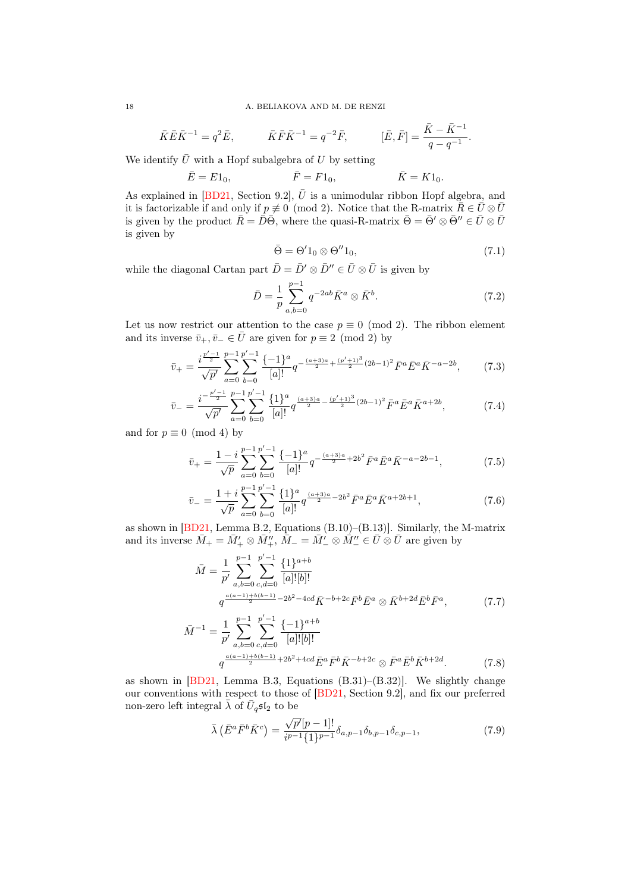$$\bar{K}\bar{E}\bar{K}^{-1} = q^2\bar{E}, \qquad \bar{K}\bar{F}\bar{K}^{-1} = q^{-2}\bar{F}, \qquad [\bar{E},\bar{F}] = \frac{\bar{K}-\bar{K}^{-1}}{q-q^{-1}}.$$

We identify $\bar{U}$ with a Hopf subalgebra of $U$ by setting

$$\bar{E} = E1_0, \qquad \bar{F} = F1_0, \qquad \bar{K} = K1_0.$$

As explained in [BD21, Section 9.2], $\bar{U}$ is a unimodular ribbon Hopf algebra, and it is factorizable if and only if $p \not\equiv 0 \pmod 2$. Notice that the R-matrix $\bar{R} \in \bar{U} \otimes \bar{U}$ is given by the product $\bar{R} = \bar{D}\bar{\Theta}$, where the quasi-R-matrix $\bar{\Theta} = \bar{\Theta}' \otimes \bar{\Theta}'' \in \bar{U} \otimes \bar{U}$ is given by

$$\bar{\Theta} = \Theta' 1_0 \otimes \Theta'' 1_0, \tag{7.1}$$

while the diagonal Cartan part $\bar{D} = \bar{D}' \otimes \bar{D}'' \in \bar{U} \otimes \bar{U}$ is given by

$$\bar{D} = \frac{1}{p}\sum_{a,b=0}^{p-1} q^{-2ab}\bar{K}^a \otimes \bar{K}^b. \tag{7.2}$$

Let us now restrict our attention to the case $p \equiv 0 \pmod 2$. The ribbon element and its inverse $\bar{v}_+, \bar{v}_- \in \bar{U}$ are given for $p \equiv 2 \pmod 2$ by

$$\bar{v}_+ = \frac{i^{\frac{p'-1}{2}}}{\sqrt{p'}} \sum_{a=0}^{p-1}\sum_{b=0}^{p'-1} \frac{\{-1\}^a}{[a]!} q^{-\frac{(a+3)a}{2} + \frac{(p'+1)^3}{2}(2b-1)^2} \bar{F}^a\bar{E}^a\bar{K}^{-a-2b}, \tag{7.3}$$

$$\bar{v}_- = \frac{i^{-\frac{p'-1}{2}}}{\sqrt{p'}} \sum_{a=0}^{p-1}\sum_{b=0}^{p'-1} \frac{\{1\}^a}{[a]!} q^{\frac{(a+3)a}{2} - \frac{(p'+1)^3}{2}(2b-1)^2} \bar{F}^a\bar{E}^a\bar{K}^{a+2b}, \tag{7.4}$$

and for $p \equiv 0 \pmod 4$ by

$$\bar{v}_+ = \frac{1-i}{\sqrt{p}} \sum_{a=0}^{p-1}\sum_{b=0}^{p'-1} \frac{\{-1\}^a}{[a]!} q^{-\frac{(a+3)a}{2} + 2b^2} \bar{F}^a\bar{E}^a\bar{K}^{-a-2b-1}, \tag{7.5}$$

$$\bar{v}_- = \frac{1+i}{\sqrt{p}} \sum_{a=0}^{p-1}\sum_{b=0}^{p'-1} \frac{\{1\}^a}{[a]!} q^{\frac{(a+3)a}{2} - 2b^2} \bar{F}^a\bar{E}^a\bar{K}^{a+2b+1}, \tag{7.6}$$

as shown in [BD21, Lemma B.2, Equations (B.10)–(B.13)]. Similarly, the M-matrix and its inverse $\bar{M}_+ = \bar{M}'_+ \otimes \bar{M}''_+$, $\bar{M}_- = \bar{M}'_- \otimes \bar{M}''_- \in \bar{U} \otimes \bar{U}$ are given by

$$\begin{aligned}\bar{M} = \frac{1}{p'} &\sum_{a,b=0}^{p-1}\sum_{c,d=0}^{p'-1} \frac{\{1\}^{a+b}}{[a]![b]!} \\ &q^{\frac{a(a-1)+b(b-1)}{2} - 2b^2 - 4cd} \bar{K}^{-b+2c}\bar{F}^b\bar{E}^a \otimes \bar{K}^{b+2d}\bar{E}^b\bar{F}^a,\end{aligned} \tag{7.7}$$

$$\begin{aligned}\bar{M}^{-1} = \frac{1}{p'} &\sum_{a,b=0}^{p-1}\sum_{c,d=0}^{p'-1} \frac{\{-1\}^{a+b}}{[a]![b]!} \\ &q^{\frac{a(a-1)+b(b-1)}{2} + 2b^2 + 4cd} \bar{E}^a\bar{F}^b\bar{K}^{-b+2c} \otimes \bar{F}^a\bar{E}^b\bar{K}^{b+2d}.\end{aligned} \tag{7.8}$$

as shown in [BD21, Lemma B.3, Equations (B.31)–(B.32)]. We slightly change our conventions with respect to those of [BD21, Section 9.2], and fix our preferred non-zero left integral $\bar{\lambda}$ of $\bar{U}_q\mathfrak{sl}_2$ to be

$$\bar{\lambda}\left(\bar{E}^a\bar{F}^b\bar{K}^c\right) = \frac{\sqrt{p'}[p-1]!}{i^{p-1}\{1\}^{p-1}}\delta_{a,p-1}\delta_{b,p-1}\delta_{c,p-1}, \tag{7.9}$$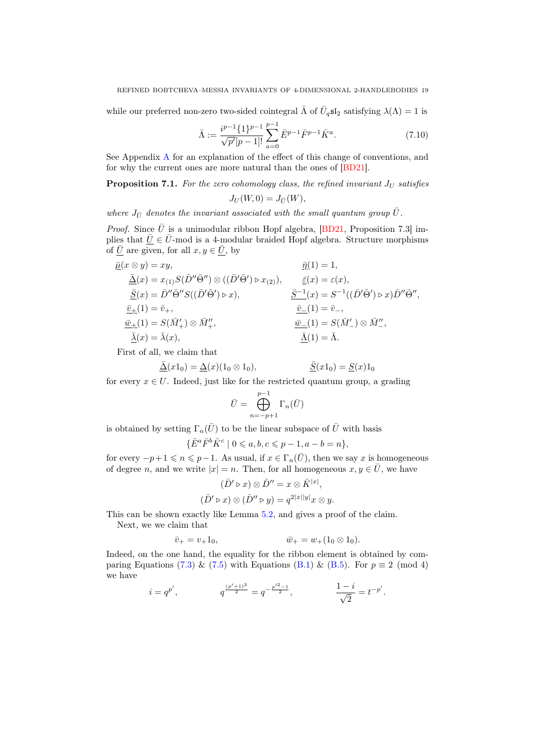while our preferred non-zero two-sided cointegral $\bar{\Lambda}$ of $\bar{U}_q\mathfrak{sl}_2$ satisfying $\lambda(\Lambda) = 1$ is

$$\bar{\Lambda} := \frac{i^{p-1}\{1\}^{p-1}}{\sqrt{p'}[p-1]!} \sum_{a=0}^{p-1} \bar{E}^{p-1}\bar{F}^{p-1}\bar{K}^{a}. \tag{7.10}$$

See Appendix A for an explanation of the effect of this change of conventions, and for why the current ones are more natural than the ones of [BD21].

**Proposition 7.1.** *For the zero cohomology class, the refined invariant $J_U$ satisfies*

$$J_U(W, 0) = J_{\bar{U}}(W),$$

*where $J_{\bar{U}}$ denotes the invariant associated with the small quantum group $\bar{U}$.*

*Proof.* Since $\bar{U}$ is a unimodular ribbon Hopf algebra, [BD21, Proposition 7.3] implies that $\underline{\bar{U}} \in \bar{U}$-mod is a 4-modular braided Hopf algebra. Structure morphisms of $\underline{\bar{U}}$ are given, for all $x, y \in \underline{\bar{U}}$, by

$$\begin{aligned}
\underline{\bar{\mu}}(x \otimes y) &= xy, & \underline{\bar{\eta}}(1) &= 1, \\
\underline{\bar{\Delta}}(x) &= x_{(1)} S(\bar{D}''\bar{\Theta}'') \otimes ((\bar{D}'\bar{\Theta}') \triangleright x_{(2)}), & \underline{\bar{\varepsilon}}(x) &= \varepsilon(x), \\
\underline{\bar{S}}(x) &= \bar{D}''\bar{\Theta}'' S((\bar{D}'\bar{\Theta}') \triangleright x), & \underline{\bar{S}^{-1}}(x) &= S^{-1}((\bar{D}'\bar{\Theta}') \triangleright x)\bar{D}''\bar{\Theta}'', \\
\underline{\bar{v}_+}(1) &= \bar{v}_+, & \underline{\bar{v}_-}(1) &= \bar{v}_-, \\
\underline{\bar{w}_+}(1) &= S(\bar{M}'_+) \otimes \bar{M}''_+, & \underline{\bar{w}_-}(1) &= S(\bar{M}'_-) \otimes \bar{M}''_-, \\
\underline{\bar{\lambda}}(x) &= \bar{\lambda}(x), & \underline{\bar{\Lambda}}(1) &= \bar{\Lambda}.
\end{aligned}$$

First of all, we claim that

$$\underline{\bar{\Delta}}(x1_0) = \underline{\Delta}(x)(1_0 \otimes 1_0), \qquad\qquad \underline{\bar{S}}(x1_0) = \underline{S}(x)1_0$$

for every $x \in U$. Indeed, just like for the restricted quantum group, a grading

$$\bar{U} = \bigoplus_{n=-p+1}^{p-1} \Gamma_n(\bar{U})$$

is obtained by setting $\Gamma_n(\bar{U})$ to be the linear subspace of $\bar{U}$ with basis

$$\{\bar{E}^a\bar{F}^b\bar{K}^c \mid 0 \leqslant a, b, c \leqslant p-1, a-b = n\},$$

for every $-p+1 \leqslant n \leqslant p-1$. As usual, if $x \in \Gamma_n(\bar{U})$, then we say $x$ is homogeneous of degree $n$, and we write $|x| = n$. Then, for all homogeneous $x, y \in \bar{U}$, we have

$$\begin{aligned}
(\bar{D}' \triangleright x) \otimes \bar{D}'' &= x \otimes \bar{K}^{|x|}, \\
(\bar{D}' \triangleright x) \otimes (\bar{D}'' \triangleright y) &= q^{2|x||y|} x \otimes y.
\end{aligned}$$

This can be shown exactly like Lemma 5.2, and gives a proof of the claim.

Next, we we claim that

$$\bar{v}_+ = v_+1_0, \qquad\qquad \bar{w}_+ = w_+(1_0 \otimes 1_0).$$

Indeed, on the one hand, the equality for the ribbon element is obtained by comparing Equations (7.3) & (7.5) with Equations (B.1) & (B.5). For $p \equiv 2 \pmod 4$ we have

$$i = q^{p'}, \qquad\qquad q^{\frac{(p'+1)^3}{2}} = q^{-\frac{p'^2-1}{2}}, \qquad\qquad \frac{1-i}{\sqrt{2}} = t^{-p'}.$$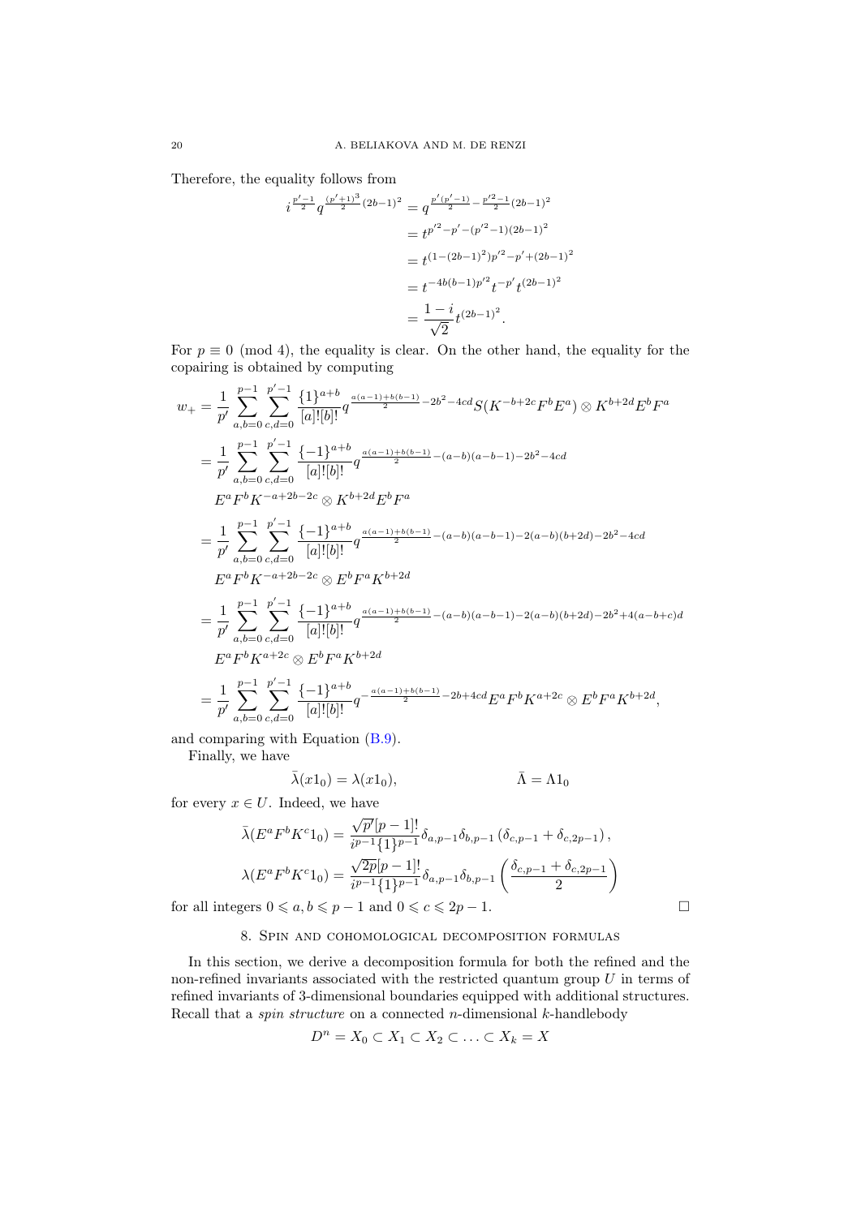Therefore, the equality follows from

$$
\begin{aligned}
i^{\frac{p'-1}{2}} q^{\frac{(p'+1)^3}{2}(2b-1)^2} &= q^{\frac{p'(p'-1)}{2} - \frac{p'^2-1}{2}(2b-1)^2} \\
&= t^{p'^2 - p' - (p'^2-1)(2b-1)^2} \\
&= t^{(1-(2b-1)^2)p'^2 - p' + (2b-1)^2} \\
&= t^{-4b(b-1)p'^2} t^{-p'} t^{(2b-1)^2} \\
&= \frac{1-i}{\sqrt{2}} t^{(2b-1)^2}.
\end{aligned}
$$

For $p \equiv 0 \pmod 4$, the equality is clear. On the other hand, the equality for the copairing is obtained by computing

$$
\begin{aligned}
w_+ &= \frac{1}{p'} \sum_{a,b=0}^{p-1} \sum_{c,d=0}^{p'-1} \frac{\{1\}^{a+b}}{[a]![b]!} q^{\frac{a(a-1)+b(b-1)}{2} - 2b^2 - 4cd} S(K^{-b+2c} F^b E^a) \otimes K^{b+2d} E^b F^a \\
&= \frac{1}{p'} \sum_{a,b=0}^{p-1} \sum_{c,d=0}^{p'-1} \frac{\{-1\}^{a+b}}{[a]![b]!} q^{\frac{a(a-1)+b(b-1)}{2} - (a-b)(a-b-1) - 2b^2 - 4cd} \\
&\quad E^a F^b K^{-a+2b-2c} \otimes K^{b+2d} E^b F^a \\
&= \frac{1}{p'} \sum_{a,b=0}^{p-1} \sum_{c,d=0}^{p'-1} \frac{\{-1\}^{a+b}}{[a]![b]!} q^{\frac{a(a-1)+b(b-1)}{2} - (a-b)(a-b-1) - 2(a-b)(b+2d) - 2b^2 - 4cd} \\
&\quad E^a F^b K^{-a+2b-2c} \otimes E^b F^a K^{b+2d} \\
&= \frac{1}{p'} \sum_{a,b=0}^{p-1} \sum_{c,d=0}^{p'-1} \frac{\{-1\}^{a+b}}{[a]![b]!} q^{\frac{a(a-1)+b(b-1)}{2} - (a-b)(a-b-1) - 2(a-b)(b+2d) - 2b^2 + 4(a-b+c)d} \\
&\quad E^a F^b K^{a+2c} \otimes E^b F^a K^{b+2d} \\
&= \frac{1}{p'} \sum_{a,b=0}^{p-1} \sum_{c,d=0}^{p'-1} \frac{\{-1\}^{a+b}}{[a]![b]!} q^{-\frac{a(a-1)+b(b-1)}{2} - 2b + 4cd} E^a F^b K^{a+2c} \otimes E^b F^a K^{b+2d},
\end{aligned}
$$

and comparing with Equation (B.9).

Finally, we have

$$
\bar{\lambda}(x1_0) = \lambda(x1_0), \qquad \bar{\Lambda} = \Lambda 1_0
$$

for every $x \in U$. Indeed, we have

$$
\begin{aligned}
\bar{\lambda}(E^a F^b K^c 1_0) &= \frac{\sqrt{p'}[p-1]!}{i^{p-1}\{1\}^{p-1}} \delta_{a,p-1} \delta_{b,p-1} \left(\delta_{c,p-1} + \delta_{c,2p-1}\right), \\
\lambda(E^a F^b K^c 1_0) &= \frac{\sqrt{2p}[p-1]!}{i^{p-1}\{1\}^{p-1}} \delta_{a,p-1} \delta_{b,p-1} \left(\frac{\delta_{c,p-1} + \delta_{c,2p-1}}{2}\right)
\end{aligned}
$$

for all integers $0 \leqslant a, b \leqslant p-1$ and $0 \leqslant c \leqslant 2p-1$. $\square$

## 8. Spin and cohomological decomposition formulas

In this section, we derive a decomposition formula for both the refined and the non-refined invariants associated with the restricted quantum group $U$ in terms of refined invariants of 3-dimensional boundaries equipped with additional structures. Recall that a *spin structure* on a connected $n$-dimensional $k$-handlebody

$$
D^n = X_0 \subset X_1 \subset X_2 \subset \ldots \subset X_k = X
$$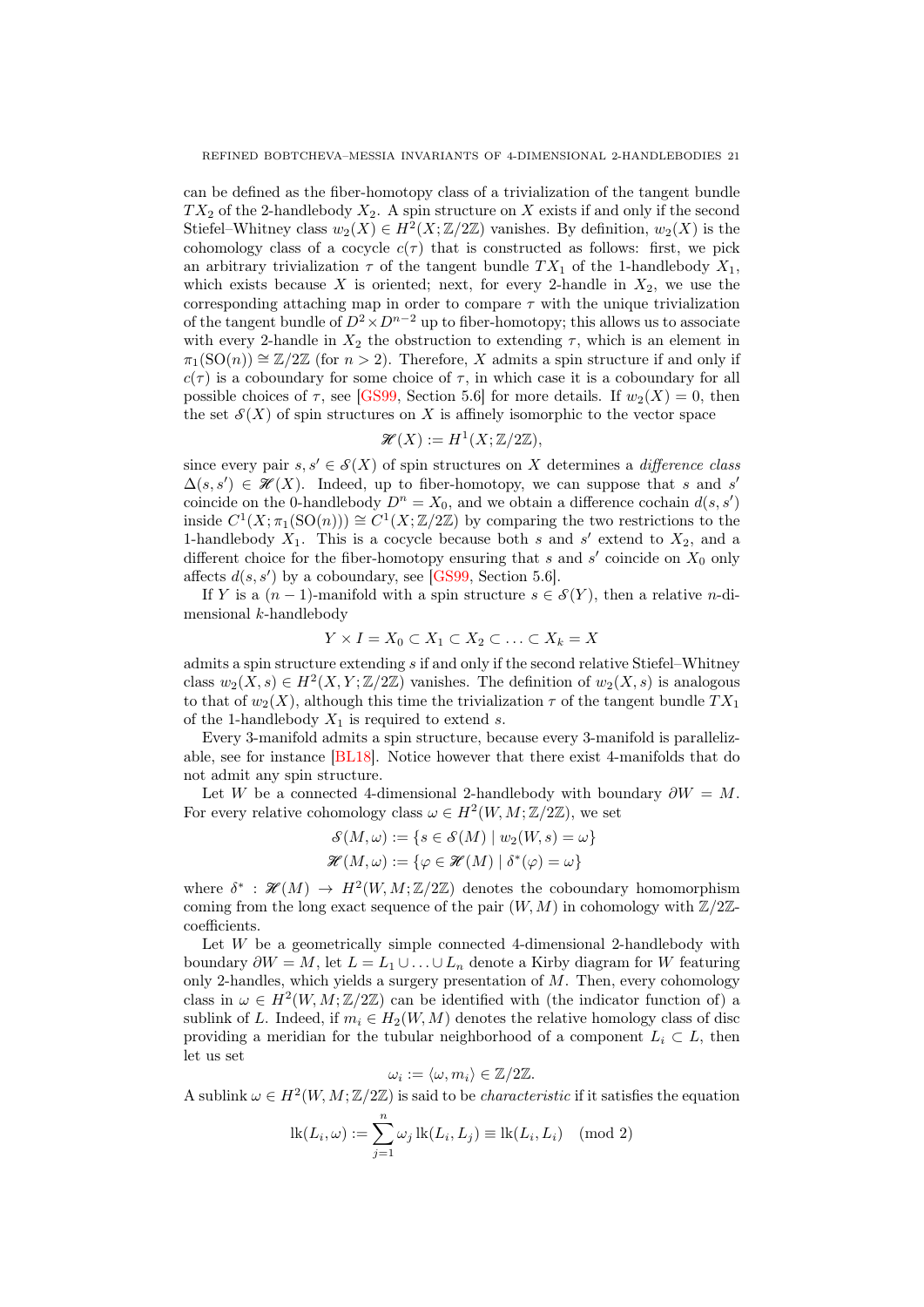can be defined as the fiber-homotopy class of a trivialization of the tangent bundle $TX_2$ of the 2-handlebody $X_2$. A spin structure on $X$ exists if and only if the second Stiefel–Whitney class $w_2(X) \in H^2(X;\mathbb{Z}/2\mathbb{Z})$ vanishes. By definition, $w_2(X)$ is the cohomology class of a cocycle $c(\tau)$ that is constructed as follows: first, we pick an arbitrary trivialization $\tau$ of the tangent bundle $TX_1$ of the 1-handlebody $X_1$, which exists because $X$ is oriented; next, for every 2-handle in $X_2$, we use the corresponding attaching map in order to compare $\tau$ with the unique trivialization of the tangent bundle of $D^2 \times D^{n-2}$ up to fiber-homotopy; this allows us to associate with every 2-handle in $X_2$ the obstruction to extending $\tau$, which is an element in $\pi_1(\mathrm{SO}(n)) \cong \mathbb{Z}/2\mathbb{Z}$ (for $n > 2$). Therefore, $X$ admits a spin structure if and only if $c(\tau)$ is a coboundary for some choice of $\tau$, in which case it is a coboundary for all possible choices of $\tau$, see [GS99, Section 5.6] for more details. If $w_2(X) = 0$, then the set $\mathscr{S}(X)$ of spin structures on $X$ is affinely isomorphic to the vector space

$$\mathscr{H}(X) := H^1(X;\mathbb{Z}/2\mathbb{Z}),$$

since every pair $s, s' \in \mathscr{S}(X)$ of spin structures on $X$ determines a *difference class* $\Delta(s,s') \in \mathscr{H}(X)$. Indeed, up to fiber-homotopy, we can suppose that $s$ and $s'$ coincide on the 0-handlebody $D^n = X_0$, and we obtain a difference cochain $d(s,s')$ inside $C^1(X;\pi_1(\mathrm{SO}(n))) \cong C^1(X;\mathbb{Z}/2\mathbb{Z})$ by comparing the two restrictions to the 1-handlebody $X_1$. This is a cocycle because both $s$ and $s'$ extend to $X_2$, and a different choice for the fiber-homotopy ensuring that $s$ and $s'$ coincide on $X_0$ only affects $d(s,s')$ by a coboundary, see [GS99, Section 5.6].

If $Y$ is a $(n-1)$-manifold with a spin structure $s \in \mathscr{S}(Y)$, then a relative $n$-dimensional $k$-handlebody

$$Y \times I = X_0 \subset X_1 \subset X_2 \subset \ldots \subset X_k = X$$

admits a spin structure extending $s$ if and only if the second relative Stiefel–Whitney class $w_2(X,s) \in H^2(X,Y;\mathbb{Z}/2\mathbb{Z})$ vanishes. The definition of $w_2(X,s)$ is analogous to that of $w_2(X)$, although this time the trivialization $\tau$ of the tangent bundle $TX_1$ of the 1-handlebody $X_1$ is required to extend $s$.

Every 3-manifold admits a spin structure, because every 3-manifold is parallelizable, see for instance [BL18]. Notice however that there exist 4-manifolds that do not admit any spin structure.

Let $W$ be a connected 4-dimensional 2-handlebody with boundary $\partial W = M$. For every relative cohomology class $\omega \in H^2(W,M;\mathbb{Z}/2\mathbb{Z})$, we set

$$\mathscr{S}(M,\omega) := \{s \in \mathscr{S}(M) \mid w_2(W,s) = \omega\}$$
$$\mathscr{H}(M,\omega) := \{\varphi \in \mathscr{H}(M) \mid \delta^*(\varphi) = \omega\}$$

where $\delta^* : \mathscr{H}(M) \to H^2(W,M;\mathbb{Z}/2\mathbb{Z})$ denotes the coboundary homomorphism coming from the long exact sequence of the pair $(W,M)$ in cohomology with $\mathbb{Z}/2\mathbb{Z}$-coefficients.

Let $W$ be a geometrically simple connected 4-dimensional 2-handlebody with boundary $\partial W = M$, let $L = L_1 \cup \ldots \cup L_n$ denote a Kirby diagram for $W$ featuring only 2-handles, which yields a surgery presentation of $M$. Then, every cohomology class in $\omega \in H^2(W,M;\mathbb{Z}/2\mathbb{Z})$ can be identified with (the indicator function of) a sublink of $L$. Indeed, if $m_i \in H_2(W,M)$ denotes the relative homology class of disc providing a meridian for the tubular neighborhood of a component $L_i \subset L$, then let us set

$$\omega_i := \langle \omega, m_i \rangle \in \mathbb{Z}/2\mathbb{Z}.$$

A sublink $\omega \in H^2(W,M;\mathbb{Z}/2\mathbb{Z})$ is said to be *characteristic* if it satisfies the equation

$$\mathrm{lk}(L_i,\omega) := \sum_{j=1}^{n} \omega_j \,\mathrm{lk}(L_i,L_j) \equiv \mathrm{lk}(L_i,L_i) \pmod 2$$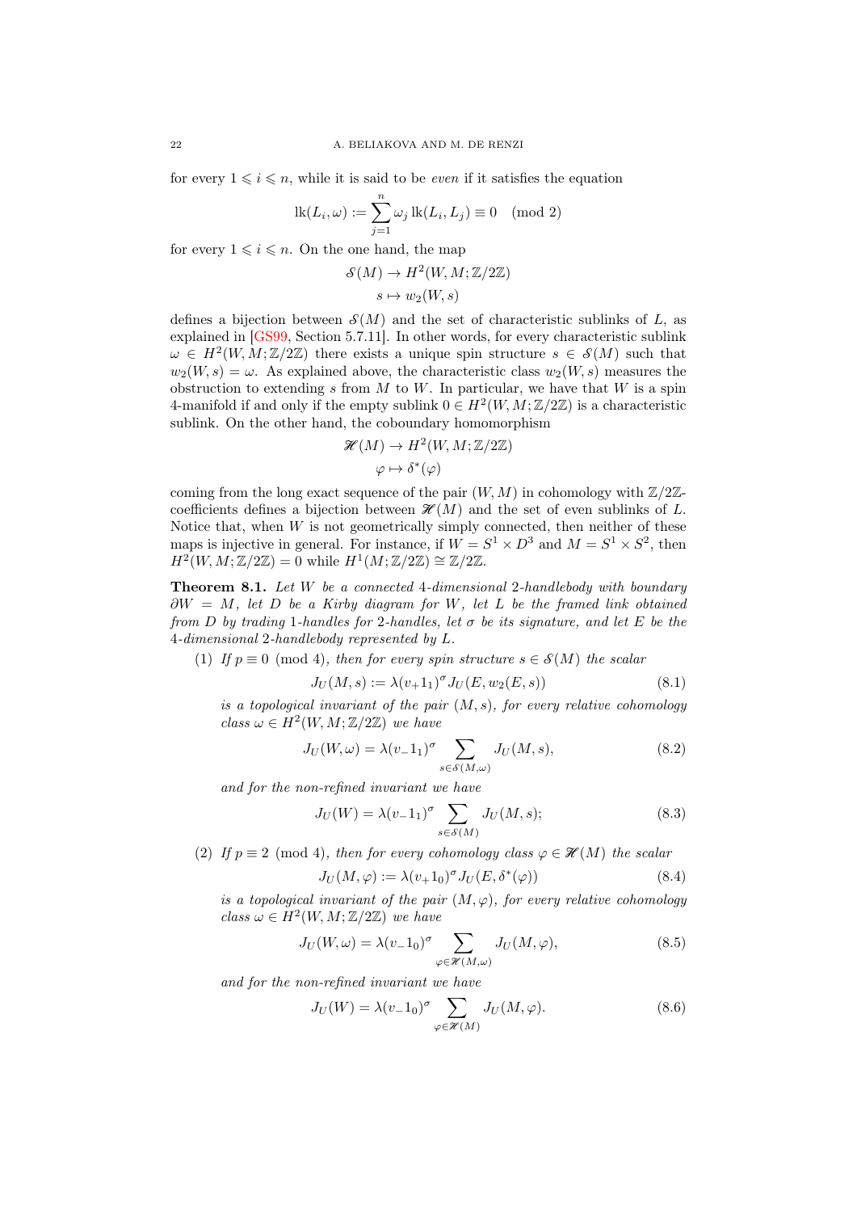for every $1 \leqslant i \leqslant n$, while it is said to be *even* if it satisfies the equation

$$\mathrm{lk}(L_i, \omega) := \sum_{j=1}^{n} \omega_j \, \mathrm{lk}(L_i, L_j) \equiv 0 \pmod 2$$

for every $1 \leqslant i \leqslant n$. On the one hand, the map

$$\begin{aligned} \mathcal{S}(M) &\to H^2(W, M; \mathbb{Z}/2\mathbb{Z}) \\ s &\mapsto w_2(W, s) \end{aligned}$$

defines a bijection between $\mathcal{S}(M)$ and the set of characteristic sublinks of $L$, as explained in [GS99, Section 5.7.11]. In other words, for every characteristic sublink $\omega \in H^2(W, M; \mathbb{Z}/2\mathbb{Z})$ there exists a unique spin structure $s \in \mathcal{S}(M)$ such that $w_2(W, s) = \omega$. As explained above, the characteristic class $w_2(W, s)$ measures the obstruction to extending $s$ from $M$ to $W$. In particular, we have that $W$ is a spin 4-manifold if and only if the empty sublink $0 \in H^2(W, M; \mathbb{Z}/2\mathbb{Z})$ is a characteristic sublink. On the other hand, the coboundary homomorphism

$$\begin{aligned} \mathscr{H}(M) &\to H^2(W, M; \mathbb{Z}/2\mathbb{Z}) \\ \varphi &\mapsto \delta^*(\varphi) \end{aligned}$$

coming from the long exact sequence of the pair $(W, M)$ in cohomology with $\mathbb{Z}/2\mathbb{Z}$-coefficients defines a bijection between $\mathscr{H}(M)$ and the set of even sublinks of $L$. Notice that, when $W$ is not geometrically simply connected, then neither of these maps is injective in general. For instance, if $W = S^1 \times D^3$ and $M = S^1 \times S^2$, then $H^2(W, M; \mathbb{Z}/2\mathbb{Z}) = 0$ while $H^1(M; \mathbb{Z}/2\mathbb{Z}) \cong \mathbb{Z}/2\mathbb{Z}$.

**Theorem 8.1.** *Let $W$ be a connected 4-dimensional 2-handlebody with boundary $\partial W = M$, let $D$ be a Kirby diagram for $W$, let $L$ be the framed link obtained from $D$ by trading 1-handles for 2-handles, let $\sigma$ be its signature, and let $E$ be the 4-dimensional 2-handlebody represented by $L$.*

(1) *If $p \equiv 0 \pmod 4$, then for every spin structure $s \in \mathcal{S}(M)$ the scalar*

$$J_U(M, s) := \lambda(v_+ 1_1)^\sigma J_U(E, w_2(E, s)) \tag{8.1}$$

*is a topological invariant of the pair $(M, s)$, for every relative cohomology class $\omega \in H^2(W, M; \mathbb{Z}/2\mathbb{Z})$ we have*

$$J_U(W, \omega) = \lambda(v_- 1_1)^\sigma \sum_{s \in \mathcal{S}(M, \omega)} J_U(M, s), \tag{8.2}$$

*and for the non-refined invariant we have*

$$J_U(W) = \lambda(v_- 1_1)^\sigma \sum_{s \in \mathcal{S}(M)} J_U(M, s); \tag{8.3}$$

(2) *If $p \equiv 2 \pmod 4$, then for every cohomology class $\varphi \in \mathscr{H}(M)$ the scalar*

$$J_U(M, \varphi) := \lambda(v_+ 1_0)^\sigma J_U(E, \delta^*(\varphi)) \tag{8.4}$$

*is a topological invariant of the pair $(M, \varphi)$, for every relative cohomology class $\omega \in H^2(W, M; \mathbb{Z}/2\mathbb{Z})$ we have*

$$J_U(W, \omega) = \lambda(v_- 1_0)^\sigma \sum_{\varphi \in \mathscr{H}(M, \omega)} J_U(M, \varphi), \tag{8.5}$$

*and for the non-refined invariant we have*

$$J_U(W) = \lambda(v_- 1_0)^\sigma \sum_{\varphi \in \mathscr{H}(M)} J_U(M, \varphi). \tag{8.6}$$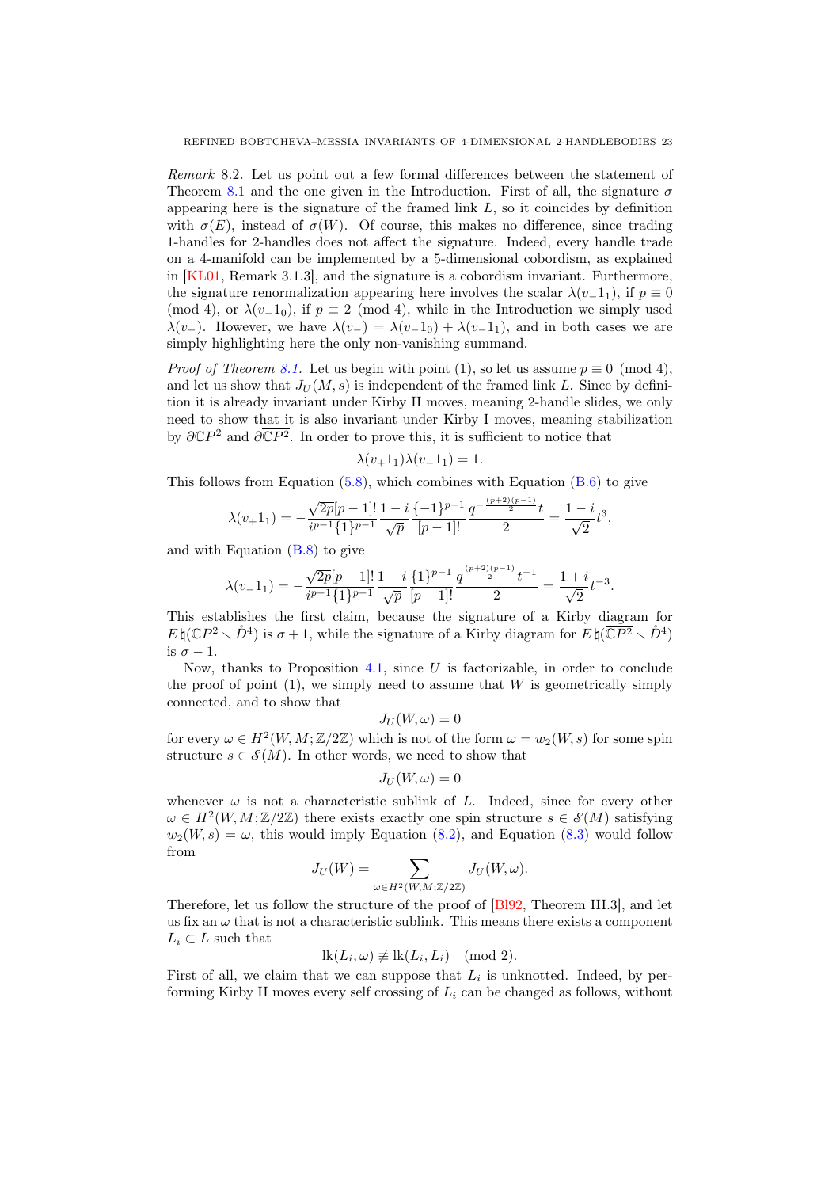*Remark* 8.2. Let us point out a few formal differences between the statement of Theorem 8.1 and the one given in the Introduction. First of all, the signature $\sigma$ appearing here is the signature of the framed link $L$, so it coincides by definition with $\sigma(E)$, instead of $\sigma(W)$. Of course, this makes no difference, since trading 1-handles for 2-handles does not affect the signature. Indeed, every handle trade on a 4-manifold can be implemented by a 5-dimensional cobordism, as explained in [KL01, Remark 3.1.3], and the signature is a cobordism invariant. Furthermore, the signature renormalization appearing here involves the scalar $\lambda(v_- 1_1)$, if $p \equiv 0 \pmod 4$, or $\lambda(v_- 1_0)$, if $p \equiv 2 \pmod 4$, while in the Introduction we simply used $\lambda(v_-)$. However, we have $\lambda(v_-) = \lambda(v_- 1_0) + \lambda(v_- 1_1)$, and in both cases we are simply highlighting here the only non-vanishing summand.

*Proof of Theorem 8.1.* Let us begin with point (1), so let us assume $p \equiv 0 \pmod 4$, and let us show that $J_U(M, s)$ is independent of the framed link $L$. Since by definition it is already invariant under Kirby II moves, meaning 2-handle slides, we only need to show that it is also invariant under Kirby I moves, meaning stabilization by $\partial \mathbb{C}P^2$ and $\partial \overline{\mathbb{C}P^2}$. In order to prove this, it is sufficient to notice that

$$\lambda(v_+ 1_1)\lambda(v_- 1_1) = 1.$$

This follows from Equation (5.8), which combines with Equation (B.6) to give

$$\lambda(v_+ 1_1) = -\frac{\sqrt{2p}[p-1]!}{i^{p-1}\{1\}^{p-1}} \frac{1-i}{\sqrt{p}} \frac{\{-1\}^{p-1}}{[p-1]!} \frac{q^{-\frac{(p+2)(p-1)}{2}} t}{2} = \frac{1-i}{\sqrt{2}} t^3,$$

and with Equation (B.8) to give

$$\lambda(v_- 1_1) = -\frac{\sqrt{2p}[p-1]!}{i^{p-1}\{1\}^{p-1}} \frac{1+i}{\sqrt{p}} \frac{\{1\}^{p-1}}{[p-1]!} \frac{q^{\frac{(p+2)(p-1)}{2}} t^{-1}}{2} = \frac{1+i}{\sqrt{2}} t^{-3}.$$

This establishes the first claim, because the signature of a Kirby diagram for $E \natural (\mathbb{C}P^2 \smallsetminus \mathring{D}^4)$ is $\sigma + 1$, while the signature of a Kirby diagram for $E \natural (\overline{\mathbb{C}P^2} \smallsetminus \mathring{D}^4)$ is $\sigma - 1$.

Now, thanks to Proposition 4.1, since $U$ is factorizable, in order to conclude the proof of point (1), we simply need to assume that $W$ is geometrically simply connected, and to show that

$$J_U(W, \omega) = 0$$

for every $\omega \in H^2(W, M; \mathbb{Z}/2\mathbb{Z})$ which is not of the form $\omega = w_2(W, s)$ for some spin structure $s \in \mathcal{S}(M)$. In other words, we need to show that

$$J_U(W, \omega) = 0$$

whenever $\omega$ is not a characteristic sublink of $L$. Indeed, since for every other $\omega \in H^2(W, M; \mathbb{Z}/2\mathbb{Z})$ there exists exactly one spin structure $s \in \mathcal{S}(M)$ satisfying $w_2(W, s) = \omega$, this would imply Equation (8.2), and Equation (8.3) would follow from

$$J_U(W) = \sum_{\omega \in H^2(W,M;\mathbb{Z}/2\mathbb{Z})} J_U(W, \omega).$$

Therefore, let us follow the structure of the proof of [Bl92, Theorem III.3], and let us fix an $\omega$ that is not a characteristic sublink. This means there exists a component $L_i \subset L$ such that

$$\mathrm{lk}(L_i, \omega) \not\equiv \mathrm{lk}(L_i, L_i) \pmod 2.$$

First of all, we claim that we can suppose that $L_i$ is unknotted. Indeed, by performing Kirby II moves every self crossing of $L_i$ can be changed as follows, without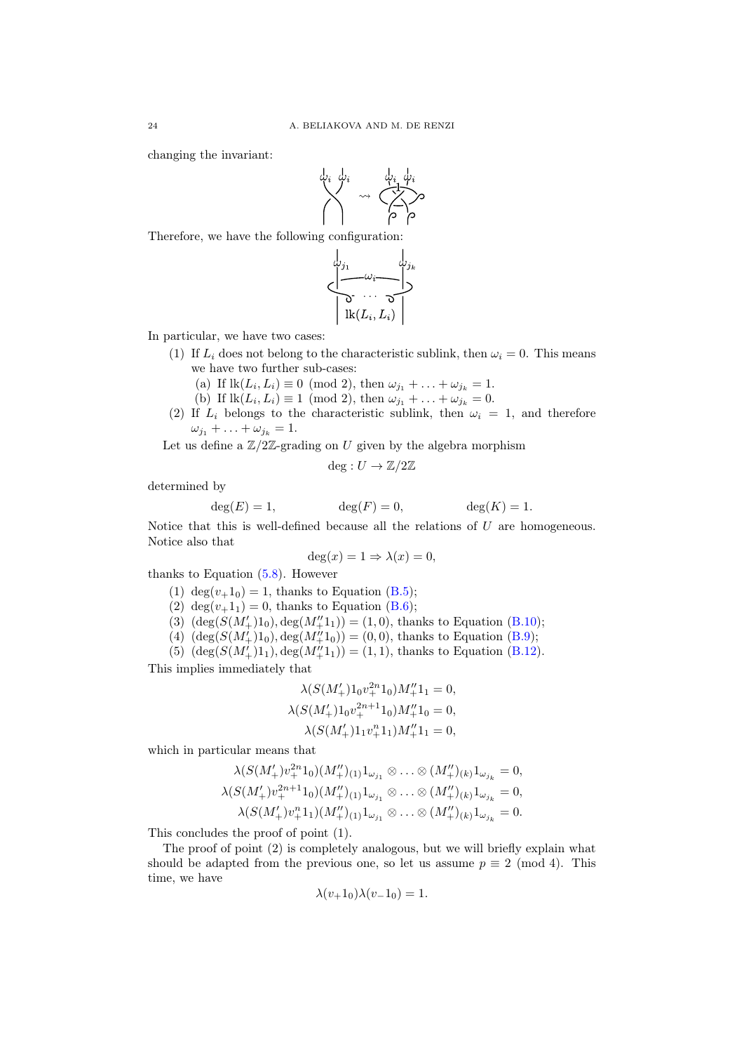changing the invariant:

Therefore, we have the following configuration:

In particular, we have two cases:

1. If $L_i$ does not belong to the characteristic sublink, then $\omega_i = 0$. This means we have two further sub-cases:
   (a) If $\mathrm{lk}(L_i, L_i) \equiv 0 \pmod 2$, then $\omega_{j_1} + \ldots + \omega_{j_k} = 1$.
   (b) If $\mathrm{lk}(L_i, L_i) \equiv 1 \pmod 2$, then $\omega_{j_1} + \ldots + \omega_{j_k} = 0$.
2. If $L_i$ belongs to the characteristic sublink, then $\omega_i = 1$, and therefore $\omega_{j_1} + \ldots + \omega_{j_k} = 1$.

Let us define a $\mathbb{Z}/2\mathbb{Z}$-grading on $U$ given by the algebra morphism

$$\deg : U \to \mathbb{Z}/2\mathbb{Z}$$

determined by

$$\deg(E) = 1, \qquad \deg(F) = 0, \qquad \deg(K) = 1.$$

Notice that this is well-defined because all the relations of $U$ are homogeneous. Notice also that

$$\deg(x) = 1 \Rightarrow \lambda(x) = 0,$$

thanks to Equation (5.8). However

1. $\deg(v_+ 1_0) = 1$, thanks to Equation (B.5);
2. $\deg(v_+ 1_1) = 0$, thanks to Equation (B.6);
3. $(\deg(S(M'_+)1_0), \deg(M''_+ 1_1)) = (1, 0)$, thanks to Equation (B.10);
4. $(\deg(S(M'_+)1_0), \deg(M''_+ 1_0)) = (0, 0)$, thanks to Equation (B.9);
5. $(\deg(S(M'_+)1_1), \deg(M''_+ 1_1)) = (1, 1)$, thanks to Equation (B.12).

This implies immediately that

$$\lambda(S(M'_+)1_0 v_+^{2n} 1_0) M''_+ 1_1 = 0,$$
$$\lambda(S(M'_+)1_0 v_+^{2n+1} 1_0) M''_+ 1_0 = 0,$$
$$\lambda(S(M'_+)1_1 v_+^{n} 1_1) M''_+ 1_1 = 0,$$

which in particular means that

$$\lambda(S(M'_+) v_+^{2n} 1_0)(M''_+)_{(1)} 1_{\omega_{j_1}} \otimes \ldots \otimes (M''_+)_{(k)} 1_{\omega_{j_k}} = 0,$$
$$\lambda(S(M'_+) v_+^{2n+1} 1_0)(M''_+)_{(1)} 1_{\omega_{j_1}} \otimes \ldots \otimes (M''_+)_{(k)} 1_{\omega_{j_k}} = 0,$$
$$\lambda(S(M'_+) v_+^{n} 1_1)(M''_+)_{(1)} 1_{\omega_{j_1}} \otimes \ldots \otimes (M''_+)_{(k)} 1_{\omega_{j_k}} = 0.$$

This concludes the proof of point (1).

The proof of point (2) is completely analogous, but we will briefly explain what should be adapted from the previous one, so let us assume $p \equiv 2 \pmod 4$. This time, we have

$$\lambda(v_+ 1_0)\lambda(v_- 1_0) = 1.$$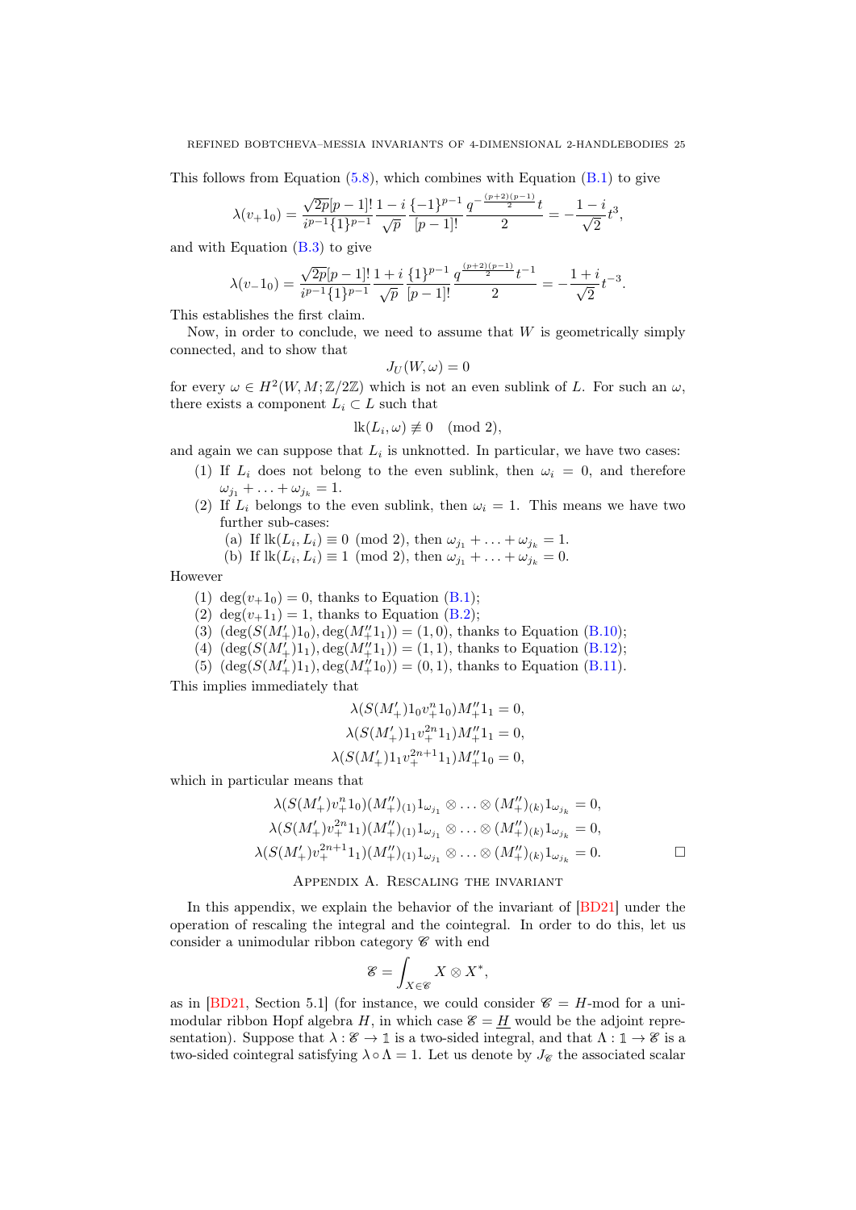This follows from Equation (5.8), which combines with Equation (B.1) to give

$$\lambda(v_+ 1_0) = \frac{\sqrt{2p}[p-1]!}{i^{p-1}\{1\}^{p-1}} \frac{1-i}{\sqrt{p}} \frac{\{-1\}^{p-1}}{[p-1]!} \frac{q^{-\frac{(p+2)(p-1)}{2}} t}{2} = -\frac{1-i}{\sqrt{2}} t^3,$$

and with Equation (B.3) to give

$$\lambda(v_- 1_0) = \frac{\sqrt{2p}[p-1]!}{i^{p-1}\{1\}^{p-1}} \frac{1+i}{\sqrt{p}} \frac{\{1\}^{p-1}}{[p-1]!} \frac{q^{\frac{(p+2)(p-1)}{2}} t^{-1}}{2} = -\frac{1+i}{\sqrt{2}} t^{-3}.$$

This establishes the first claim.

Now, in order to conclude, we need to assume that $W$ is geometrically simply connected, and to show that

$$J_U(W, \omega) = 0$$

for every $\omega \in H^2(W, M; \mathbb{Z}/2\mathbb{Z})$ which is not an even sublink of $L$. For such an $\omega$, there exists a component $L_i \subset L$ such that

$$\mathrm{lk}(L_i, \omega) \not\equiv 0 \pmod 2,$$

and again we can suppose that $L_i$ is unknotted. In particular, we have two cases:

1. If $L_i$ does not belong to the even sublink, then $\omega_i = 0$, and therefore $\omega_{j_1} + \ldots + \omega_{j_k} = 1$.
2. If $L_i$ belongs to the even sublink, then $\omega_i = 1$. This means we have two further sub-cases:
   (a) If $\mathrm{lk}(L_i, L_i) \equiv 0 \pmod 2$, then $\omega_{j_1} + \ldots + \omega_{j_k} = 1$.
   (b) If $\mathrm{lk}(L_i, L_i) \equiv 1 \pmod 2$, then $\omega_{j_1} + \ldots + \omega_{j_k} = 0$.

However

1. $\deg(v_+ 1_0) = 0$, thanks to Equation (B.1);
2. $\deg(v_+ 1_1) = 1$, thanks to Equation (B.2);
3. $(\deg(S(M'_+)1_0), \deg(M''_+ 1_1)) = (1, 0)$, thanks to Equation (B.10);
4. $(\deg(S(M'_+)1_1), \deg(M''_+ 1_1)) = (1, 1)$, thanks to Equation (B.12);
5. $(\deg(S(M'_+)1_1), \deg(M''_+ 1_0)) = (0, 1)$, thanks to Equation (B.11).

This implies immediately that

$$\lambda(S(M'_+)1_0 v_+^n 1_0) M''_+ 1_1 = 0,$$
$$\lambda(S(M'_+)1_1 v_+^{2n} 1_1) M''_+ 1_1 = 0,$$
$$\lambda(S(M'_+)1_1 v_+^{2n+1} 1_1) M''_+ 1_0 = 0,$$

which in particular means that

$$\lambda(S(M'_+) v_+^n 1_0)(M''_+)_{(1)} 1_{\omega_{j_1}} \otimes \ldots \otimes (M''_+)_{(k)} 1_{\omega_{j_k}} = 0,$$
$$\lambda(S(M'_+) v_+^{2n} 1_1)(M''_+)_{(1)} 1_{\omega_{j_1}} \otimes \ldots \otimes (M''_+)_{(k)} 1_{\omega_{j_k}} = 0,$$
$$\lambda(S(M'_+) v_+^{2n+1} 1_1)(M''_+)_{(1)} 1_{\omega_{j_1}} \otimes \ldots \otimes (M''_+)_{(k)} 1_{\omega_{j_k}} = 0. \qquad \square$$

## Appendix A. Rescaling the invariant

In this appendix, we explain the behavior of the invariant of [BD21] under the operation of rescaling the integral and the cointegral. In order to do this, let us consider a unimodular ribbon category $\mathscr{C}$ with end

$$\mathscr{E} = \int_{X \in \mathscr{C}} X \otimes X^*,$$

as in [BD21, Section 5.1] (for instance, we could consider $\mathscr{C} = H$-mod for a unimodular ribbon Hopf algebra $H$, in which case $\mathscr{E} = \underline{H}$ would be the adjoint representation). Suppose that $\lambda : \mathscr{E} \to \mathbb{1}$ is a two-sided integral, and that $\Lambda : \mathbb{1} \to \mathscr{E}$ is a two-sided cointegral satisfying $\lambda \circ \Lambda = 1$. Let us denote by $J_{\mathscr{E}}$ the associated scalar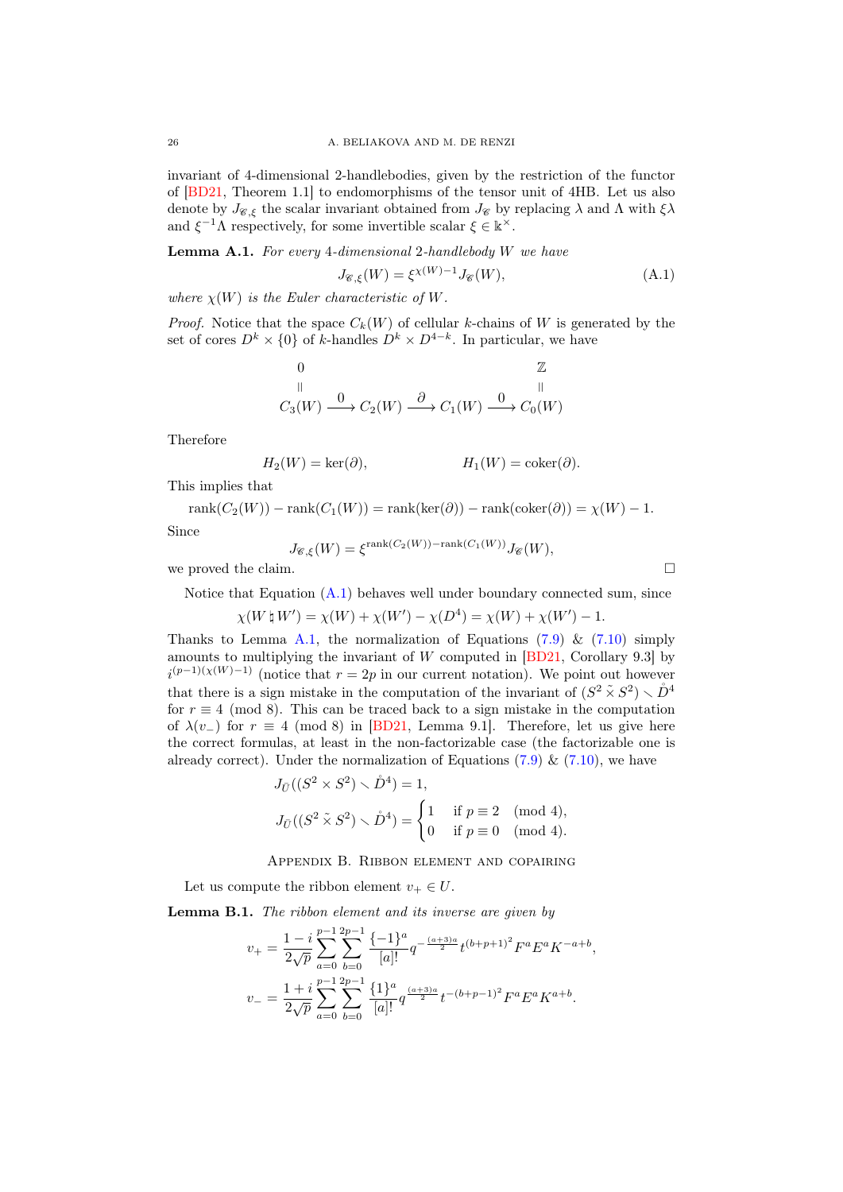invariant of 4-dimensional 2-handlebodies, given by the restriction of the functor of [BD21, Theorem 1.1] to endomorphisms of the tensor unit of 4HB. Let us also denote by $J_{\mathscr{C},\xi}$ the scalar invariant obtained from $J_{\mathscr{C}}$ by replacing $\lambda$ and $\Lambda$ with $\xi\lambda$ and $\xi^{-1}\Lambda$ respectively, for some invertible scalar $\xi \in \Bbbk^\times$.

**Lemma A.1.** *For every 4-dimensional 2-handlebody $W$ we have*

$$J_{\mathscr{C},\xi}(W) = \xi^{\chi(W)-1} J_{\mathscr{C}}(W), \tag{A.1}$$

*where $\chi(W)$ is the Euler characteristic of $W$.*

*Proof.* Notice that the space $C_k(W)$ of cellular $k$-chains of $W$ is generated by the set of cores $D^k \times \{0\}$ of $k$-handles $D^k \times D^{4-k}$. In particular, we have

$$\begin{array}{ccccccc} 0 & & & & & & \mathbb{Z} \\ \| & & & & & & \| \\ C_3(W) & \xrightarrow{\;0\;} & C_2(W) & \xrightarrow{\;\partial\;} & C_1(W) & \xrightarrow{\;0\;} & C_0(W) \end{array}$$

Therefore

$$H_2(W) = \ker(\partial), \qquad\qquad H_1(W) = \operatorname{coker}(\partial).$$

This implies that

$$\operatorname{rank}(C_2(W)) - \operatorname{rank}(C_1(W)) = \operatorname{rank}(\ker(\partial)) - \operatorname{rank}(\operatorname{coker}(\partial)) = \chi(W) - 1.$$

Since

$$J_{\mathscr{C},\xi}(W) = \xi^{\operatorname{rank}(C_2(W)) - \operatorname{rank}(C_1(W))} J_{\mathscr{C}}(W),$$

we proved the claim. □

Notice that Equation (A.1) behaves well under boundary connected sum, since

$$\chi(W \natural W') = \chi(W) + \chi(W') - \chi(D^4) = \chi(W) + \chi(W') - 1.$$

Thanks to Lemma A.1, the normalization of Equations (7.9) & (7.10) simply amounts to multiplying the invariant of $W$ computed in [BD21, Corollary 9.3] by $i^{(p-1)(\chi(W)-1)}$ (notice that $r = 2p$ in our current notation). We point out however that there is a sign mistake in the computation of the invariant of $(S^2 \tilde{\times} S^2) \smallsetminus \mathring{D}^4$ for $r \equiv 4 \pmod 8$. This can be traced back to a sign mistake in the computation of $\lambda(v_-)$ for $r \equiv 4 \pmod 8$ in [BD21, Lemma 9.1]. Therefore, let us give here the correct formulas, at least in the non-factorizable case (the factorizable one is already correct). Under the normalization of Equations (7.9) & (7.10), we have

$$J_{\bar{U}}((S^2 \times S^2) \smallsetminus \mathring{D}^4) = 1,$$

$$J_{\bar{U}}((S^2 \tilde{\times} S^2) \smallsetminus \mathring{D}^4) = \begin{cases} 1 & \text{if } p \equiv 2 \pmod 4, \\ 0 & \text{if } p \equiv 0 \pmod 4. \end{cases}$$

## Appendix B. Ribbon element and copairing

Let us compute the ribbon element $v_+ \in U$.

**Lemma B.1.** *The ribbon element and its inverse are given by*

$$v_+ = \frac{1-i}{2\sqrt{p}} \sum_{a=0}^{p-1} \sum_{b=0}^{2p-1} \frac{\{-1\}^a}{[a]!} q^{-\frac{(a+3)a}{2}} t^{(b+p+1)^2} F^a E^a K^{-a+b},$$

$$v_- = \frac{1+i}{2\sqrt{p}} \sum_{a=0}^{p-1} \sum_{b=0}^{2p-1} \frac{\{1\}^a}{[a]!} q^{\frac{(a+3)a}{2}} t^{-(b+p-1)^2} F^a E^a K^{a+b}.$$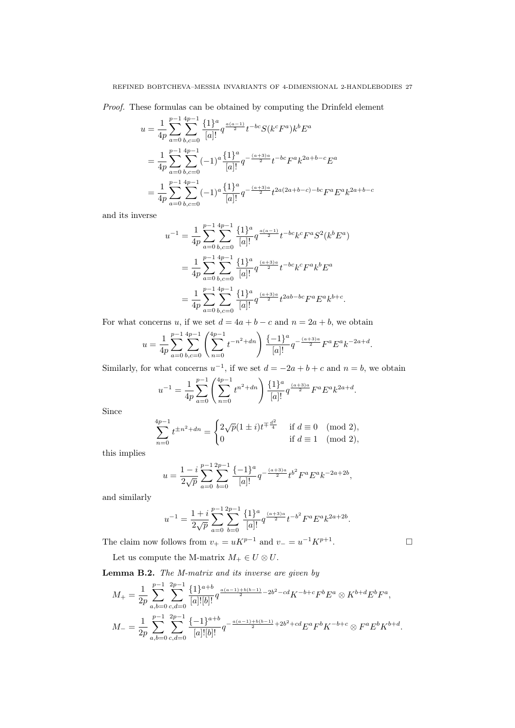*Proof.* These formulas can be obtained by computing the Drinfeld element

$$
\begin{aligned}
u &= \frac{1}{4p}\sum_{a=0}^{p-1}\sum_{b,c=0}^{4p-1} \frac{\{1\}^a}{[a]!} q^{\frac{a(a-1)}{2}} t^{-bc} S(k^c F^a) k^b E^a \\
&= \frac{1}{4p}\sum_{a=0}^{p-1}\sum_{b,c=0}^{4p-1} (-1)^a \frac{\{1\}^a}{[a]!} q^{-\frac{(a+3)a}{2}} t^{-bc} F^a k^{2a+b-c} E^a \\
&= \frac{1}{4p}\sum_{a=0}^{p-1}\sum_{b,c=0}^{4p-1} (-1)^a \frac{\{1\}^a}{[a]!} q^{-\frac{(a+3)a}{2}} t^{2a(2a+b-c)-bc} F^a E^a k^{2a+b-c}
\end{aligned}
$$

and its inverse

$$
\begin{aligned}
u^{-1} &= \frac{1}{4p}\sum_{a=0}^{p-1}\sum_{b,c=0}^{4p-1} \frac{\{1\}^a}{[a]!} q^{\frac{a(a-1)}{2}} t^{-bc} k^c F^a S^2(k^b E^a) \\
&= \frac{1}{4p}\sum_{a=0}^{p-1}\sum_{b,c=0}^{4p-1} \frac{\{1\}^a}{[a]!} q^{\frac{(a+3)a}{2}} t^{-bc} k^c F^a k^b E^a \\
&= \frac{1}{4p}\sum_{a=0}^{p-1}\sum_{b,c=0}^{4p-1} \frac{\{1\}^a}{[a]!} q^{\frac{(a+3)a}{2}} t^{2ab-bc} F^a E^a k^{b+c}.
\end{aligned}
$$

For what concerns $u$, if we set $d = 4a + b - c$ and $n = 2a + b$, we obtain

$$
u = \frac{1}{4p}\sum_{a=0}^{p-1}\sum_{b,c=0}^{4p-1} \left( \sum_{n=0}^{4p-1} t^{-n^2+dn} \right) \frac{\{-1\}^a}{[a]!} q^{-\frac{(a+3)a}{2}} F^a E^a k^{-2a+d}.
$$

Similarly, for what concerns $u^{-1}$, if we set $d = -2a + b + c$ and $n = b$, we obtain

$$
u^{-1} = \frac{1}{4p}\sum_{a=0}^{p-1} \left( \sum_{n=0}^{4p-1} t^{n^2+dn} \right) \frac{\{1\}^a}{[a]!} q^{\frac{(a+3)a}{2}} F^a E^a k^{2a+d}.
$$

Since

$$
\sum_{n=0}^{4p-1} t^{\pm n^2 + dn} = \begin{cases} 2\sqrt{p}(1 \pm i) t^{\mp \frac{d^2}{4}} & \text{if } d \equiv 0 \pmod 2, \\ 0 & \text{if } d \equiv 1 \pmod 2, \end{cases}
$$

this implies

$$
u = \frac{1-i}{2\sqrt{p}} \sum_{a=0}^{p-1}\sum_{b=0}^{2p-1} \frac{\{-1\}^a}{[a]!} q^{-\frac{(a+3)a}{2}} t^{b^2} F^a E^a k^{-2a+2b},
$$

and similarly

$$
u^{-1} = \frac{1+i}{2\sqrt{p}} \sum_{a=0}^{p-1}\sum_{b=0}^{2p-1} \frac{\{1\}^a}{[a]!} q^{\frac{(a+3)a}{2}} t^{-b^2} F^a E^a k^{2a+2b}.
$$

The claim now follows from $v_+ = uK^{p-1}$ and $v_- = u^{-1}K^{p+1}$. □

Let us compute the M-matrix $M_+ \in U \otimes U$.

**Lemma B.2.** *The M-matrix and its inverse are given by*

$$
M_+ = \frac{1}{2p} \sum_{a,b=0}^{p-1}\sum_{c,d=0}^{2p-1} \frac{\{1\}^{a+b}}{[a]![b]!} q^{\frac{a(a-1)+b(b-1)}{2} - 2b^2 - cd} K^{-b+c} F^b E^a \otimes K^{b+d} E^b F^a,
$$

$$
M_- = \frac{1}{2p} \sum_{a,b=0}^{p-1}\sum_{c,d=0}^{2p-1} \frac{\{-1\}^{a+b}}{[a]![b]!} q^{-\frac{a(a-1)+b(b-1)}{2} + 2b^2 + cd} E^a F^b K^{-b+c} \otimes F^a E^b K^{b+d}.
$$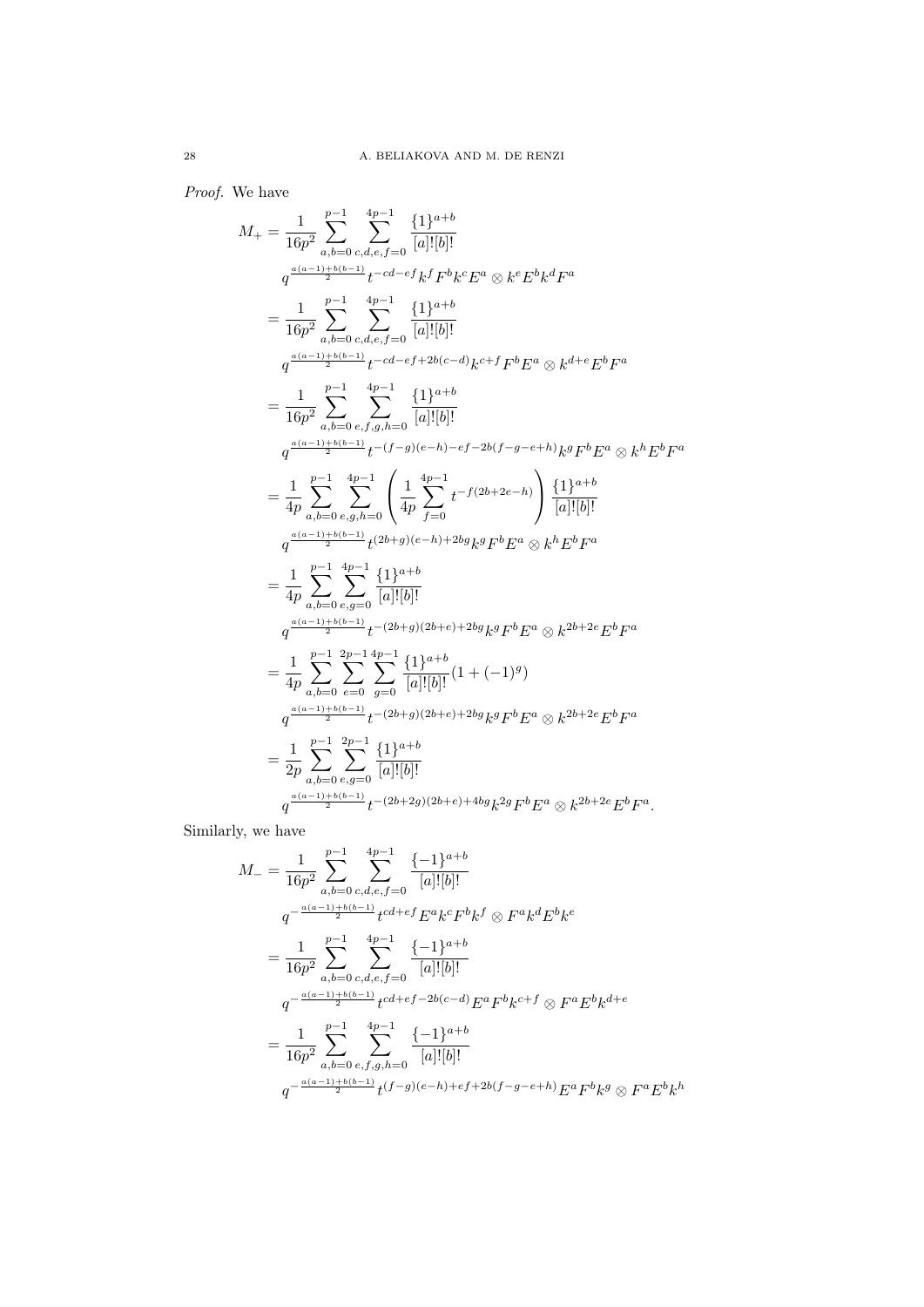*Proof.* We have

$$
\begin{aligned}
M_+ &= \frac{1}{16p^2} \sum_{a,b=0}^{p-1} \sum_{c,d,e,f=0}^{4p-1} \frac{\{1\}^{a+b}}{[a]![b]!} \\
&\quad q^{\frac{a(a-1)+b(b-1)}{2}} t^{-cd-ef} k^f F^b k^c E^a \otimes k^e E^b k^d F^a \\
&= \frac{1}{16p^2} \sum_{a,b=0}^{p-1} \sum_{c,d,e,f=0}^{4p-1} \frac{\{1\}^{a+b}}{[a]![b]!} \\
&\quad q^{\frac{a(a-1)+b(b-1)}{2}} t^{-cd-ef+2b(c-d)} k^{c+f} F^b E^a \otimes k^{d+e} E^b F^a \\
&= \frac{1}{16p^2} \sum_{a,b=0}^{p-1} \sum_{e,f,g,h=0}^{4p-1} \frac{\{1\}^{a+b}}{[a]![b]!} \\
&\quad q^{\frac{a(a-1)+b(b-1)}{2}} t^{-(f-g)(e-h)-ef-2b(f-g-e+h)} k^g F^b E^a \otimes k^h E^b F^a \\
&= \frac{1}{4p} \sum_{a,b=0}^{p-1} \sum_{e,g,h=0}^{4p-1} \left( \frac{1}{4p} \sum_{f=0}^{4p-1} t^{-f(2b+2e-h)} \right) \frac{\{1\}^{a+b}}{[a]![b]!} \\
&\quad q^{\frac{a(a-1)+b(b-1)}{2}} t^{(2b+g)(e-h)+2bg} k^g F^b E^a \otimes k^h E^b F^a \\
&= \frac{1}{4p} \sum_{a,b=0}^{p-1} \sum_{e,g=0}^{4p-1} \frac{\{1\}^{a+b}}{[a]![b]!} \\
&\quad q^{\frac{a(a-1)+b(b-1)}{2}} t^{-(2b+g)(2b+e)+2bg} k^g F^b E^a \otimes k^{2b+2e} E^b F^a \\
&= \frac{1}{4p} \sum_{a,b=0}^{p-1} \sum_{e=0}^{2p-1} \sum_{g=0}^{4p-1} \frac{\{1\}^{a+b}}{[a]![b]!} (1+(-1)^g) \\
&\quad q^{\frac{a(a-1)+b(b-1)}{2}} t^{-(2b+g)(2b+e)+2bg} k^g F^b E^a \otimes k^{2b+2e} E^b F^a \\
&= \frac{1}{2p} \sum_{a,b=0}^{p-1} \sum_{e,g=0}^{2p-1} \frac{\{1\}^{a+b}}{[a]![b]!} \\
&\quad q^{\frac{a(a-1)+b(b-1)}{2}} t^{-(2b+2g)(2b+e)+4bg} k^{2g} F^b E^a \otimes k^{2b+2e} E^b F^a.
\end{aligned}
$$

Similarly, we have

$$
\begin{aligned}
M_- &= \frac{1}{16p^2} \sum_{a,b=0}^{p-1} \sum_{c,d,e,f=0}^{4p-1} \frac{\{-1\}^{a+b}}{[a]![b]!} \\
&\quad q^{-\frac{a(a-1)+b(b-1)}{2}} t^{cd+ef} E^a k^c F^b k^f \otimes F^a k^d E^b k^e \\
&= \frac{1}{16p^2} \sum_{a,b=0}^{p-1} \sum_{c,d,e,f=0}^{4p-1} \frac{\{-1\}^{a+b}}{[a]![b]!} \\
&\quad q^{-\frac{a(a-1)+b(b-1)}{2}} t^{cd+ef-2b(c-d)} E^a F^b k^{c+f} \otimes F^a E^b k^{d+e} \\
&= \frac{1}{16p^2} \sum_{a,b=0}^{p-1} \sum_{e,f,g,h=0}^{4p-1} \frac{\{-1\}^{a+b}}{[a]![b]!} \\
&\quad q^{-\frac{a(a-1)+b(b-1)}{2}} t^{(f-g)(e-h)+ef+2b(f-g-e+h)} E^a F^b k^g \otimes F^a E^b k^h
\end{aligned}
$$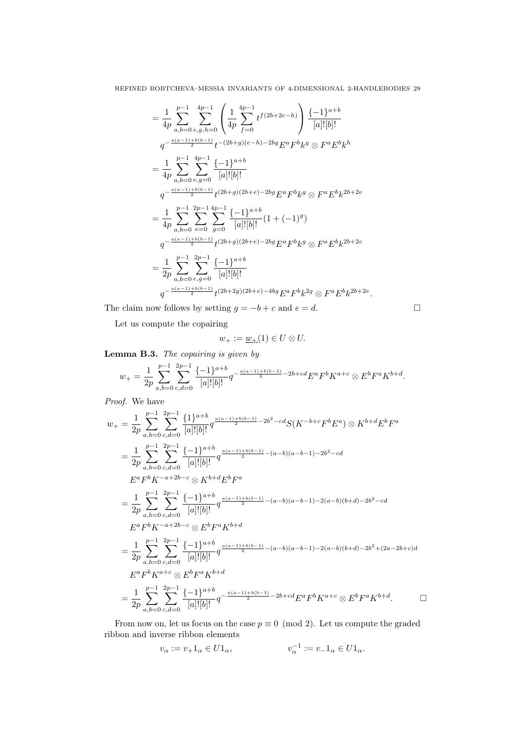$$
\begin{aligned}
&= \frac{1}{4p} \sum_{a,b=0}^{p-1} \sum_{e,g,h=0}^{4p-1} \left( \frac{1}{4p} \sum_{f=0}^{4p-1} t^{f(2b+2e-h)} \right) \frac{\{-1\}^{a+b}}{[a]![b]!} \\
&\quad q^{-\frac{a(a-1)+b(b-1)}{2}} t^{-(2b+g)(e-h)-2bg} E^a F^b k^g \otimes F^a E^b k^h \\
&= \frac{1}{4p} \sum_{a,b=0}^{p-1} \sum_{e,g=0}^{4p-1} \frac{\{-1\}^{a+b}}{[a]![b]!} \\
&\quad q^{-\frac{a(a-1)+b(b-1)}{2}} t^{(2b+g)(2b+e)-2bg} E^a F^b k^g \otimes F^a E^b k^{2b+2e} \\
&= \frac{1}{4p} \sum_{a,b=0}^{p-1} \sum_{e=0}^{2p-1} \sum_{g=0}^{4p-1} \frac{\{-1\}^{a+b}}{[a]![b]!} (1+(-1)^g) \\
&\quad q^{-\frac{a(a-1)+b(b-1)}{2}} t^{(2b+g)(2b+e)-2bg} E^a F^b k^g \otimes F^a E^b k^{2b+2e} \\
&= \frac{1}{2p} \sum_{a,b=0}^{p-1} \sum_{e,g=0}^{2p-1} \frac{\{-1\}^{a+b}}{[a]![b]!} \\
&\quad q^{-\frac{a(a-1)+b(b-1)}{2}} t^{(2b+2g)(2b+e)-4bg} E^a F^b k^{2g} \otimes F^a E^b k^{2b+2e}.
\end{aligned}
$$

The claim now follows by setting $g = -b + c$ and $e = d$. □

Let us compute the copairing

$$
w_+ := \underline{w_+}(1) \in U \otimes U.
$$

**Lemma B.3.** *The copairing is given by*

$$
w_+ = \frac{1}{2p} \sum_{a,b=0}^{p-1} \sum_{c,d=0}^{2p-1} \frac{\{-1\}^{a+b}}{[a]![b]!} q^{-\frac{a(a-1)+b(b-1)}{2} - 2b + cd} E^a F^b K^{a+c} \otimes E^b F^a K^{b+d}.
$$

*Proof.* We have

$$
\begin{aligned}
w_+ &= \frac{1}{2p} \sum_{a,b=0}^{p-1} \sum_{c,d=0}^{2p-1} \frac{\{1\}^{a+b}}{[a]![b]!} q^{\frac{a(a-1)+b(b-1)}{2} - 2b^2 - cd} S(K^{-b+c} F^b E^a) \otimes K^{b+d} E^b F^a \\
&= \frac{1}{2p} \sum_{a,b=0}^{p-1} \sum_{c,d=0}^{2p-1} \frac{\{-1\}^{a+b}}{[a]![b]!} q^{\frac{a(a-1)+b(b-1)}{2} - (a-b)(a-b-1) - 2b^2 - cd} \\
&\quad E^a F^b K^{-a+2b-c} \otimes K^{b+d} E^b F^a \\
&= \frac{1}{2p} \sum_{a,b=0}^{p-1} \sum_{c,d=0}^{2p-1} \frac{\{-1\}^{a+b}}{[a]![b]!} q^{\frac{a(a-1)+b(b-1)}{2} - (a-b)(a-b-1) - 2(a-b)(b+d) - 2b^2 - cd} \\
&\quad E^a F^b K^{-a+2b-c} \otimes E^b F^a K^{b+d} \\
&= \frac{1}{2p} \sum_{a,b=0}^{p-1} \sum_{c,d=0}^{2p-1} \frac{\{-1\}^{a+b}}{[a]![b]!} q^{\frac{a(a-1)+b(b-1)}{2} - (a-b)(a-b-1) - 2(a-b)(b+d) - 2b^2 + (2a-2b+c)d} \\
&\quad E^a F^b K^{a+c} \otimes E^b F^a K^{b+d} \\
&= \frac{1}{2p} \sum_{a,b=0}^{p-1} \sum_{c,d=0}^{2p-1} \frac{\{-1\}^{a+b}}{[a]![b]!} q^{-\frac{a(a-1)+b(b-1)}{2} - 2b + cd} E^a F^b K^{a+c} \otimes E^b F^a K^{b+d}. \qquad \square
\end{aligned}
$$

From now on, let us focus on the case $p \equiv 0 \pmod 2$. Let us compute the graded ribbon and inverse ribbon elements

$$
v_\alpha := v_+ 1_\alpha \in U1_\alpha, \qquad\qquad v_\alpha^{-1} := v_- 1_\alpha \in U1_\alpha.
$$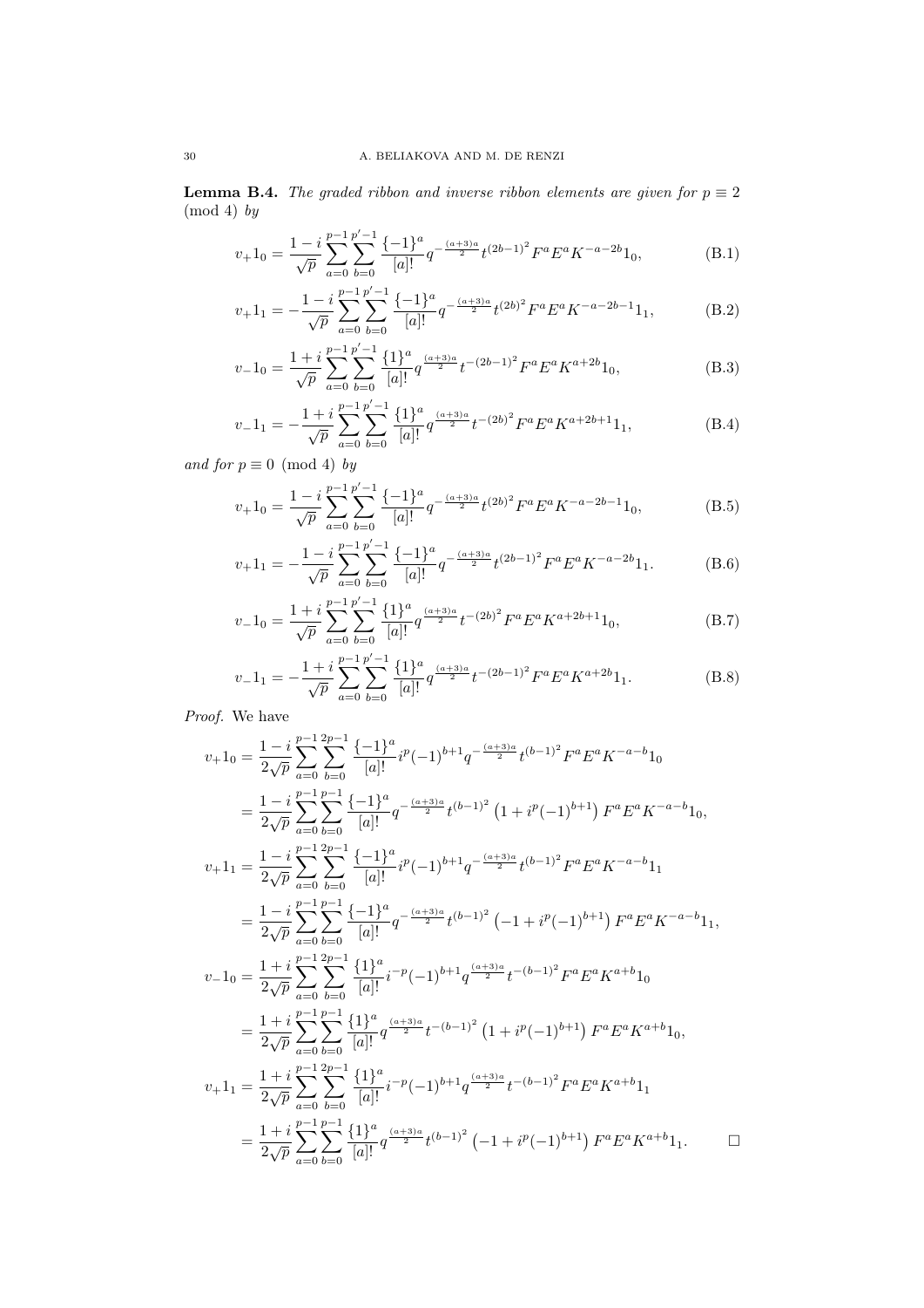**Lemma B.4.** *The graded ribbon and inverse ribbon elements are given for $p \equiv 2 \pmod 4$ by*

$$v_+ 1_0 = \frac{1-i}{\sqrt{p}} \sum_{a=0}^{p-1} \sum_{b=0}^{p'-1} \frac{\{-1\}^a}{[a]!} q^{-\frac{(a+3)a}{2}} t^{(2b-1)^2} F^a E^a K^{-a-2b} 1_0, \tag{B.1}$$

$$v_+ 1_1 = -\frac{1-i}{\sqrt{p}} \sum_{a=0}^{p-1} \sum_{b=0}^{p'-1} \frac{\{-1\}^a}{[a]!} q^{-\frac{(a+3)a}{2}} t^{(2b)^2} F^a E^a K^{-a-2b-1} 1_1, \tag{B.2}$$

$$v_- 1_0 = \frac{1+i}{\sqrt{p}} \sum_{a=0}^{p-1} \sum_{b=0}^{p'-1} \frac{\{1\}^a}{[a]!} q^{\frac{(a+3)a}{2}} t^{-(2b-1)^2} F^a E^a K^{a+2b} 1_0, \tag{B.3}$$

$$v_- 1_1 = -\frac{1+i}{\sqrt{p}} \sum_{a=0}^{p-1} \sum_{b=0}^{p'-1} \frac{\{1\}^a}{[a]!} q^{\frac{(a+3)a}{2}} t^{-(2b)^2} F^a E^a K^{a+2b+1} 1_1, \tag{B.4}$$

*and for $p \equiv 0 \pmod 4$ by*

$$v_+ 1_0 = \frac{1-i}{\sqrt{p}} \sum_{a=0}^{p-1} \sum_{b=0}^{p'-1} \frac{\{-1\}^a}{[a]!} q^{-\frac{(a+3)a}{2}} t^{(2b)^2} F^a E^a K^{-a-2b-1} 1_0, \tag{B.5}$$

$$v_+ 1_1 = -\frac{1-i}{\sqrt{p}} \sum_{a=0}^{p-1} \sum_{b=0}^{p'-1} \frac{\{-1\}^a}{[a]!} q^{-\frac{(a+3)a}{2}} t^{(2b-1)^2} F^a E^a K^{-a-2b} 1_1. \tag{B.6}$$

$$v_- 1_0 = \frac{1+i}{\sqrt{p}} \sum_{a=0}^{p-1} \sum_{b=0}^{p'-1} \frac{\{1\}^a}{[a]!} q^{\frac{(a+3)a}{2}} t^{-(2b)^2} F^a E^a K^{a+2b+1} 1_0, \tag{B.7}$$

$$v_- 1_1 = -\frac{1+i}{\sqrt{p}} \sum_{a=0}^{p-1} \sum_{b=0}^{p'-1} \frac{\{1\}^a}{[a]!} q^{\frac{(a+3)a}{2}} t^{-(2b-1)^2} F^a E^a K^{a+2b} 1_1. \tag{B.8}$$

*Proof.* We have

$$\begin{aligned}
v_+ 1_0 &= \frac{1-i}{2\sqrt{p}} \sum_{a=0}^{p-1} \sum_{b=0}^{2p-1} \frac{\{-1\}^a}{[a]!} i^p (-1)^{b+1} q^{-\frac{(a+3)a}{2}} t^{(b-1)^2} F^a E^a K^{-a-b} 1_0 \\
&= \frac{1-i}{2\sqrt{p}} \sum_{a=0}^{p-1} \sum_{b=0}^{p-1} \frac{\{-1\}^a}{[a]!} q^{-\frac{(a+3)a}{2}} t^{(b-1)^2} \left(1 + i^p (-1)^{b+1}\right) F^a E^a K^{-a-b} 1_0, \\
v_+ 1_1 &= \frac{1-i}{2\sqrt{p}} \sum_{a=0}^{p-1} \sum_{b=0}^{2p-1} \frac{\{-1\}^a}{[a]!} i^p (-1)^{b+1} q^{-\frac{(a+3)a}{2}} t^{(b-1)^2} F^a E^a K^{-a-b} 1_1 \\
&= \frac{1-i}{2\sqrt{p}} \sum_{a=0}^{p-1} \sum_{b=0}^{p-1} \frac{\{-1\}^a}{[a]!} q^{-\frac{(a+3)a}{2}} t^{(b-1)^2} \left(-1 + i^p (-1)^{b+1}\right) F^a E^a K^{-a-b} 1_1, \\
v_- 1_0 &= \frac{1+i}{2\sqrt{p}} \sum_{a=0}^{p-1} \sum_{b=0}^{2p-1} \frac{\{1\}^a}{[a]!} i^{-p} (-1)^{b+1} q^{\frac{(a+3)a}{2}} t^{-(b-1)^2} F^a E^a K^{a+b} 1_0 \\
&= \frac{1+i}{2\sqrt{p}} \sum_{a=0}^{p-1} \sum_{b=0}^{p-1} \frac{\{1\}^a}{[a]!} q^{\frac{(a+3)a}{2}} t^{-(b-1)^2} \left(1 + i^p (-1)^{b+1}\right) F^a E^a K^{a+b} 1_0, \\
v_+ 1_1 &= \frac{1+i}{2\sqrt{p}} \sum_{a=0}^{p-1} \sum_{b=0}^{2p-1} \frac{\{1\}^a}{[a]!} i^{-p} (-1)^{b+1} q^{\frac{(a+3)a}{2}} t^{-(b-1)^2} F^a E^a K^{a+b} 1_1 \\
&= \frac{1+i}{2\sqrt{p}} \sum_{a=0}^{p-1} \sum_{b=0}^{p-1} \frac{\{1\}^a}{[a]!} q^{\frac{(a+3)a}{2}} t^{(b-1)^2} \left(-1 + i^p (-1)^{b+1}\right) F^a E^a K^{a+b} 1_1.
\end{aligned}$$

□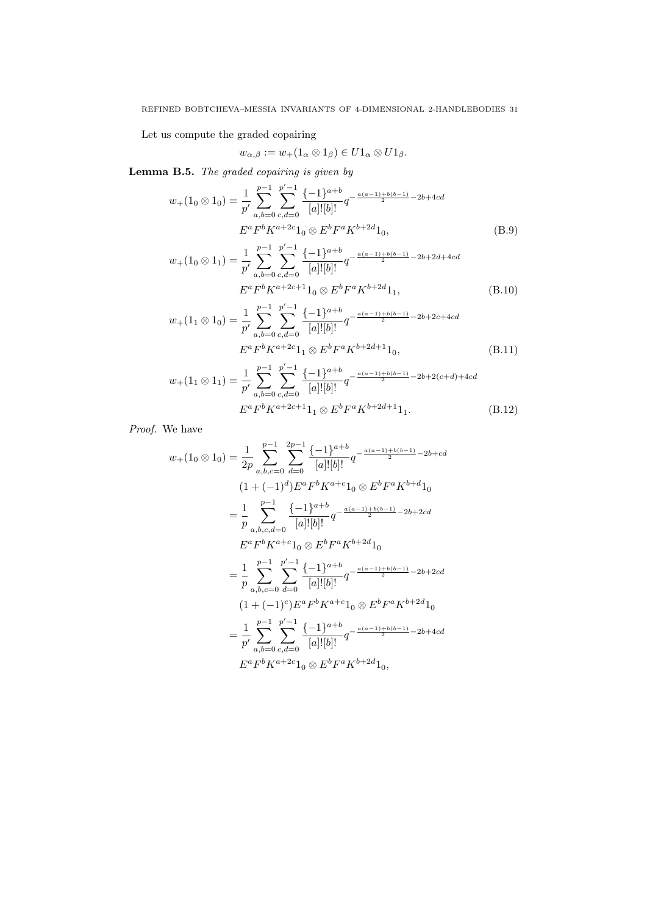Let us compute the graded copairing

$$w_{\alpha,\beta} := w_+(1_\alpha \otimes 1_\beta) \in U1_\alpha \otimes U1_\beta.$$

**Lemma B.5.** *The graded copairing is given by*

$$w_+(1_0 \otimes 1_0) = \frac{1}{p'} \sum_{a,b=0}^{p-1} \sum_{c,d=0}^{p'-1} \frac{\{-1\}^{a+b}}{[a]![b]!} q^{-\frac{a(a-1)+b(b-1)}{2} - 2b + 4cd} \\ E^a F^b K^{a+2c} 1_0 \otimes E^b F^a K^{b+2d} 1_0, \tag{B.9}$$

$$w_+(1_0 \otimes 1_1) = \frac{1}{p'} \sum_{a,b=0}^{p-1} \sum_{c,d=0}^{p'-1} \frac{\{-1\}^{a+b}}{[a]![b]!} q^{-\frac{a(a-1)+b(b-1)}{2} - 2b + 2d + 4cd} \\ E^a F^b K^{a+2c+1} 1_0 \otimes E^b F^a K^{b+2d} 1_1, \tag{B.10}$$

$$w_+(1_1 \otimes 1_0) = \frac{1}{p'} \sum_{a,b=0}^{p-1} \sum_{c,d=0}^{p'-1} \frac{\{-1\}^{a+b}}{[a]![b]!} q^{-\frac{a(a-1)+b(b-1)}{2} - 2b + 2c + 4cd} \\ E^a F^b K^{a+2c} 1_1 \otimes E^b F^a K^{b+2d+1} 1_0, \tag{B.11}$$

$$w_+(1_1 \otimes 1_1) = \frac{1}{p'} \sum_{a,b=0}^{p-1} \sum_{c,d=0}^{p'-1} \frac{\{-1\}^{a+b}}{[a]![b]!} q^{-\frac{a(a-1)+b(b-1)}{2} - 2b + 2(c+d) + 4cd} \\ E^a F^b K^{a+2c+1} 1_1 \otimes E^b F^a K^{b+2d+1} 1_1. \tag{B.12}$$

*Proof.* We have

$$\begin{aligned}
w_+(1_0 \otimes 1_0) &= \frac{1}{2p} \sum_{a,b,c=0}^{p-1} \sum_{d=0}^{2p-1} \frac{\{-1\}^{a+b}}{[a]![b]!} q^{-\frac{a(a-1)+b(b-1)}{2} - 2b + cd} \\
&\quad (1 + (-1)^d) E^a F^b K^{a+c} 1_0 \otimes E^b F^a K^{b+d} 1_0 \\
&= \frac{1}{p} \sum_{a,b,c,d=0}^{p-1} \frac{\{-1\}^{a+b}}{[a]![b]!} q^{-\frac{a(a-1)+b(b-1)}{2} - 2b + 2cd} \\
&\quad E^a F^b K^{a+c} 1_0 \otimes E^b F^a K^{b+2d} 1_0 \\
&= \frac{1}{p} \sum_{a,b,c=0}^{p-1} \sum_{d=0}^{p'-1} \frac{\{-1\}^{a+b}}{[a]![b]!} q^{-\frac{a(a-1)+b(b-1)}{2} - 2b + 2cd} \\
&\quad (1 + (-1)^c) E^a F^b K^{a+c} 1_0 \otimes E^b F^a K^{b+2d} 1_0 \\
&= \frac{1}{p'} \sum_{a,b=0}^{p-1} \sum_{c,d=0}^{p'-1} \frac{\{-1\}^{a+b}}{[a]![b]!} q^{-\frac{a(a-1)+b(b-1)}{2} - 2b + 4cd} \\
&\quad E^a F^b K^{a+2c} 1_0 \otimes E^b F^a K^{b+2d} 1_0,
\end{aligned}$$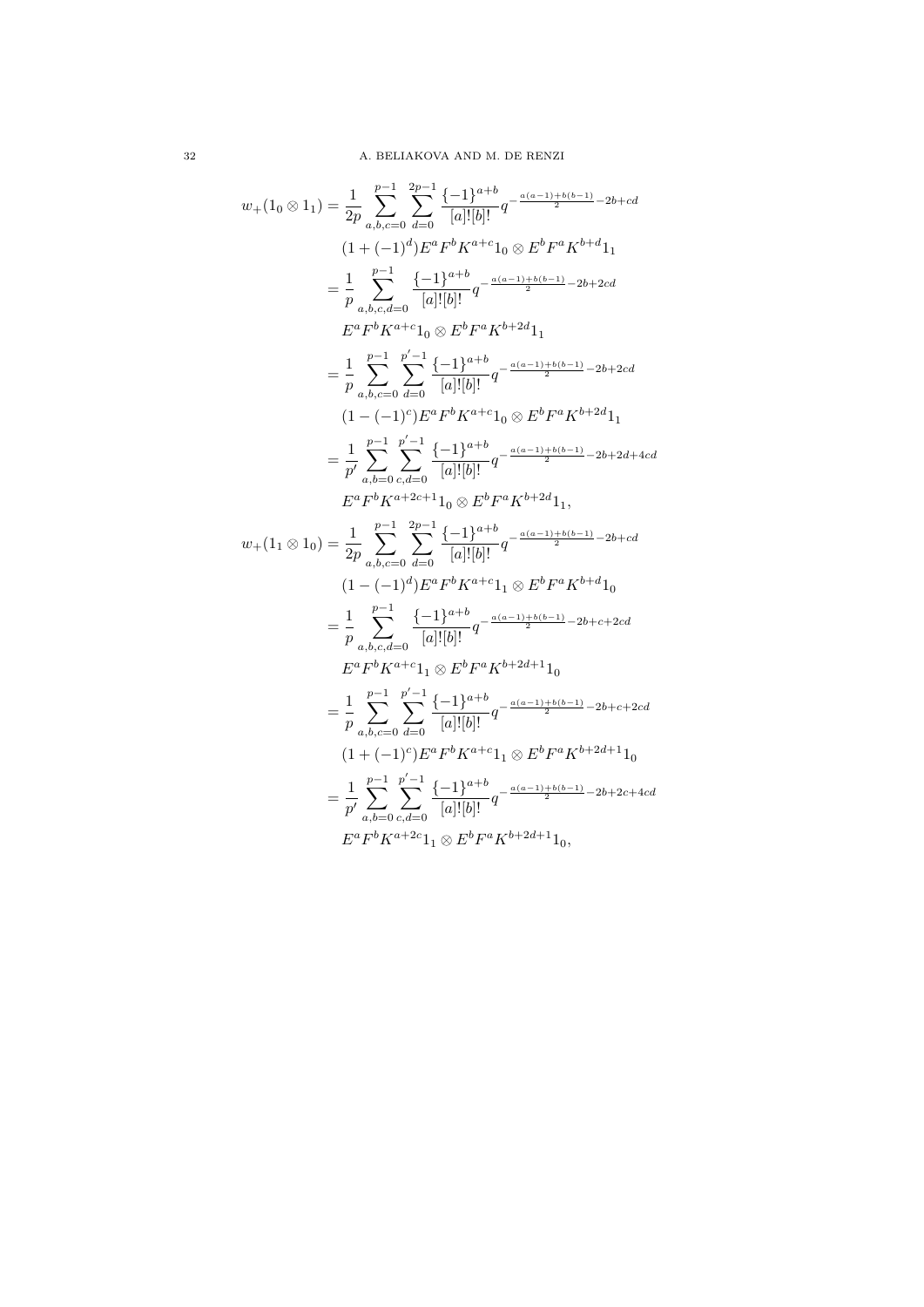$$
\begin{aligned}
w_+(1_0 \otimes 1_1) &= \frac{1}{2p} \sum_{a,b,c=0}^{p-1} \sum_{d=0}^{2p-1} \frac{\{-1\}^{a+b}}{[a]![b]!} q^{-\frac{a(a-1)+b(b-1)}{2}-2b+cd} \\
&\quad (1+(-1)^d) E^a F^b K^{a+c} 1_0 \otimes E^b F^a K^{b+d} 1_1 \\
&= \frac{1}{p} \sum_{a,b,c,d=0}^{p-1} \frac{\{-1\}^{a+b}}{[a]![b]!} q^{-\frac{a(a-1)+b(b-1)}{2}-2b+2cd} \\
&\quad E^a F^b K^{a+c} 1_0 \otimes E^b F^a K^{b+2d} 1_1 \\
&= \frac{1}{p} \sum_{a,b,c=0}^{p-1} \sum_{d=0}^{p'-1} \frac{\{-1\}^{a+b}}{[a]![b]!} q^{-\frac{a(a-1)+b(b-1)}{2}-2b+2cd} \\
&\quad (1-(-1)^c) E^a F^b K^{a+c} 1_0 \otimes E^b F^a K^{b+2d} 1_1 \\
&= \frac{1}{p'} \sum_{a,b=0}^{p-1} \sum_{c,d=0}^{p'-1} \frac{\{-1\}^{a+b}}{[a]![b]!} q^{-\frac{a(a-1)+b(b-1)}{2}-2b+2d+4cd} \\
&\quad E^a F^b K^{a+2c+1} 1_0 \otimes E^b F^a K^{b+2d} 1_1, \\
w_+(1_1 \otimes 1_0) &= \frac{1}{2p} \sum_{a,b,c=0}^{p-1} \sum_{d=0}^{2p-1} \frac{\{-1\}^{a+b}}{[a]![b]!} q^{-\frac{a(a-1)+b(b-1)}{2}-2b+cd} \\
&\quad (1-(-1)^d) E^a F^b K^{a+c} 1_1 \otimes E^b F^a K^{b+d} 1_0 \\
&= \frac{1}{p} \sum_{a,b,c,d=0}^{p-1} \frac{\{-1\}^{a+b}}{[a]![b]!} q^{-\frac{a(a-1)+b(b-1)}{2}-2b+c+2cd} \\
&\quad E^a F^b K^{a+c} 1_1 \otimes E^b F^a K^{b+2d+1} 1_0 \\
&= \frac{1}{p} \sum_{a,b,c=0}^{p-1} \sum_{d=0}^{p'-1} \frac{\{-1\}^{a+b}}{[a]![b]!} q^{-\frac{a(a-1)+b(b-1)}{2}-2b+c+2cd} \\
&\quad (1+(-1)^c) E^a F^b K^{a+c} 1_1 \otimes E^b F^a K^{b+2d+1} 1_0 \\
&= \frac{1}{p'} \sum_{a,b=0}^{p-1} \sum_{c,d=0}^{p'-1} \frac{\{-1\}^{a+b}}{[a]![b]!} q^{-\frac{a(a-1)+b(b-1)}{2}-2b+2c+4cd} \\
&\quad E^a F^b K^{a+2c} 1_1 \otimes E^b F^a K^{b+2d+1} 1_0,
\end{aligned}
$$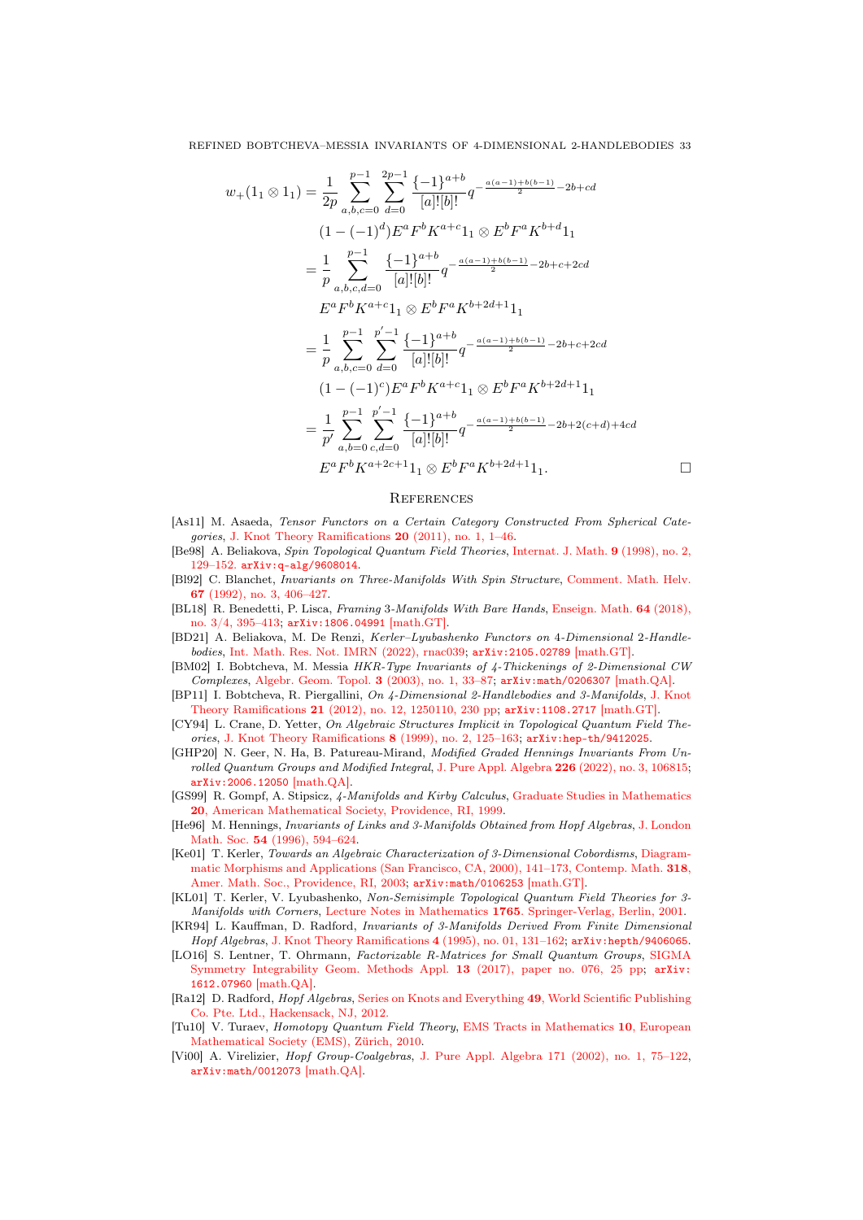$$
\begin{aligned}
w_+(1_1 \otimes 1_1) &= \frac{1}{2p} \sum_{a,b,c=0}^{p-1} \sum_{d=0}^{2p-1} \frac{\{-1\}^{a+b}}{[a]![b]!} q^{-\frac{a(a-1)+b(b-1)}{2}-2b+cd} \\
&\qquad (1-(-1)^d) E^a F^b K^{a+c} 1_1 \otimes E^b F^a K^{b+d} 1_1 \\
&= \frac{1}{p} \sum_{a,b,c,d=0}^{p-1} \frac{\{-1\}^{a+b}}{[a]![b]!} q^{-\frac{a(a-1)+b(b-1)}{2}-2b+c+2cd} \\
&\qquad E^a F^b K^{a+c} 1_1 \otimes E^b F^a K^{b+2d+1} 1_1 \\
&= \frac{1}{p} \sum_{a,b,c=0}^{p-1} \sum_{d=0}^{p'-1} \frac{\{-1\}^{a+b}}{[a]![b]!} q^{-\frac{a(a-1)+b(b-1)}{2}-2b+c+2cd} \\
&\qquad (1-(-1)^c) E^a F^b K^{a+c} 1_1 \otimes E^b F^a K^{b+2d+1} 1_1 \\
&= \frac{1}{p'} \sum_{a,b=0}^{p-1} \sum_{c,d=0}^{p'-1} \frac{\{-1\}^{a+b}}{[a]![b]!} q^{-\frac{a(a-1)+b(b-1)}{2}-2b+2(c+d)+4cd} \\
&\qquad E^a F^b K^{a+2c+1} 1_1 \otimes E^b F^a K^{b+2d+1} 1_1. \qquad \square
\end{aligned}
$$

## References

[As11] M. Asaeda, *Tensor Functors on a Certain Category Constructed From Spherical Categories*, J. Knot Theory Ramifications **20** (2011), no. 1, 1–46.

[Be98] A. Beliakova, *Spin Topological Quantum Field Theories*, Internat. J. Math. **9** (1998), no. 2, 129–152. arXiv:q-alg/9608014.

[Bl92] C. Blanchet, *Invariants on Three-Manifolds With Spin Structure*, Comment. Math. Helv. **67** (1992), no. 3, 406–427.

[BL18] R. Benedetti, P. Lisca, *Framing 3-Manifolds With Bare Hands*, Enseign. Math. **64** (2018), no. 3/4, 395–413; arXiv:1806.04991 [math.GT].

[BD21] A. Beliakova, M. De Renzi, *Kerler–Lyubashenko Functors on 4-Dimensional 2-Handlebodies*, Int. Math. Res. Not. IMRN (2022), rnac039; arXiv:2105.02789 [math.GT].

[BM02] I. Bobtcheva, M. Messia *HKR-Type Invariants of 4-Thickenings of 2-Dimensional CW Complexes*, Algebr. Geom. Topol. **3** (2003), no. 1, 33–87; arXiv:math/0206307 [math.QA].

[BP11] I. Bobtcheva, R. Piergallini, *On 4-Dimensional 2-Handlebodies and 3-Manifolds*, J. Knot Theory Ramifications **21** (2012), no. 12, 1250110, 230 pp; arXiv:1108.2717 [math.GT].

[CY94] L. Crane, D. Yetter, *On Algebraic Structures Implicit in Topological Quantum Field Theories*, J. Knot Theory Ramifications **8** (1999), no. 2, 125–163; arXiv:hep-th/9412025.

[GHP20] N. Geer, N. Ha, B. Patureau-Mirand, *Modified Graded Hennings Invariants From Unrolled Quantum Groups and Modified Integral*, J. Pure Appl. Algebra **226** (2022), no. 3, 106815; arXiv:2006.12050 [math.QA].

[GS99] R. Gompf, A. Stipsicz, *4-Manifolds and Kirby Calculus*, Graduate Studies in Mathematics **20**, American Mathematical Society, Providence, RI, 1999.

[He96] M. Hennings, *Invariants of Links and 3-Manifolds Obtained from Hopf Algebras*, J. London Math. Soc. **54** (1996), 594–624.

[Ke01] T. Kerler, *Towards an Algebraic Characterization of 3-Dimensional Cobordisms*, Diagrammatic Morphisms and Applications (San Francisco, CA, 2000), 141–173, Contemp. Math. **318**, Amer. Math. Soc., Providence, RI, 2003; arXiv:math/0106253 [math.GT].

[KL01] T. Kerler, V. Lyubashenko, *Non-Semisimple Topological Quantum Field Theories for 3-Manifolds with Corners*, Lecture Notes in Mathematics **1765**. Springer-Verlag, Berlin, 2001.

[KR94] L. Kauffman, D. Radford, *Invariants of 3-Manifolds Derived From Finite Dimensional Hopf Algebras*, J. Knot Theory Ramifications **4** (1995), no. 01, 131–162; arXiv:hepth/9406065.

[LO16] S. Lentner, T. Ohrmann, *Factorizable R-Matrices for Small Quantum Groups*, SIGMA Symmetry Integrability Geom. Methods Appl. **13** (2017), paper no. 076, 25 pp; arXiv:1612.07960 [math.QA].

[Ra12] D. Radford, *Hopf Algebras*, Series on Knots and Everything **49**, World Scientific Publishing Co. Pte. Ltd., Hackensack, NJ, 2012.

[Tu10] V. Turaev, *Homotopy Quantum Field Theory*, EMS Tracts in Mathematics **10**, European Mathematical Society (EMS), Zürich, 2010.

[Vi00] A. Virelizier, *Hopf Group-Coalgebras*, J. Pure Appl. Algebra 171 (2002), no. 1, 75–122, arXiv:math/0012073 [math.QA].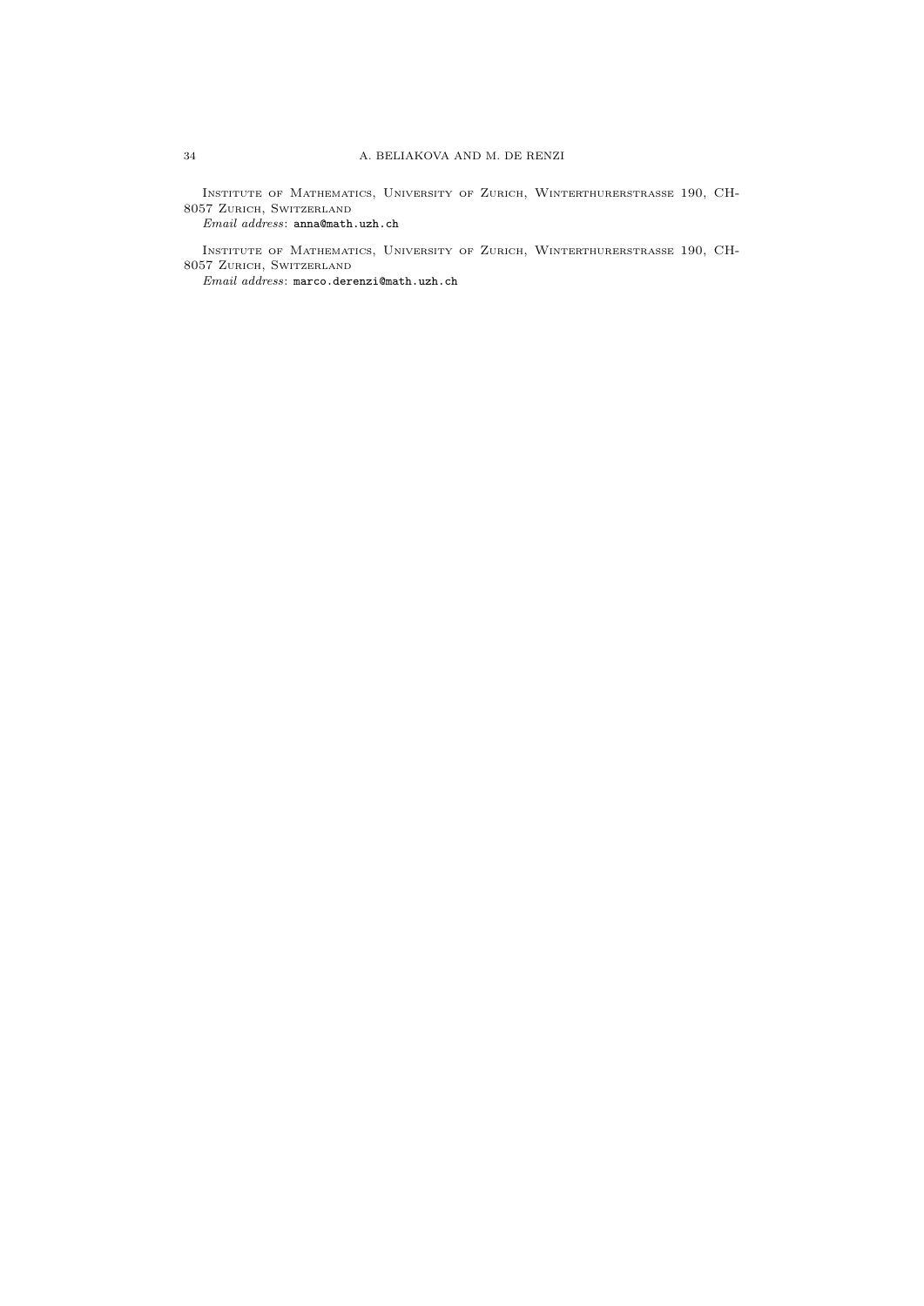Institute of Mathematics, University of Zurich, Winterthurerstrasse 190, CH-8057 Zurich, Switzerland

*Email address*: anna@math.uzh.ch

Institute of Mathematics, University of Zurich, Winterthurerstrasse 190, CH-8057 Zurich, Switzerland

*Email address*: marco.derenzi@math.uzh.ch